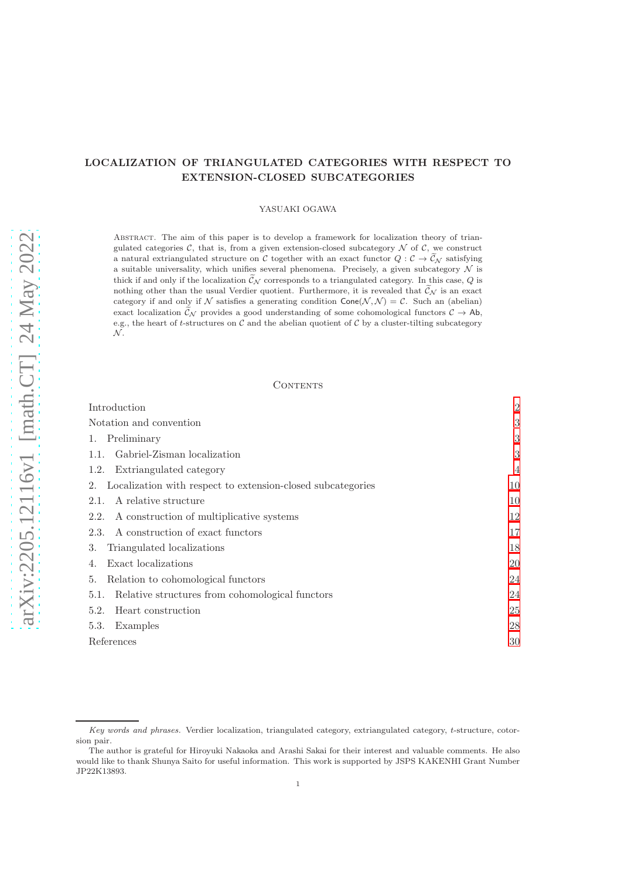# LOCALIZATION OF TRIANGULATED CATEGORIES WITH RESPECT TO EXTENSION-CLOSED SUBCATEGORIES

YASUAKI OGAWA

Abstract. The aim of this paper is to develop a framework for localization theory of triangulated categories $\mathcal{C}$, that is, from a given extension-closed subcategory $\mathcal{N}$ of $\mathcal{C}$, we construct a natural extriangulated structure on $\mathcal{C}$ together with an exact functor $Q : \mathcal{C} \to \widetilde{\mathcal{C}}_{\mathcal{N}}$ satisfying a suitable universality, which unifies several phenomena. Precisely, a given subcategory $\mathcal{N}$ is thick if and only if the localization $\widetilde{\mathcal{C}}_{\mathcal{N}}$ corresponds to a triangulated category. In this case, $Q$ is nothing other than the usual Verdier quotient. Furthermore, it is revealed that $\widetilde{\mathcal{C}}_{\mathcal{N}}$ is an exact category if and only if $\mathcal{N}$ satisfies a generating condition $\mathsf{Cone}(\mathcal{N}, \mathcal{N}) = \mathcal{C}$. Such an (abelian) exact localization $\widetilde{\mathcal{C}}_{\mathcal{N}}$ provides a good understanding of some cohomological functors $\mathcal{C} \to \mathsf{Ab}$, e.g., the heart of $t$-structures on $\mathcal{C}$ and the abelian quotient of $\mathcal{C}$ by a cluster-tilting subcategory $\mathcal{N}$.

## Contents

- Introduction — 2
- Notation and convention — 3
- 1. Preliminary — 3
  - 1.1. Gabriel-Zisman localization — 3
  - 1.2. Extriangulated category — 4
- 2. Localization with respect to extension-closed subcategories — 10
  - 2.1. A relative structure — 10
  - 2.2. A construction of multiplicative systems — 12
  - 2.3. A construction of exact functors — 17
- 3. Triangulated localizations — 18
- 4. Exact localizations — 20
- 5. Relation to cohomological functors — 24
  - 5.1. Relative structures from cohomological functors — 24
  - 5.2. Heart construction — 25
  - 5.3. Examples — 28
- References — 30

*Key words and phrases.* Verdier localization, triangulated category, extriangulated category, $t$-structure, cotorsion pair.

The author is grateful for Hiroyuki Nakaoka and Arashi Sakai for their interest and valuable comments. He also would like to thank Shunya Saito for useful information. This work is supported by JSPS KAKENHI Grant Number JP22K13893.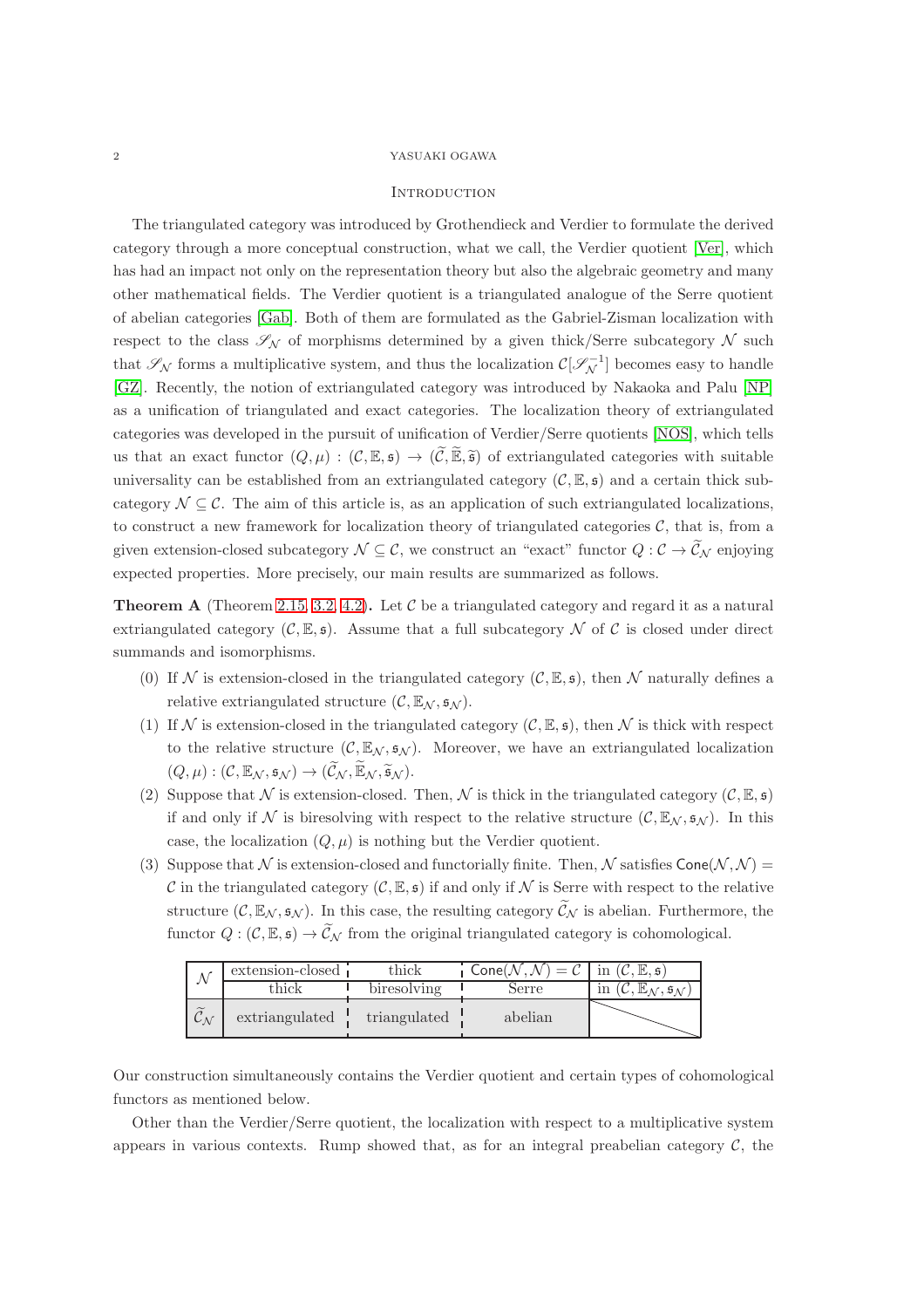## Introduction

The triangulated category was introduced by Grothendieck and Verdier to formulate the derived category through a more conceptual construction, what we call, the Verdier quotient [Ver], which has had an impact not only on the representation theory but also the algebraic geometry and many other mathematical fields. The Verdier quotient is a triangulated analogue of the Serre quotient of abelian categories [Gab]. Both of them are formulated as the Gabriel-Zisman localization with respect to the class $\mathscr{S}_{\mathcal{N}}$ of morphisms determined by a given thick/Serre subcategory $\mathcal{N}$ such that $\mathscr{S}_{\mathcal{N}}$ forms a multiplicative system, and thus the localization $\mathcal{C}[\mathscr{S}_{\mathcal{N}}^{-1}]$ becomes easy to handle [GZ]. Recently, the notion of extriangulated category was introduced by Nakaoka and Palu [NP] as a unification of triangulated and exact categories. The localization theory of extriangulated categories was developed in the pursuit of unification of Verdier/Serre quotients [NOS], which tells us that an exact functor $(Q,\mu):(\mathcal{C},\mathbb{E},\mathfrak{s})\to(\widetilde{\mathcal{C}},\widetilde{\mathbb{E}},\widetilde{\mathfrak{s}})$ of extriangulated categories with suitable universality can be established from an extriangulated category $(\mathcal{C},\mathbb{E},\mathfrak{s})$ and a certain thick subcategory $\mathcal{N}\subseteq\mathcal{C}$. The aim of this article is, as an application of such extriangulated localizations, to construct a new framework for localization theory of triangulated categories $\mathcal{C}$, that is, from a given extension-closed subcategory $\mathcal{N}\subseteq\mathcal{C}$, we construct an "exact" functor $Q:\mathcal{C}\to\widetilde{\mathcal{C}}_{\mathcal{N}}$ enjoying expected properties. More precisely, our main results are summarized as follows.

**Theorem A** (Theorem 2.15, 3.2, 4.2)**.** Let $\mathcal{C}$ be a triangulated category and regard it as a natural extriangulated category $(\mathcal{C},\mathbb{E},\mathfrak{s})$. Assume that a full subcategory $\mathcal{N}$ of $\mathcal{C}$ is closed under direct summands and isomorphisms.

(0) If $\mathcal{N}$ is extension-closed in the triangulated category $(\mathcal{C},\mathbb{E},\mathfrak{s})$, then $\mathcal{N}$ naturally defines a relative extriangulated structure $(\mathcal{C},\mathbb{E}_{\mathcal{N}},\mathfrak{s}_{\mathcal{N}})$.

(1) If $\mathcal{N}$ is extension-closed in the triangulated category $(\mathcal{C},\mathbb{E},\mathfrak{s})$, then $\mathcal{N}$ is thick with respect to the relative structure $(\mathcal{C},\mathbb{E}_{\mathcal{N}},\mathfrak{s}_{\mathcal{N}})$. Moreover, we have an extriangulated localization $(Q,\mu):(\mathcal{C},\mathbb{E}_{\mathcal{N}},\mathfrak{s}_{\mathcal{N}})\to(\widetilde{\mathcal{C}}_{\mathcal{N}},\widetilde{\mathbb{E}}_{\mathcal{N}},\widetilde{\mathfrak{s}}_{\mathcal{N}})$.

(2) Suppose that $\mathcal{N}$ is extension-closed. Then, $\mathcal{N}$ is thick in the triangulated category $(\mathcal{C},\mathbb{E},\mathfrak{s})$ if and only if $\mathcal{N}$ is biresolving with respect to the relative structure $(\mathcal{C},\mathbb{E}_{\mathcal{N}},\mathfrak{s}_{\mathcal{N}})$. In this case, the localization $(Q,\mu)$ is nothing but the Verdier quotient.

(3) Suppose that $\mathcal{N}$ is extension-closed and functorially finite. Then, $\mathcal{N}$ satisfies $\mathsf{Cone}(\mathcal{N},\mathcal{N})=\mathcal{C}$ in the triangulated category $(\mathcal{C},\mathbb{E},\mathfrak{s})$ if and only if $\mathcal{N}$ is Serre with respect to the relative structure $(\mathcal{C},\mathbb{E}_{\mathcal{N}},\mathfrak{s}_{\mathcal{N}})$. In this case, the resulting category $\widetilde{\mathcal{C}}_{\mathcal{N}}$ is abelian. Furthermore, the functor $Q:(\mathcal{C},\mathbb{E},\mathfrak{s})\to\widetilde{\mathcal{C}}_{\mathcal{N}}$ from the original triangulated category is cohomological.

| $\mathcal{N}$ | extension-closed | thick | $\mathsf{Cone}(\mathcal{N},\mathcal{N})=\mathcal{C}$ | in $(\mathcal{C},\mathbb{E},\mathfrak{s})$ |
|---|---|---|---|---|
| | thick | biresolving | Serre | in $(\mathcal{C},\mathbb{E}_{\mathcal{N}},\mathfrak{s}_{\mathcal{N}})$ |
| $\widetilde{\mathcal{C}}_{\mathcal{N}}$ | extriangulated | triangulated | abelian | |

Our construction simultaneously contains the Verdier quotient and certain types of cohomological functors as mentioned below.

Other than the Verdier/Serre quotient, the localization with respect to a multiplicative system appears in various contexts. Rump showed that, as for an integral preabelian category $\mathcal{C}$, the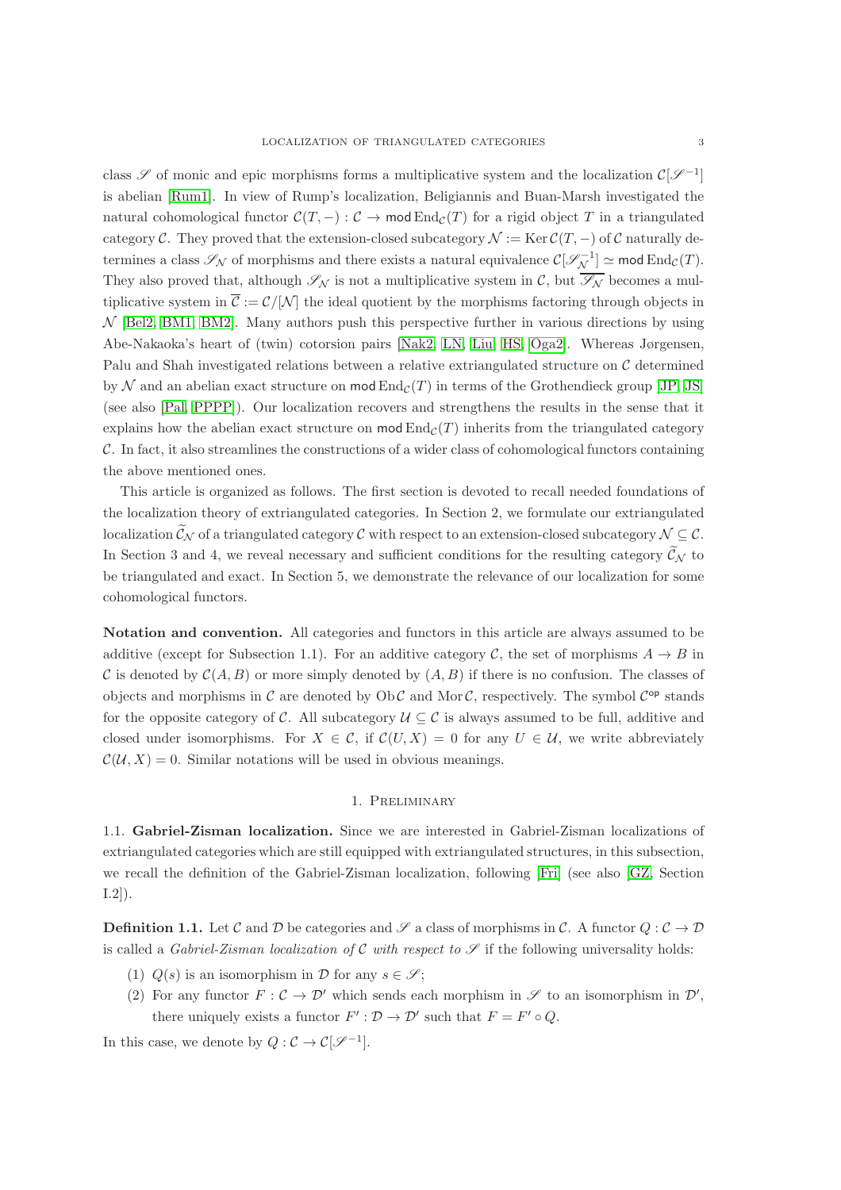class $\mathscr{S}$ of monic and epic morphisms forms a multiplicative system and the localization $\mathcal{C}[\mathscr{S}^{-1}]$ is abelian [Rum1]. In view of Rump's localization, Beligiannis and Buan-Marsh investigated the natural cohomological functor $\mathcal{C}(T,-): \mathcal{C} \to \mathsf{mod}\,\mathrm{End}_{\mathcal{C}}(T)$ for a rigid object $T$ in a triangulated category $\mathcal{C}$. They proved that the extension-closed subcategory $\mathcal{N} := \mathrm{Ker}\,\mathcal{C}(T,-)$ of $\mathcal{C}$ naturally determines a class $\mathscr{S}_{\mathcal{N}}$ of morphisms and there exists a natural equivalence $\mathcal{C}[\mathscr{S}_{\mathcal{N}}^{-1}] \simeq \mathsf{mod}\,\mathrm{End}_{\mathcal{C}}(T)$. They also proved that, although $\mathscr{S}_{\mathcal{N}}$ is not a multiplicative system in $\mathcal{C}$, but $\overline{\mathscr{S}_{\mathcal{N}}}$ becomes a multiplicative system in $\overline{\mathcal{C}} := \mathcal{C}/[\mathcal{N}]$ the ideal quotient by the morphisms factoring through objects in $\mathcal{N}$ [Bel2, BM1, BM2]. Many authors push this perspective further in various directions by using Abe-Nakaoka's heart of (twin) cotorsion pairs [Nak2, LN, Liu, HS, Oga2]. Whereas Jørgensen, Palu and Shah investigated relations between a relative extriangulated structure on $\mathcal{C}$ determined by $\mathcal{N}$ and an abelian exact structure on $\mathsf{mod}\,\mathrm{End}_{\mathcal{C}}(T)$ in terms of the Grothendieck group [JP, JS] (see also [Pal, PPPP]). Our localization recovers and strengthens the results in the sense that it explains how the abelian exact structure on $\mathsf{mod}\,\mathrm{End}_{\mathcal{C}}(T)$ inherits from the triangulated category $\mathcal{C}$. In fact, it also streamlines the constructions of a wider class of cohomological functors containing the above mentioned ones.

This article is organized as follows. The first section is devoted to recall needed foundations of the localization theory of extriangulated categories. In Section 2, we formulate our extriangulated localization $\widetilde{\mathcal{C}}_{\mathcal{N}}$ of a triangulated category $\mathcal{C}$ with respect to an extension-closed subcategory $\mathcal{N} \subseteq \mathcal{C}$. In Section 3 and 4, we reveal necessary and sufficient conditions for the resulting category $\widetilde{\mathcal{C}}_{\mathcal{N}}$ to be triangulated and exact. In Section 5, we demonstrate the relevance of our localization for some cohomological functors.

**Notation and convention.** All categories and functors in this article are always assumed to be additive (except for Subsection 1.1). For an additive category $\mathcal{C}$, the set of morphisms $A \to B$ in $\mathcal{C}$ is denoted by $\mathcal{C}(A,B)$ or more simply denoted by $(A,B)$ if there is no confusion. The classes of objects and morphisms in $\mathcal{C}$ are denoted by $\mathrm{Ob}\,\mathcal{C}$ and $\mathrm{Mor}\,\mathcal{C}$, respectively. The symbol $\mathcal{C}^{\mathsf{op}}$ stands for the opposite category of $\mathcal{C}$. All subcategory $\mathcal{U} \subseteq \mathcal{C}$ is always assumed to be full, additive and closed under isomorphisms. For $X \in \mathcal{C}$, if $\mathcal{C}(U,X) = 0$ for any $U \in \mathcal{U}$, we write abbreviately $\mathcal{C}(\mathcal{U},X) = 0$. Similar notations will be used in obvious meanings.

# 1. Preliminary

## 1.1. Gabriel-Zisman localization.

Since we are interested in Gabriel-Zisman localizations of extriangulated categories which are still equipped with extriangulated structures, in this subsection, we recall the definition of the Gabriel-Zisman localization, following [Fri] (see also [GZ, Section I.2]).

**Definition 1.1.** Let $\mathcal{C}$ and $\mathcal{D}$ be categories and $\mathscr{S}$ a class of morphisms in $\mathcal{C}$. A functor $Q: \mathcal{C} \to \mathcal{D}$ is called a *Gabriel-Zisman localization of $\mathcal{C}$ with respect to $\mathscr{S}$* if the following universality holds:

1. $Q(s)$ is an isomorphism in $\mathcal{D}$ for any $s \in \mathscr{S}$;
2. For any functor $F: \mathcal{C} \to \mathcal{D}'$ which sends each morphism in $\mathscr{S}$ to an isomorphism in $\mathcal{D}'$, there uniquely exists a functor $F': \mathcal{D} \to \mathcal{D}'$ such that $F = F' \circ Q$.

In this case, we denote by $Q: \mathcal{C} \to \mathcal{C}[\mathscr{S}^{-1}]$.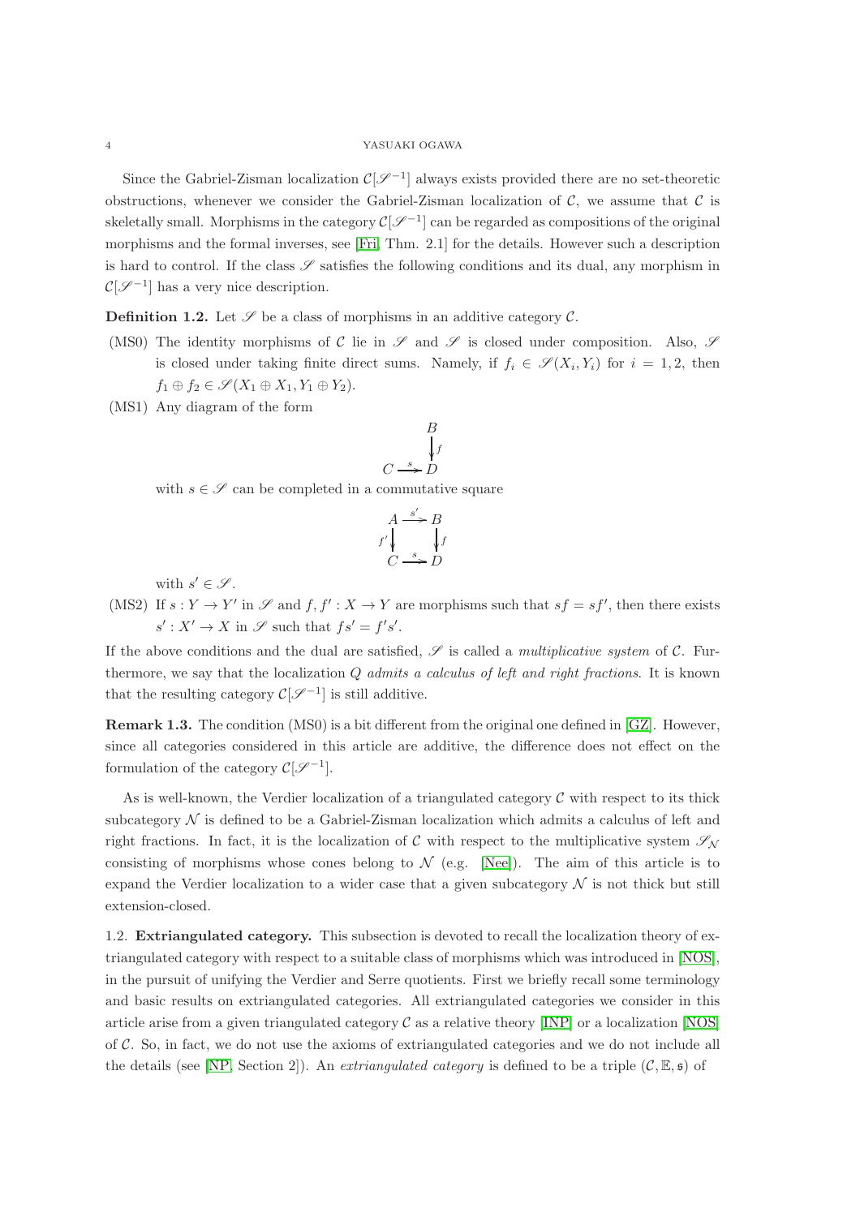Since the Gabriel-Zisman localization $\mathcal{C}[\mathscr{S}^{-1}]$ always exists provided there are no set-theoretic obstructions, whenever we consider the Gabriel-Zisman localization of $\mathcal{C}$, we assume that $\mathcal{C}$ is skeletally small. Morphisms in the category $\mathcal{C}[\mathscr{S}^{-1}]$ can be regarded as compositions of the original morphisms and the formal inverses, see [Fri, Thm. 2.1] for the details. However such a description is hard to control. If the class $\mathscr{S}$ satisfies the following conditions and its dual, any morphism in $\mathcal{C}[\mathscr{S}^{-1}]$ has a very nice description.

**Definition 1.2.** Let $\mathscr{S}$ be a class of morphisms in an additive category $\mathcal{C}$.

- (MS0) The identity morphisms of $\mathcal{C}$ lie in $\mathscr{S}$ and $\mathscr{S}$ is closed under composition. Also, $\mathscr{S}$ is closed under taking finite direct sums. Namely, if $f_i \in \mathscr{S}(X_i, Y_i)$ for $i = 1, 2$, then $f_1 \oplus f_2 \in \mathscr{S}(X_1 \oplus X_1, Y_1 \oplus Y_2)$.
- (MS1) Any diagram of the form
$$\begin{array}{ccc} & & B \\ & & \downarrow{\scriptstyle f} \\ C & \xrightarrow{s} & D \end{array}$$
with $s \in \mathscr{S}$ can be completed in a commutative square
$$\begin{array}{ccc} A & \xrightarrow{s'} & B \\ {\scriptstyle f'}\downarrow & & \downarrow{\scriptstyle f} \\ C & \xrightarrow{s} & D \end{array}$$
with $s' \in \mathscr{S}$.
- (MS2) If $s : Y \to Y'$ in $\mathscr{S}$ and $f, f' : X \to Y$ are morphisms such that $sf = sf'$, then there exists $s' : X' \to X$ in $\mathscr{S}$ such that $fs' = f's'$.

If the above conditions and the dual are satisfied, $\mathscr{S}$ is called a *multiplicative system* of $\mathcal{C}$. Furthermore, we say that the localization $Q$ *admits a calculus of left and right fractions*. It is known that the resulting category $\mathcal{C}[\mathscr{S}^{-1}]$ is still additive.

**Remark 1.3.** The condition (MS0) is a bit different from the original one defined in [GZ]. However, since all categories considered in this article are additive, the difference does not effect on the formulation of the category $\mathcal{C}[\mathscr{S}^{-1}]$.

As is well-known, the Verdier localization of a triangulated category $\mathcal{C}$ with respect to its thick subcategory $\mathcal{N}$ is defined to be a Gabriel-Zisman localization which admits a calculus of left and right fractions. In fact, it is the localization of $\mathcal{C}$ with respect to the multiplicative system $\mathscr{S}_{\mathcal{N}}$ consisting of morphisms whose cones belong to $\mathcal{N}$ (e.g. [Nee]). The aim of this article is to expand the Verdier localization to a wider case that a given subcategory $\mathcal{N}$ is not thick but still extension-closed.

1.2. **Extriangulated category.** This subsection is devoted to recall the localization theory of extriangulated category with respect to a suitable class of morphisms which was introduced in [NOS], in the pursuit of unifying the Verdier and Serre quotients. First we briefly recall some terminology and basic results on extriangulated categories. All extriangulated categories we consider in this article arise from a given triangulated category $\mathcal{C}$ as a relative theory [INP] or a localization [NOS] of $\mathcal{C}$. So, in fact, we do not use the axioms of extriangulated categories and we do not include all the details (see [NP, Section 2]). An *extriangulated category* is defined to be a triple $(\mathcal{C}, \mathbb{E}, \mathfrak{s})$ of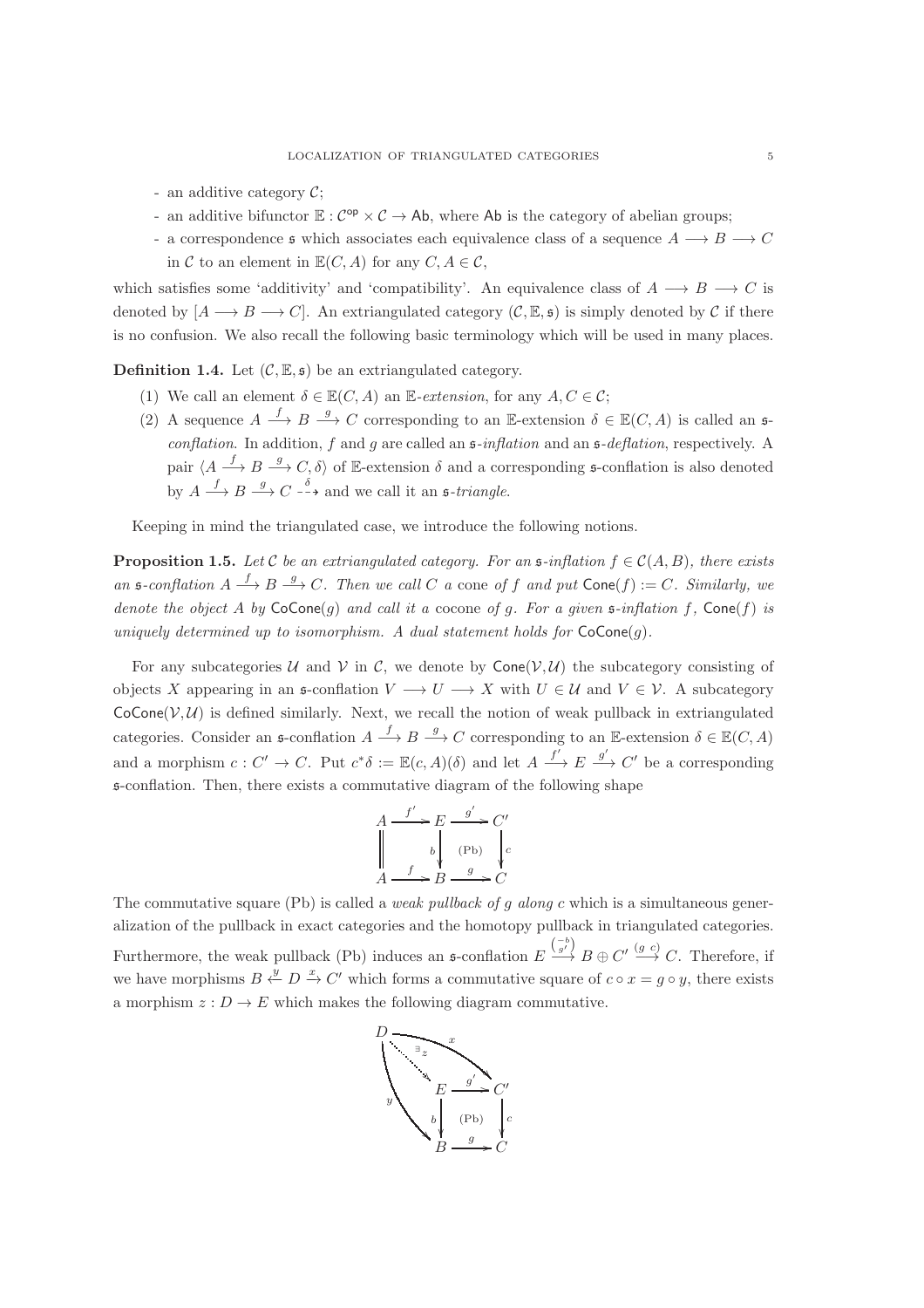- an additive category $\mathcal{C}$;
- an additive bifunctor $\mathbb{E} : \mathcal{C}^{\mathsf{op}} \times \mathcal{C} \to \mathsf{Ab}$, where $\mathsf{Ab}$ is the category of abelian groups;
- a correspondence $\mathfrak{s}$ which associates each equivalence class of a sequence $A \longrightarrow B \longrightarrow C$ in $\mathcal{C}$ to an element in $\mathbb{E}(C, A)$ for any $C, A \in \mathcal{C}$,

which satisfies some 'additivity' and 'compatibility'. An equivalence class of $A \longrightarrow B \longrightarrow C$ is denoted by $[A \longrightarrow B \longrightarrow C]$. An extriangulated category $(\mathcal{C}, \mathbb{E}, \mathfrak{s})$ is simply denoted by $\mathcal{C}$ if there is no confusion. We also recall the following basic terminology which will be used in many places.

**Definition 1.4.** Let $(\mathcal{C}, \mathbb{E}, \mathfrak{s})$ be an extriangulated category.

1. We call an element $\delta \in \mathbb{E}(C, A)$ an $\mathbb{E}$-*extension*, for any $A, C \in \mathcal{C}$;
2. A sequence $A \xrightarrow{f} B \xrightarrow{g} C$ corresponding to an $\mathbb{E}$-extension $\delta \in \mathbb{E}(C, A)$ is called an $\mathfrak{s}$-*conflation*. In addition, $f$ and $g$ are called an $\mathfrak{s}$-*inflation* and an $\mathfrak{s}$-*deflation*, respectively. A pair $\langle A \xrightarrow{f} B \xrightarrow{g} C, \delta \rangle$ of $\mathbb{E}$-extension $\delta$ and a corresponding $\mathfrak{s}$-conflation is also denoted by $A \xrightarrow{f} B \xrightarrow{g} C \overset{\delta}{\dashrightarrow}$ and we call it an $\mathfrak{s}$-*triangle*.

Keeping in mind the triangulated case, we introduce the following notions.

**Proposition 1.5.** *Let $\mathcal{C}$ be an extriangulated category. For an $\mathfrak{s}$-inflation $f \in \mathcal{C}(A, B)$, there exists an $\mathfrak{s}$-conflation $A \xrightarrow{f} B \xrightarrow{g} C$. Then we call $C$ a* cone *of $f$ and put $\mathsf{Cone}(f) := C$. Similarly, we denote the object $A$ by $\mathsf{CoCone}(g)$ and call it a* cocone *of $g$. For a given $\mathfrak{s}$-inflation $f$, $\mathsf{Cone}(f)$ is uniquely determined up to isomorphism. A dual statement holds for $\mathsf{CoCone}(g)$.*

For any subcategories $\mathcal{U}$ and $\mathcal{V}$ in $\mathcal{C}$, we denote by $\mathsf{Cone}(\mathcal{V}, \mathcal{U})$ the subcategory consisting of objects $X$ appearing in an $\mathfrak{s}$-conflation $V \longrightarrow U \longrightarrow X$ with $U \in \mathcal{U}$ and $V \in \mathcal{V}$. A subcategory $\mathsf{CoCone}(\mathcal{V}, \mathcal{U})$ is defined similarly. Next, we recall the notion of weak pullback in extriangulated categories. Consider an $\mathfrak{s}$-conflation $A \xrightarrow{f} B \xrightarrow{g} C$ corresponding to an $\mathbb{E}$-extension $\delta \in \mathbb{E}(C, A)$ and a morphism $c : C' \to C$. Put $c^*\delta := \mathbb{E}(c, A)(\delta)$ and let $A \xrightarrow{f'} E \xrightarrow{g'} C'$ be a corresponding $\mathfrak{s}$-conflation. Then, there exists a commutative diagram of the following shape

$$\begin{array}{ccccc} A & \xrightarrow{f'} & E & \xrightarrow{g'} & C' \\ \| & & \downarrow{\scriptstyle b} & \text{(Pb)} & \downarrow{\scriptstyle c} \\ A & \xrightarrow{f} & B & \xrightarrow{g} & C \end{array}$$

The commutative square (Pb) is called a *weak pullback of $g$ along $c$* which is a simultaneous generalization of the pullback in exact categories and the homotopy pullback in triangulated categories. Furthermore, the weak pullback (Pb) induces an $\mathfrak{s}$-conflation $E \xrightarrow{\binom{-b}{g'}} B \oplus C' \xrightarrow{(g\ c)} C$. Therefore, if we have morphisms $B \xleftarrow{y} D \xrightarrow{x} C'$ which forms a commutative square of $c \circ x = g \circ y$, there exists a morphism $z : D \to E$ which makes the following diagram commutative.

$$\begin{array}{ccccc} D & & & & \\ & \overset{\exists z}{\searrow} & & \overset{x}{\searrow} & \\ & & E & \xrightarrow{g'} & C' \\ & {\scriptstyle y}\searrow & \downarrow{\scriptstyle b} & \text{(Pb)} & \downarrow{\scriptstyle c} \\ & & B & \xrightarrow{g} & C \end{array}$$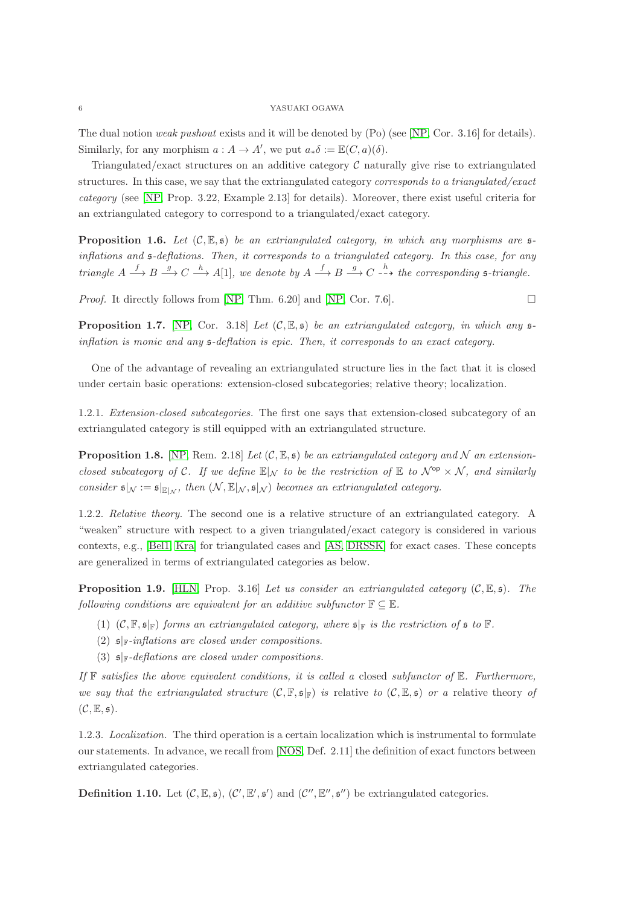The dual notion *weak pushout* exists and it will be denoted by (Po) (see [NP, Cor. 3.16] for details). Similarly, for any morphism $a : A \to A'$, we put $a_*\delta := \mathbb{E}(C, a)(\delta)$.

Triangulated/exact structures on an additive category $\mathcal{C}$ naturally give rise to extriangulated structures. In this case, we say that the extriangulated category *corresponds to a triangulated/exact category* (see [NP, Prop. 3.22, Example 2.13] for details). Moreover, there exist useful criteria for an extriangulated category to correspond to a triangulated/exact category.

**Proposition 1.6.** *Let $(\mathcal{C}, \mathbb{E}, \mathfrak{s})$ be an extriangulated category, in which any morphisms are $\mathfrak{s}$-inflations and $\mathfrak{s}$-deflations. Then, it corresponds to a triangulated category. In this case, for any triangle $A \xrightarrow{f} B \xrightarrow{g} C \xrightarrow{h} A[1]$, we denote by $A \xrightarrow{f} B \xrightarrow{g} C \overset{h}{\dashrightarrow}$ the corresponding $\mathfrak{s}$-triangle.*

*Proof.* It directly follows from [NP, Thm. 6.20] and [NP, Cor. 7.6]. □

**Proposition 1.7.** [NP, Cor. 3.18] *Let $(\mathcal{C}, \mathbb{E}, \mathfrak{s})$ be an extriangulated category, in which any $\mathfrak{s}$-inflation is monic and any $\mathfrak{s}$-deflation is epic. Then, it corresponds to an exact category.*

One of the advantage of revealing an extriangulated structure lies in the fact that it is closed under certain basic operations: extension-closed subcategories; relative theory; localization.

1.2.1. *Extension-closed subcategories.* The first one says that extension-closed subcategory of an extriangulated category is still equipped with an extriangulated structure.

**Proposition 1.8.** [NP, Rem. 2.18] *Let $(\mathcal{C}, \mathbb{E}, \mathfrak{s})$ be an extriangulated category and $\mathcal{N}$ an extension-closed subcategory of $\mathcal{C}$. If we define $\mathbb{E}|_{\mathcal{N}}$ to be the restriction of $\mathbb{E}$ to $\mathcal{N}^{\mathsf{op}} \times \mathcal{N}$, and similarly consider $\mathfrak{s}|_{\mathcal{N}} := \mathfrak{s}|_{\mathbb{E}|_{\mathcal{N}}}$, then $(\mathcal{N}, \mathbb{E}|_{\mathcal{N}}, \mathfrak{s}|_{\mathcal{N}})$ becomes an extriangulated category.*

1.2.2. *Relative theory.* The second one is a relative structure of an extriangulated category. A "weaken" structure with respect to a given triangulated/exact category is considered in various contexts, e.g., [Bel1, Kra] for triangulated cases and [AS, DRSSK] for exact cases. These concepts are generalized in terms of extriangulated categories as below.

**Proposition 1.9.** [HLN, Prop. 3.16] *Let us consider an extriangulated category $(\mathcal{C}, \mathbb{E}, \mathfrak{s})$. The following conditions are equivalent for an additive subfunctor $\mathbb{F} \subseteq \mathbb{E}$.*

1. *$(\mathcal{C}, \mathbb{F}, \mathfrak{s}|_{\mathbb{F}})$ forms an extriangulated category, where $\mathfrak{s}|_{\mathbb{F}}$ is the restriction of $\mathfrak{s}$ to $\mathbb{F}$.*
2. *$\mathfrak{s}|_{\mathbb{F}}$-inflations are closed under compositions.*
3. *$\mathfrak{s}|_{\mathbb{F}}$-deflations are closed under compositions.*

*If $\mathbb{F}$ satisfies the above equivalent conditions, it is called a* closed *subfunctor of $\mathbb{E}$. Furthermore, we say that the extriangulated structure $(\mathcal{C}, \mathbb{F}, \mathfrak{s}|_{\mathbb{F}})$ is* relative *to $(\mathcal{C}, \mathbb{E}, \mathfrak{s})$ or a* relative theory *of $(\mathcal{C}, \mathbb{E}, \mathfrak{s})$.*

1.2.3. *Localization.* The third operation is a certain localization which is instrumental to formulate our statements. In advance, we recall from [NOS, Def. 2.11] the definition of exact functors between extriangulated categories.

**Definition 1.10.** Let $(\mathcal{C}, \mathbb{E}, \mathfrak{s})$, $(\mathcal{C}', \mathbb{E}', \mathfrak{s}')$ and $(\mathcal{C}'', \mathbb{E}'', \mathfrak{s}'')$ be extriangulated categories.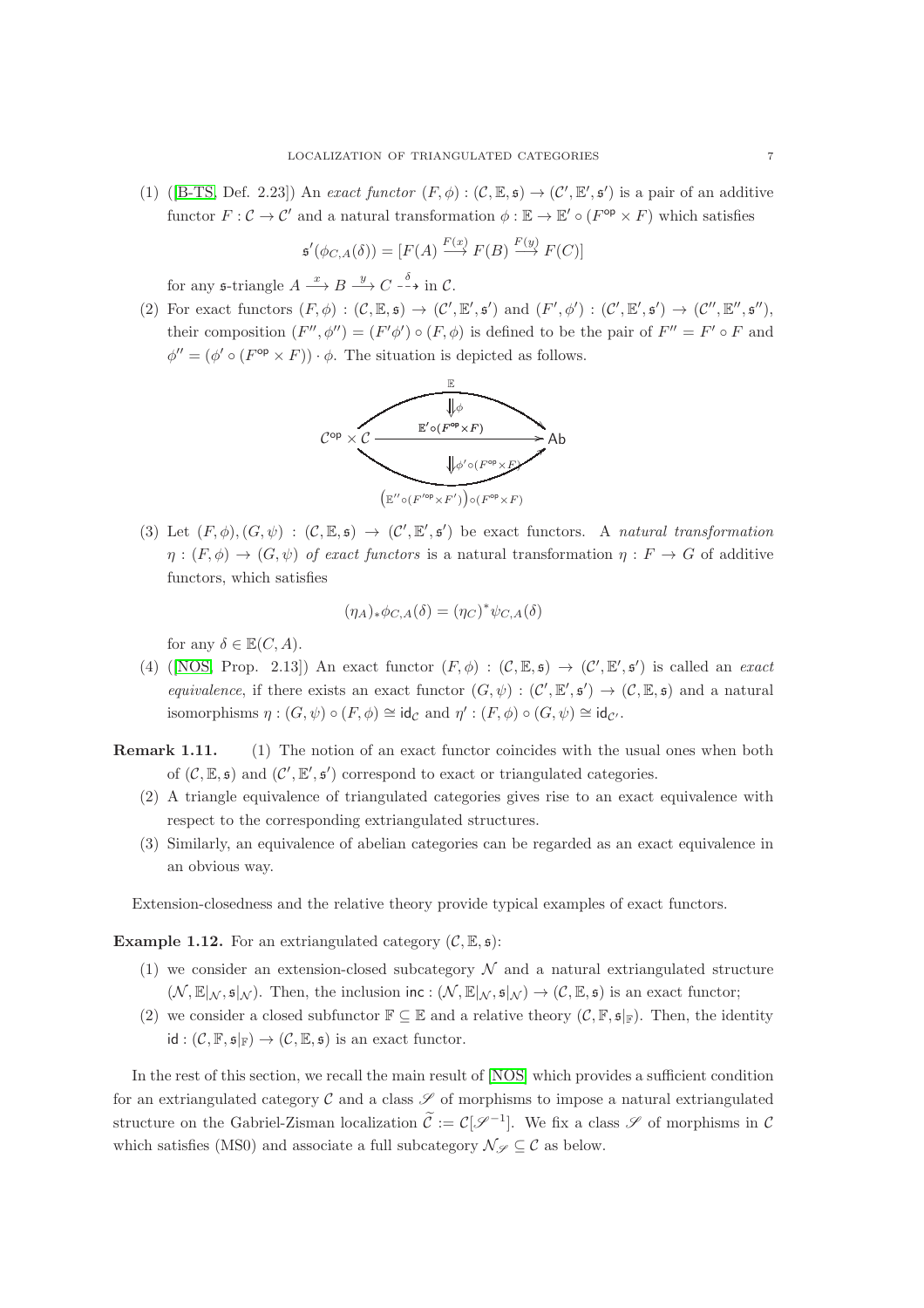(1) ([B-TS, Def. 2.23]) An *exact functor* $(F, \phi) : (\mathcal{C}, \mathbb{E}, \mathfrak{s}) \to (\mathcal{C}', \mathbb{E}', \mathfrak{s}')$ is a pair of an additive functor $F : \mathcal{C} \to \mathcal{C}'$ and a natural transformation $\phi : \mathbb{E} \to \mathbb{E}' \circ (F^{\mathsf{op}} \times F)$ which satisfies

$$\mathfrak{s}'(\phi_{C,A}(\delta)) = [F(A) \xrightarrow{F(x)} F(B) \xrightarrow{F(y)} F(C)]$$

for any $\mathfrak{s}$-triangle $A \xrightarrow{x} B \xrightarrow{y} C \overset{\delta}{\dashrightarrow}$ in $\mathcal{C}$.

(2) For exact functors $(F, \phi) : (\mathcal{C}, \mathbb{E}, \mathfrak{s}) \to (\mathcal{C}', \mathbb{E}', \mathfrak{s}')$ and $(F', \phi') : (\mathcal{C}', \mathbb{E}', \mathfrak{s}') \to (\mathcal{C}'', \mathbb{E}'', \mathfrak{s}'')$, their composition $(F'', \phi'') = (F'\phi') \circ (F, \phi)$ is defined to be the pair of $F'' = F' \circ F$ and $\phi'' = (\phi' \circ (F^{\mathsf{op}} \times F)) \cdot \phi$. The situation is depicted as follows.

$$\mathcal{C}^{\mathsf{op}} \times \mathcal{C} \; \underset{\left(\mathbb{E}'' \circ (F'^{\mathsf{op}} \times F')\right) \circ (F^{\mathsf{op}} \times F)}{\overset{\mathbb{E}}{\underset{\Downarrow \phi' \circ (F^{\mathsf{op}} \times F)}{\overset{\Downarrow \phi}{\xrightarrow{\quad \mathbb{E}' \circ (F^{\mathsf{op}} \times F) \quad}}}}} \; \mathsf{Ab}$$

(3) Let $(F, \phi), (G, \psi) : (\mathcal{C}, \mathbb{E}, \mathfrak{s}) \to (\mathcal{C}', \mathbb{E}', \mathfrak{s}')$ be exact functors. A *natural transformation* $\eta : (F, \phi) \to (G, \psi)$ *of exact functors* is a natural transformation $\eta : F \to G$ of additive functors, which satisfies

$$(\eta_A)_* \phi_{C,A}(\delta) = (\eta_C)^* \psi_{C,A}(\delta)$$

for any $\delta \in \mathbb{E}(C, A)$.

(4) ([NOS, Prop. 2.13]) An exact functor $(F, \phi) : (\mathcal{C}, \mathbb{E}, \mathfrak{s}) \to (\mathcal{C}', \mathbb{E}', \mathfrak{s}')$ is called an *exact equivalence*, if there exists an exact functor $(G, \psi) : (\mathcal{C}', \mathbb{E}', \mathfrak{s}') \to (\mathcal{C}, \mathbb{E}, \mathfrak{s})$ and a natural isomorphisms $\eta : (G, \psi) \circ (F, \phi) \cong \mathsf{id}_{\mathcal{C}}$ and $\eta' : (F, \phi) \circ (G, \psi) \cong \mathsf{id}_{\mathcal{C}'}$.

**Remark 1.11.** (1) The notion of an exact functor coincides with the usual ones when both of $(\mathcal{C}, \mathbb{E}, \mathfrak{s})$ and $(\mathcal{C}', \mathbb{E}', \mathfrak{s}')$ correspond to exact or triangulated categories.

(2) A triangle equivalence of triangulated categories gives rise to an exact equivalence with respect to the corresponding extriangulated structures.

(3) Similarly, an equivalence of abelian categories can be regarded as an exact equivalence in an obvious way.

Extension-closedness and the relative theory provide typical examples of exact functors.

**Example 1.12.** For an extriangulated category $(\mathcal{C}, \mathbb{E}, \mathfrak{s})$:

(1) we consider an extension-closed subcategory $\mathcal{N}$ and a natural extriangulated structure $(\mathcal{N}, \mathbb{E}|_{\mathcal{N}}, \mathfrak{s}|_{\mathcal{N}})$. Then, the inclusion $\mathsf{inc} : (\mathcal{N}, \mathbb{E}|_{\mathcal{N}}, \mathfrak{s}|_{\mathcal{N}}) \to (\mathcal{C}, \mathbb{E}, \mathfrak{s})$ is an exact functor;

(2) we consider a closed subfunctor $\mathbb{F} \subseteq \mathbb{E}$ and a relative theory $(\mathcal{C}, \mathbb{F}, \mathfrak{s}|_{\mathbb{F}})$. Then, the identity $\mathsf{id} : (\mathcal{C}, \mathbb{F}, \mathfrak{s}|_{\mathbb{F}}) \to (\mathcal{C}, \mathbb{E}, \mathfrak{s})$ is an exact functor.

In the rest of this section, we recall the main result of [NOS] which provides a sufficient condition for an extriangulated category $\mathcal{C}$ and a class $\mathscr{S}$ of morphisms to impose a natural extriangulated structure on the Gabriel-Zisman localization $\widetilde{\mathcal{C}} := \mathcal{C}[\mathscr{S}^{-1}]$. We fix a class $\mathscr{S}$ of morphisms in $\mathcal{C}$ which satisfies (MS0) and associate a full subcategory $\mathcal{N}_{\mathscr{S}} \subseteq \mathcal{C}$ as below.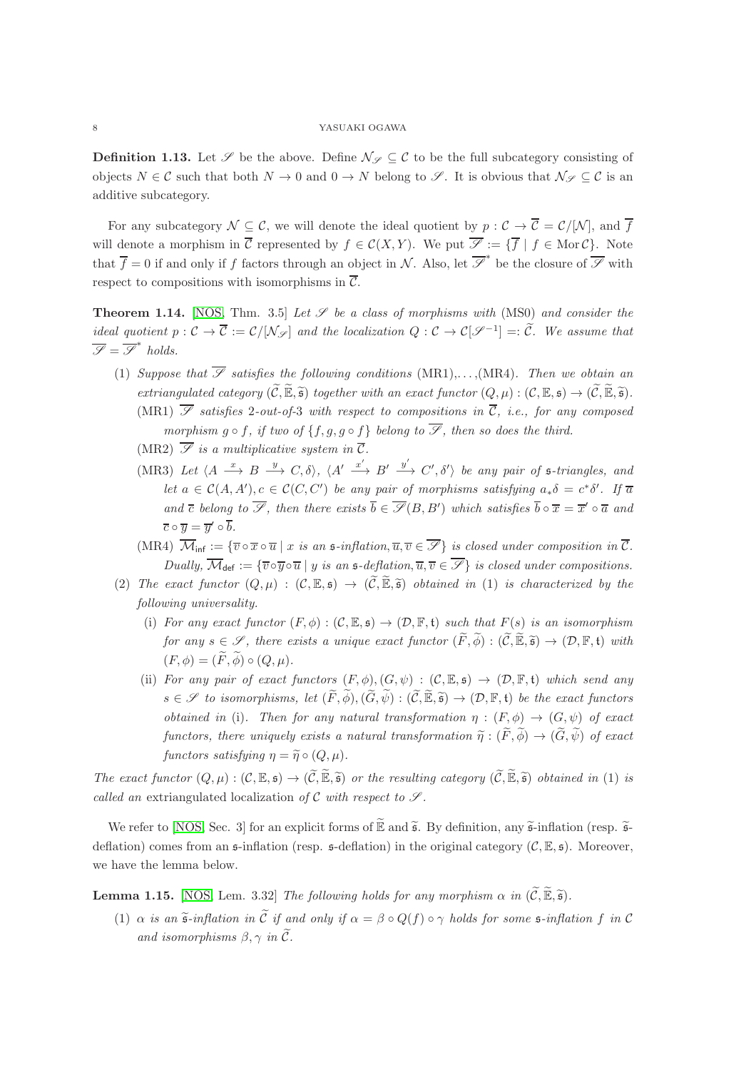**Definition 1.13.** Let $\mathscr{S}$ be the above. Define $\mathcal{N}_{\mathscr{S}} \subseteq \mathcal{C}$ to be the full subcategory consisting of objects $N \in \mathcal{C}$ such that both $N \to 0$ and $0 \to N$ belong to $\mathscr{S}$. It is obvious that $\mathcal{N}_{\mathscr{S}} \subseteq \mathcal{C}$ is an additive subcategory.

For any subcategory $\mathcal{N} \subseteq \mathcal{C}$, we will denote the ideal quotient by $p : \mathcal{C} \to \overline{\mathcal{C}} = \mathcal{C}/[\mathcal{N}]$, and $\overline{f}$ will denote a morphism in $\overline{\mathcal{C}}$ represented by $f \in \mathcal{C}(X, Y)$. We put $\overline{\mathscr{S}} := \{\overline{f} \mid f \in \operatorname{Mor} \mathcal{C}\}$. Note that $\overline{f} = 0$ if and only if $f$ factors through an object in $\mathcal{N}$. Also, let $\overline{\mathscr{S}}^{*}$ be the closure of $\overline{\mathscr{S}}$ with respect to compositions with isomorphisms in $\overline{\mathcal{C}}$.

**Theorem 1.14.** [NOS, Thm. 3.5] *Let $\mathscr{S}$ be a class of morphisms with* (MS0) *and consider the ideal quotient $p : \mathcal{C} \to \overline{\mathcal{C}} := \mathcal{C}/[\mathcal{N}_{\mathscr{S}}]$ and the localization $Q : \mathcal{C} \to \mathcal{C}[\mathscr{S}^{-1}] =: \widetilde{\mathcal{C}}$. We assume that $\overline{\mathscr{S}} = \overline{\mathscr{S}}^{*}$ holds.*

1. *Suppose that $\overline{\mathscr{S}}$ satisfies the following conditions* (MR1),…,(MR4). *Then we obtain an extriangulated category $(\widetilde{\mathcal{C}}, \widetilde{\mathbb{E}}, \widetilde{\mathfrak{s}})$ together with an exact functor $(Q, \mu) : (\mathcal{C}, \mathbb{E}, \mathfrak{s}) \to (\widetilde{\mathcal{C}}, \widetilde{\mathbb{E}}, \widetilde{\mathfrak{s}})$.*
   - (MR1) *$\overline{\mathscr{S}}$ satisfies 2-out-of-3 with respect to compositions in $\overline{\mathcal{C}}$, i.e., for any composed morphism $g \circ f$, if two of $\{f, g, g \circ f\}$ belong to $\overline{\mathscr{S}}$, then so does the third.*
   - (MR2) *$\overline{\mathscr{S}}$ is a multiplicative system in $\overline{\mathcal{C}}$.*
   - (MR3) *Let $\langle A \xrightarrow{x} B \xrightarrow{y} C, \delta\rangle$, $\langle A' \xrightarrow{x'} B' \xrightarrow{y'} C', \delta'\rangle$ be any pair of $\mathfrak{s}$-triangles, and let $a \in \mathcal{C}(A, A')$, $c \in \mathcal{C}(C, C')$ be any pair of morphisms satisfying $a_*\delta = c^*\delta'$. If $\overline{a}$ and $\overline{c}$ belong to $\overline{\mathscr{S}}$, then there exists $\overline{b} \in \overline{\mathscr{S}}(B, B')$ which satisfies $\overline{b} \circ \overline{x} = \overline{x}' \circ \overline{a}$ and $\overline{c} \circ \overline{y} = \overline{y}' \circ \overline{b}$.*
   - (MR4) *$\overline{\mathcal{M}}_{\mathsf{inf}} := \{\overline{v} \circ \overline{x} \circ \overline{u} \mid x \text{ is an } \mathfrak{s}\text{-inflation}, \overline{u}, \overline{v} \in \overline{\mathscr{S}}\}$ is closed under composition in $\overline{\mathcal{C}}$. Dually, $\overline{\mathcal{M}}_{\mathsf{def}} := \{\overline{v} \circ \overline{y} \circ \overline{u} \mid y \text{ is an } \mathfrak{s}\text{-deflation}, \overline{u}, \overline{v} \in \overline{\mathscr{S}}\}$ is closed under compositions.*
2. *The exact functor $(Q, \mu) : (\mathcal{C}, \mathbb{E}, \mathfrak{s}) \to (\widetilde{\mathcal{C}}, \widetilde{\mathbb{E}}, \widetilde{\mathfrak{s}})$ obtained in (1) is characterized by the following universality.*
   - (i) *For any exact functor $(F, \phi) : (\mathcal{C}, \mathbb{E}, \mathfrak{s}) \to (\mathcal{D}, \mathbb{F}, \mathfrak{t})$ such that $F(s)$ is an isomorphism for any $s \in \mathscr{S}$, there exists a unique exact functor $(\widetilde{F}, \widetilde{\phi}) : (\widetilde{\mathcal{C}}, \widetilde{\mathbb{E}}, \widetilde{\mathfrak{s}}) \to (\mathcal{D}, \mathbb{F}, \mathfrak{t})$ with $(F, \phi) = (\widetilde{F}, \widetilde{\phi}) \circ (Q, \mu)$.*
   - (ii) *For any pair of exact functors $(F, \phi), (G, \psi) : (\mathcal{C}, \mathbb{E}, \mathfrak{s}) \to (\mathcal{D}, \mathbb{F}, \mathfrak{t})$ which send any $s \in \mathscr{S}$ to isomorphisms, let $(\widetilde{F}, \widetilde{\phi}), (\widetilde{G}, \widetilde{\psi}) : (\widetilde{\mathcal{C}}, \widetilde{\mathbb{E}}, \widetilde{\mathfrak{s}}) \to (\mathcal{D}, \mathbb{F}, \mathfrak{t})$ be the exact functors obtained in* (i). *Then for any natural transformation $\eta : (F, \phi) \to (G, \psi)$ of exact functors, there uniquely exists a natural transformation $\widetilde{\eta} : (\widetilde{F}, \widetilde{\phi}) \to (\widetilde{G}, \widetilde{\psi})$ of exact functors satisfying $\eta = \widetilde{\eta} \circ (Q, \mu)$.*

*The exact functor $(Q, \mu) : (\mathcal{C}, \mathbb{E}, \mathfrak{s}) \to (\widetilde{\mathcal{C}}, \widetilde{\mathbb{E}}, \widetilde{\mathfrak{s}})$ or the resulting category $(\widetilde{\mathcal{C}}, \widetilde{\mathbb{E}}, \widetilde{\mathfrak{s}})$ obtained in* (1) *is called an* extriangulated localization *of $\mathcal{C}$ with respect to $\mathscr{S}$.*

We refer to [NOS, Sec. 3] for an explicit forms of $\widetilde{\mathbb{E}}$ and $\widetilde{\mathfrak{s}}$. By definition, any $\widetilde{\mathfrak{s}}$-inflation (resp. $\widetilde{\mathfrak{s}}$-deflation) comes from an $\mathfrak{s}$-inflation (resp. $\mathfrak{s}$-deflation) in the original category $(\mathcal{C}, \mathbb{E}, \mathfrak{s})$. Moreover, we have the lemma below.

**Lemma 1.15.** [NOS, Lem. 3.32] *The following holds for any morphism $\alpha$ in $(\widetilde{\mathcal{C}}, \widetilde{\mathbb{E}}, \widetilde{\mathfrak{s}})$.*

1. *$\alpha$ is an $\widetilde{\mathfrak{s}}$-inflation in $\widetilde{\mathcal{C}}$ if and only if $\alpha = \beta \circ Q(f) \circ \gamma$ holds for some $\mathfrak{s}$-inflation $f$ in $\mathcal{C}$ and isomorphisms $\beta, \gamma$ in $\widetilde{\mathcal{C}}$.*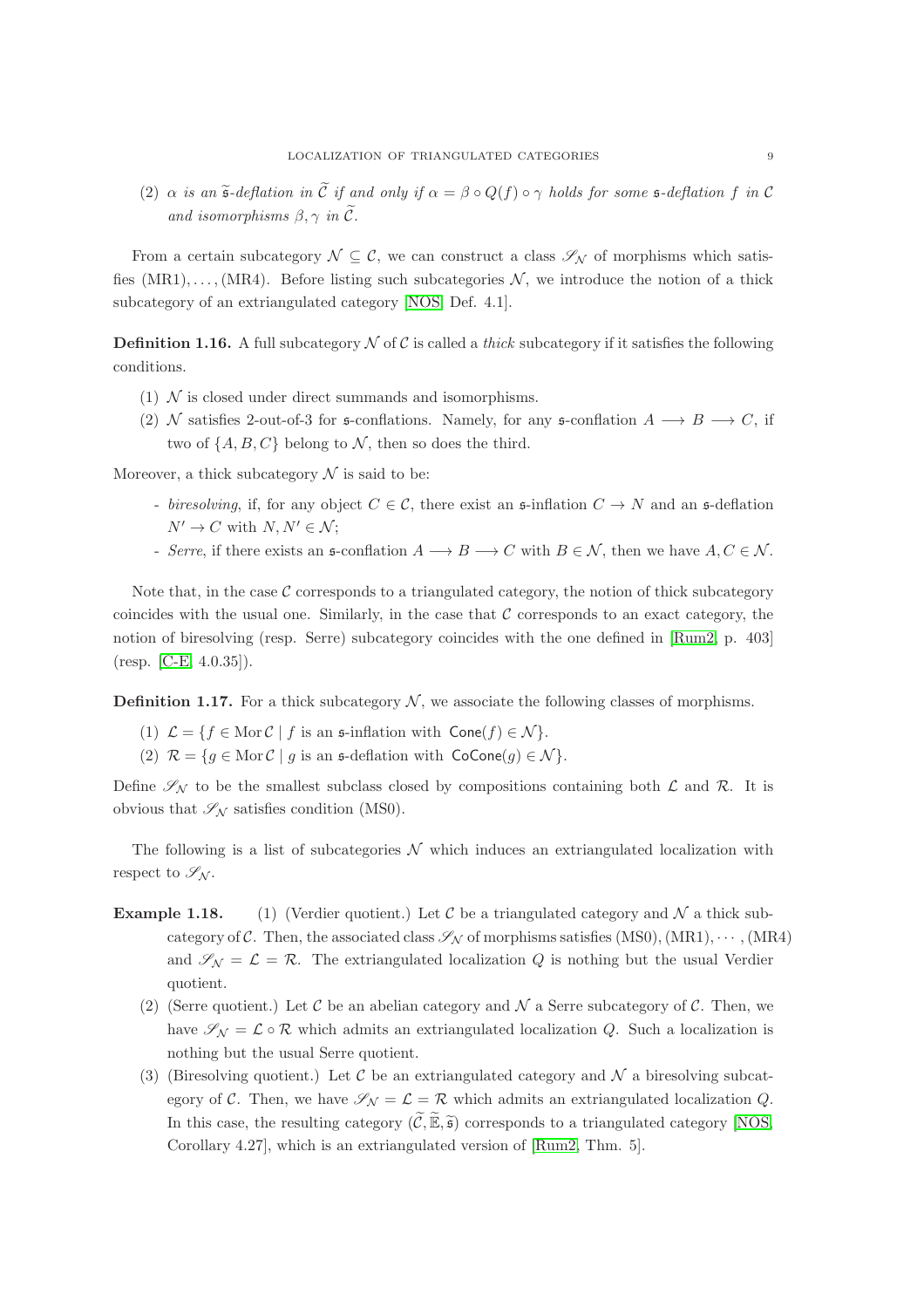(2) *$\alpha$ is an $\widetilde{\mathfrak{s}}$-deflation in $\widetilde{\mathcal{C}}$ if and only if $\alpha = \beta \circ Q(f) \circ \gamma$ holds for some $\mathfrak{s}$-deflation $f$ in $\mathcal{C}$ and isomorphisms $\beta, \gamma$ in $\widetilde{\mathcal{C}}$.*

From a certain subcategory $\mathcal{N} \subseteq \mathcal{C}$, we can construct a class $\mathscr{S}_{\mathcal{N}}$ of morphisms which satisfies (MR1), ..., (MR4). Before listing such subcategories $\mathcal{N}$, we introduce the notion of a thick subcategory of an extriangulated category [NOS, Def. 4.1].

**Definition 1.16.** A full subcategory $\mathcal{N}$ of $\mathcal{C}$ is called a *thick* subcategory if it satisfies the following conditions.

(1) $\mathcal{N}$ is closed under direct summands and isomorphisms.
(2) $\mathcal{N}$ satisfies 2-out-of-3 for $\mathfrak{s}$-conflations. Namely, for any $\mathfrak{s}$-conflation $A \longrightarrow B \longrightarrow C$, if two of $\{A, B, C\}$ belong to $\mathcal{N}$, then so does the third.

Moreover, a thick subcategory $\mathcal{N}$ is said to be:

- *biresolving*, if, for any object $C \in \mathcal{C}$, there exist an $\mathfrak{s}$-inflation $C \to N$ and an $\mathfrak{s}$-deflation $N' \to C$ with $N, N' \in \mathcal{N}$;
- *Serre*, if there exists an $\mathfrak{s}$-conflation $A \longrightarrow B \longrightarrow C$ with $B \in \mathcal{N}$, then we have $A, C \in \mathcal{N}$.

Note that, in the case $\mathcal{C}$ corresponds to a triangulated category, the notion of thick subcategory coincides with the usual one. Similarly, in the case that $\mathcal{C}$ corresponds to an exact category, the notion of biresolving (resp. Serre) subcategory coincides with the one defined in [Rum2, p. 403] (resp. [C-E, 4.0.35]).

**Definition 1.17.** For a thick subcategory $\mathcal{N}$, we associate the following classes of morphisms.

(1) $\mathcal{L} = \{f \in \operatorname{Mor}\mathcal{C} \mid f \text{ is an } \mathfrak{s}\text{-inflation with } \mathsf{Cone}(f) \in \mathcal{N}\}$.
(2) $\mathcal{R} = \{g \in \operatorname{Mor}\mathcal{C} \mid g \text{ is an } \mathfrak{s}\text{-deflation with } \mathsf{CoCone}(g) \in \mathcal{N}\}$.

Define $\mathscr{S}_{\mathcal{N}}$ to be the smallest subclass closed by compositions containing both $\mathcal{L}$ and $\mathcal{R}$. It is obvious that $\mathscr{S}_{\mathcal{N}}$ satisfies condition (MS0).

The following is a list of subcategories $\mathcal{N}$ which induces an extriangulated localization with respect to $\mathscr{S}_{\mathcal{N}}$.

**Example 1.18.** (1) (Verdier quotient.) Let $\mathcal{C}$ be a triangulated category and $\mathcal{N}$ a thick subcategory of $\mathcal{C}$. Then, the associated class $\mathscr{S}_{\mathcal{N}}$ of morphisms satisfies (MS0), (MR1), $\cdots$, (MR4) and $\mathscr{S}_{\mathcal{N}} = \mathcal{L} = \mathcal{R}$. The extriangulated localization $Q$ is nothing but the usual Verdier quotient.

(2) (Serre quotient.) Let $\mathcal{C}$ be an abelian category and $\mathcal{N}$ a Serre subcategory of $\mathcal{C}$. Then, we have $\mathscr{S}_{\mathcal{N}} = \mathcal{L} \circ \mathcal{R}$ which admits an extriangulated localization $Q$. Such a localization is nothing but the usual Serre quotient.

(3) (Biresolving quotient.) Let $\mathcal{C}$ be an extriangulated category and $\mathcal{N}$ a biresolving subcategory of $\mathcal{C}$. Then, we have $\mathscr{S}_{\mathcal{N}} = \mathcal{L} = \mathcal{R}$ which admits an extriangulated localization $Q$. In this case, the resulting category $(\widetilde{\mathcal{C}}, \widetilde{\mathbb{E}}, \widetilde{\mathfrak{s}})$ corresponds to a triangulated category [NOS, Corollary 4.27], which is an extriangulated version of [Rum2, Thm. 5].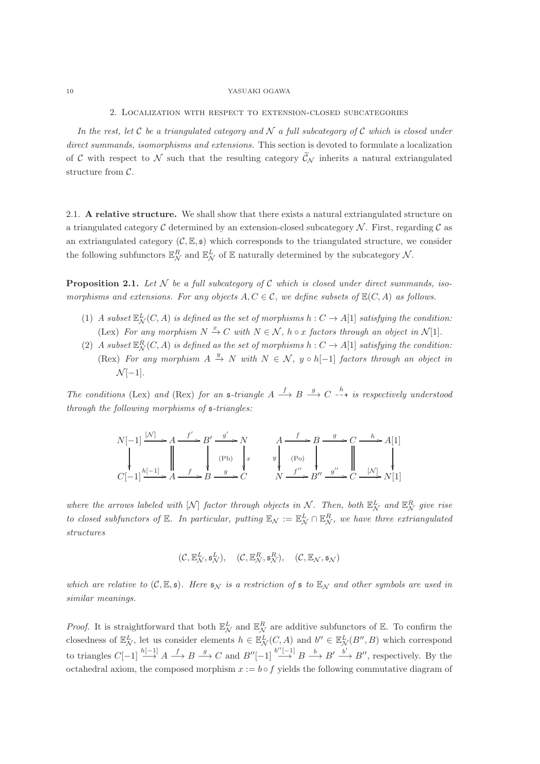## 2. Localization with respect to extension-closed subcategories

*In the rest, let $\mathcal{C}$ be a triangulated category and $\mathcal{N}$ a full subcategory of $\mathcal{C}$ which is closed under direct summands, isomorphisms and extensions.* This section is devoted to formulate a localization of $\mathcal{C}$ with respect to $\mathcal{N}$ such that the resulting category $\widetilde{\mathcal{C}}_{\mathcal{N}}$ inherits a natural extriangulated structure from $\mathcal{C}$.

### 2.1. A relative structure.

We shall show that there exists a natural extriangulated structure on a triangulated category $\mathcal{C}$ determined by an extension-closed subcategory $\mathcal{N}$. First, regarding $\mathcal{C}$ as an extriangulated category $(\mathcal{C}, \mathbb{E}, \mathfrak{s})$ which corresponds to the triangulated structure, we consider the following subfunctors $\mathbb{E}^R_{\mathcal{N}}$ and $\mathbb{E}^L_{\mathcal{N}}$ of $\mathbb{E}$ naturally determined by the subcategory $\mathcal{N}$.

**Proposition 2.1.** *Let $\mathcal{N}$ be a full subcategory of $\mathcal{C}$ which is closed under direct summands, isomorphisms and extensions. For any objects $A, C \in \mathcal{C}$, we define subsets of $\mathbb{E}(C, A)$ as follows.*

1. *A subset $\mathbb{E}^L_{\mathcal{N}}(C, A)$ is defined as the set of morphisms $h : C \to A[1]$ satisfying the condition:*
   (Lex) *For any morphism $N \xrightarrow{x} C$ with $N \in \mathcal{N}$, $h \circ x$ factors through an object in $\mathcal{N}[1]$.*
2. *A subset $\mathbb{E}^R_{\mathcal{N}}(C, A)$ is defined as the set of morphisms $h : C \to A[1]$ satisfying the condition:*
   (Rex) *For any morphism $A \xrightarrow{y} N$ with $N \in \mathcal{N}$, $y \circ h[-1]$ factors through an object in $\mathcal{N}[-1]$.*

*The conditions* (Lex) *and* (Rex) *for an $\mathfrak{s}$-triangle $A \xrightarrow{f} B \xrightarrow{g} C \overset{h}{\dashrightarrow}$ is respectively understood through the following morphisms of $\mathfrak{s}$-triangles:*

$$\begin{array}{ccccccc}
N[-1] & \xrightarrow{[\mathcal{N}]} & A & \xrightarrow{f'} & B' & \xrightarrow{g'} & N \\
\downarrow & & \| & & \downarrow & \text{(Pb)} & \downarrow x \\
C[-1] & \xrightarrow{h[-1]} & A & \xrightarrow{f} & B & \xrightarrow{g} & C
\end{array}
\qquad
\begin{array}{ccccccc}
A & \xrightarrow{f} & B & \xrightarrow{g} & C & \xrightarrow{h} & A[1] \\
y \downarrow & \text{(Po)} & \downarrow & & \| & & \downarrow \\
N & \xrightarrow{f''} & B'' & \xrightarrow{g''} & C & \xrightarrow{[\mathcal{N}]} & N[1]
\end{array}$$

*where the arrows labeled with $[\mathcal{N}]$ factor through objects in $\mathcal{N}$. Then, both $\mathbb{E}^L_{\mathcal{N}}$ and $\mathbb{E}^R_{\mathcal{N}}$ give rise to closed subfunctors of $\mathbb{E}$. In particular, putting $\mathbb{E}_{\mathcal{N}} := \mathbb{E}^L_{\mathcal{N}} \cap \mathbb{E}^R_{\mathcal{N}}$, we have three extriangulated structures*

$$(\mathcal{C}, \mathbb{E}^L_{\mathcal{N}}, \mathfrak{s}^L_{\mathcal{N}}), \quad (\mathcal{C}, \mathbb{E}^R_{\mathcal{N}}, \mathfrak{s}^R_{\mathcal{N}}), \quad (\mathcal{C}, \mathbb{E}_{\mathcal{N}}, \mathfrak{s}_{\mathcal{N}})$$

*which are relative to $(\mathcal{C}, \mathbb{E}, \mathfrak{s})$. Here $\mathfrak{s}_{\mathcal{N}}$ is a restriction of $\mathfrak{s}$ to $\mathbb{E}_{\mathcal{N}}$ and other symbols are used in similar meanings.*

*Proof.* It is straightforward that both $\mathbb{E}^L_{\mathcal{N}}$ and $\mathbb{E}^R_{\mathcal{N}}$ are additive subfunctors of $\mathbb{E}$. To confirm the closedness of $\mathbb{E}^L_{\mathcal{N}}$, let us consider elements $h \in \mathbb{E}^L_{\mathcal{N}}(C, A)$ and $b'' \in \mathbb{E}^L_{\mathcal{N}}(B'', B)$ which correspond to triangles $C[-1] \xrightarrow{h[-1]} A \xrightarrow{f} B \xrightarrow{g} C$ and $B''[-1] \xrightarrow{b''[-1]} B \xrightarrow{b} B' \xrightarrow{b'} B''$, respectively. By the octahedral axiom, the composed morphism $x := b \circ f$ yields the following commutative diagram of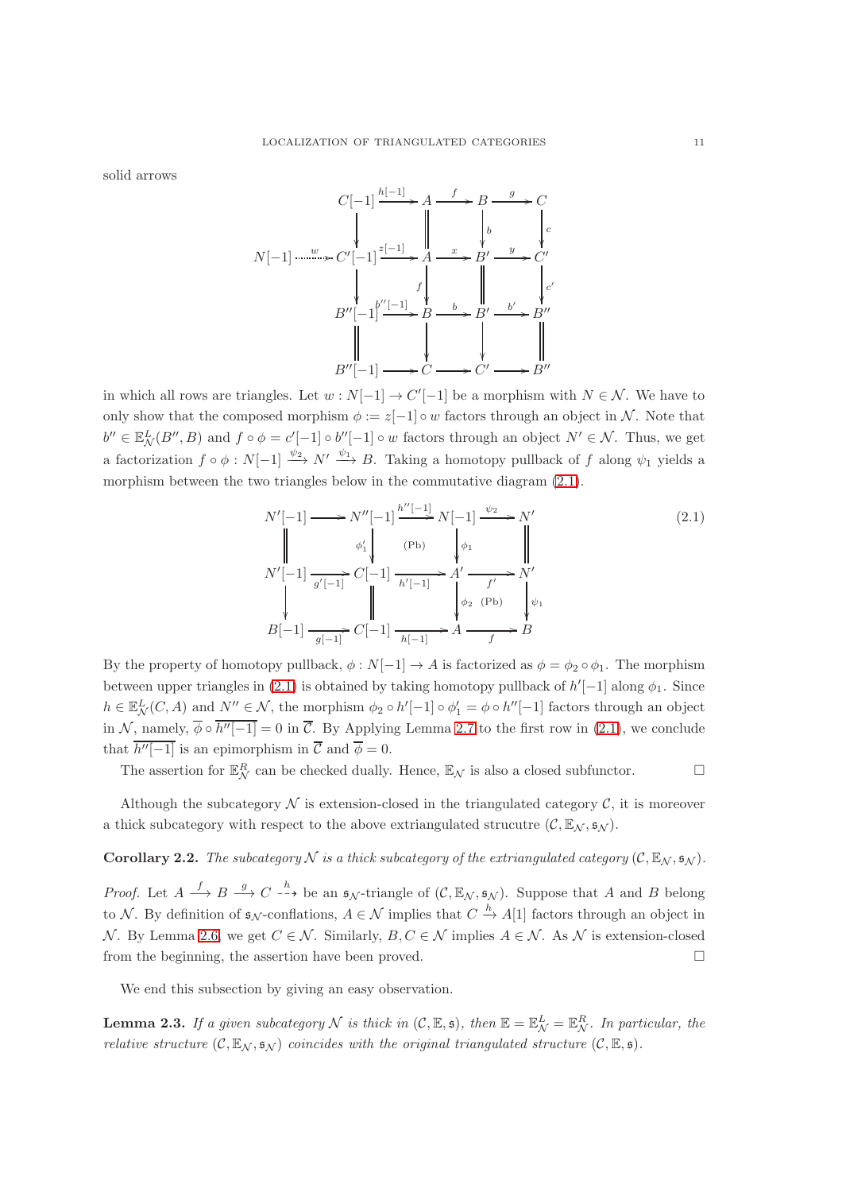solid arrows

$$
\begin{array}{ccccccccc}
 & & C[-1] & \xrightarrow{h[-1]} & A & \xrightarrow{f} & B & \xrightarrow{g} & C \\
 & & \downarrow & & \| & & \downarrow{\scriptstyle b} & & \downarrow{\scriptstyle c} \\
N[-1] & \overset{w}{\dashrightarrow} & C'[-1] & \xrightarrow{z[-1]} & A & \xrightarrow{x} & B' & \xrightarrow{y} & C' \\
 & & \downarrow & & \downarrow{\scriptstyle f} & & \| & & \downarrow{\scriptstyle c'} \\
 & & B''[-1] & \xrightarrow{b''[-1]} & B & \xrightarrow{b} & B' & \xrightarrow{b'} & B'' \\
 & & \| & & \downarrow & & \downarrow & & \| \\
 & & B''[-1] & \longrightarrow & C & \longrightarrow & C' & \longrightarrow & B''
\end{array}
$$

in which all rows are triangles. Let $w : N[-1] \to C'[-1]$ be a morphism with $N \in \mathcal{N}$. We have to only show that the composed morphism $\phi := z[-1] \circ w$ factors through an object in $\mathcal{N}$. Note that $b'' \in \mathbb{E}^L_{\mathcal{N}}(B'', B)$ and $f \circ \phi = c'[-1] \circ b''[-1] \circ w$ factors through an object $N' \in \mathcal{N}$. Thus, we get a factorization $f \circ \phi : N[-1] \xrightarrow{\psi_2} N' \xrightarrow{\psi_1} B$. Taking a homotopy pullback of $f$ along $\psi_1$ yields a morphism between the two triangles below in the commutative diagram (2.1).

$$
\begin{array}{ccccccc}
N'[-1] & \longrightarrow & N''[-1] & \xrightarrow{h''[-1]} & N[-1] & \xrightarrow{\psi_2} & N' \\
\| & & \downarrow{\scriptstyle \phi'_1} & \text{(Pb)} & \downarrow{\scriptstyle \phi_1} & & \| \\
N'[-1] & \xrightarrow{g'[-1]} & C[-1] & \xrightarrow{h'[-1]} & A' & \xrightarrow{f'} & N' \\
\downarrow & & \| & & \downarrow{\scriptstyle \phi_2} & \text{(Pb)} & \downarrow{\scriptstyle \psi_1} \\
B[-1] & \xrightarrow{g[-1]} & C[-1] & \xrightarrow{h[-1]} & A & \xrightarrow{f} & B
\end{array}
\tag{2.1}
$$

By the property of homotopy pullback, $\phi : N[-1] \to A$ is factorized as $\phi = \phi_2 \circ \phi_1$. The morphism between upper triangles in (2.1) is obtained by taking homotopy pullback of $h'[-1]$ along $\phi_1$. Since $h \in \mathbb{E}^L_{\mathcal{N}}(C, A)$ and $N'' \in \mathcal{N}$, the morphism $\phi_2 \circ h'[-1] \circ \phi'_1 = \phi \circ h''[-1]$ factors through an object in $\mathcal{N}$, namely, $\overline{\phi} \circ \overline{h''[-1]} = 0$ in $\overline{\mathcal{C}}$. By Applying Lemma 2.7 to the first row in (2.1), we conclude that $\overline{h''[-1]}$ is an epimorphism in $\overline{\mathcal{C}}$ and $\overline{\phi} = 0$.

The assertion for $\mathbb{E}^R_{\mathcal{N}}$ can be checked dually. Hence, $\mathbb{E}_{\mathcal{N}}$ is also a closed subfunctor. $\square$

Although the subcategory $\mathcal{N}$ is extension-closed in the triangulated category $\mathcal{C}$, it is moreover a thick subcategory with respect to the above extriangulated strucutre $(\mathcal{C}, \mathbb{E}_{\mathcal{N}}, \mathfrak{s}_{\mathcal{N}})$.

**Corollary 2.2.** *The subcategory $\mathcal{N}$ is a thick subcategory of the extriangulated category $(\mathcal{C}, \mathbb{E}_{\mathcal{N}}, \mathfrak{s}_{\mathcal{N}})$.*

*Proof.* Let $A \xrightarrow{f} B \xrightarrow{g} C \overset{h}{\dashrightarrow}$ be an $\mathfrak{s}_{\mathcal{N}}$-triangle of $(\mathcal{C}, \mathbb{E}_{\mathcal{N}}, \mathfrak{s}_{\mathcal{N}})$. Suppose that $A$ and $B$ belong to $\mathcal{N}$. By definition of $\mathfrak{s}_{\mathcal{N}}$-conflations, $A \in \mathcal{N}$ implies that $C \xrightarrow{h} A[1]$ factors through an object in $\mathcal{N}$. By Lemma 2.6, we get $C \in \mathcal{N}$. Similarly, $B, C \in \mathcal{N}$ implies $A \in \mathcal{N}$. As $\mathcal{N}$ is extension-closed from the beginning, the assertion have been proved. $\square$

We end this subsection by giving an easy observation.

**Lemma 2.3.** *If a given subcategory $\mathcal{N}$ is thick in $(\mathcal{C}, \mathbb{E}, \mathfrak{s})$, then $\mathbb{E} = \mathbb{E}^L_{\mathcal{N}} = \mathbb{E}^R_{\mathcal{N}}$. In particular, the relative structure $(\mathcal{C}, \mathbb{E}_{\mathcal{N}}, \mathfrak{s}_{\mathcal{N}})$ coincides with the original triangulated structure $(\mathcal{C}, \mathbb{E}, \mathfrak{s})$.*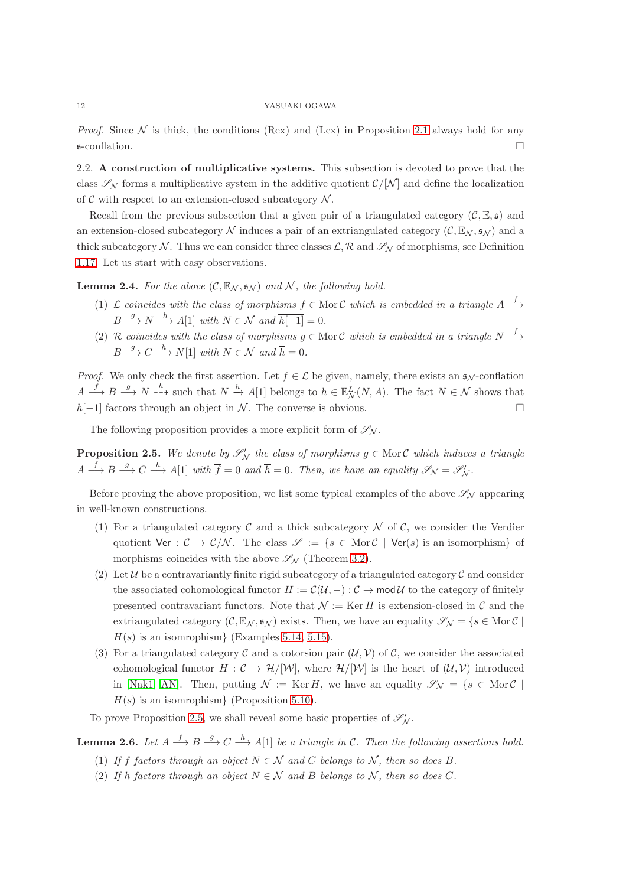*Proof.* Since $\mathcal{N}$ is thick, the conditions (Rex) and (Lex) in Proposition 2.1 always hold for any $\mathfrak{s}$-conflation. □

2.2. **A construction of multiplicative systems.** This subsection is devoted to prove that the class $\mathscr{S}_{\mathcal{N}}$ forms a multiplicative system in the additive quotient $\mathcal{C}/[\mathcal{N}]$ and define the localization of $\mathcal{C}$ with respect to an extension-closed subcategory $\mathcal{N}$.

Recall from the previous subsection that a given pair of a triangulated category $(\mathcal{C}, \mathbb{E}, \mathfrak{s})$ and an extension-closed subcategory $\mathcal{N}$ induces a pair of an extriangulated category $(\mathcal{C}, \mathbb{E}_{\mathcal{N}}, \mathfrak{s}_{\mathcal{N}})$ and a thick subcategory $\mathcal{N}$. Thus we can consider three classes $\mathcal{L}, \mathcal{R}$ and $\mathscr{S}_{\mathcal{N}}$ of morphisms, see Definition 1.17. Let us start with easy observations.

**Lemma 2.4.** *For the above $(\mathcal{C}, \mathbb{E}_{\mathcal{N}}, \mathfrak{s}_{\mathcal{N}})$ and $\mathcal{N}$, the following hold.*

1. *$\mathcal{L}$ coincides with the class of morphisms $f \in \operatorname{Mor}\mathcal{C}$ which is embedded in a triangle $A \xrightarrow{f} B \xrightarrow{g} N \xrightarrow{h} A[1]$ with $N \in \mathcal{N}$ and $\overline{h[-1]} = 0$.*
2. *$\mathcal{R}$ coincides with the class of morphisms $g \in \operatorname{Mor}\mathcal{C}$ which is embedded in a triangle $N \xrightarrow{f} B \xrightarrow{g} C \xrightarrow{h} N[1]$ with $N \in \mathcal{N}$ and $\overline{h} = 0$.*

*Proof.* We only check the first assertion. Let $f \in \mathcal{L}$ be given, namely, there exists an $\mathfrak{s}_{\mathcal{N}}$-conflation $A \xrightarrow{f} B \xrightarrow{g} N \overset{h}{\dashrightarrow}$ such that $N \xrightarrow{h} A[1]$ belongs to $h \in \mathbb{E}^{L}_{\mathcal{N}}(N, A)$. The fact $N \in \mathcal{N}$ shows that $h[-1]$ factors through an object in $\mathcal{N}$. The converse is obvious. □

The following proposition provides a more explicit form of $\mathscr{S}_{\mathcal{N}}$.

**Proposition 2.5.** *We denote by $\mathscr{S}'_{\mathcal{N}}$ the class of morphisms $g \in \operatorname{Mor}\mathcal{C}$ which induces a triangle $A \xrightarrow{f} B \xrightarrow{g} C \xrightarrow{h} A[1]$ with $\overline{f} = 0$ and $\overline{h} = 0$. Then, we have an equality $\mathscr{S}_{\mathcal{N}} = \mathscr{S}'_{\mathcal{N}}$.*

Before proving the above proposition, we list some typical examples of the above $\mathscr{S}_{\mathcal{N}}$ appearing in well-known constructions.

1. For a triangulated category $\mathcal{C}$ and a thick subcategory $\mathcal{N}$ of $\mathcal{C}$, we consider the Verdier quotient $\mathsf{Ver} : \mathcal{C} \to \mathcal{C}/\mathcal{N}$. The class $\mathscr{S} := \{s \in \operatorname{Mor}\mathcal{C} \mid \mathsf{Ver}(s) \text{ is an isomorphism}\}$ of morphisms coincides with the above $\mathscr{S}_{\mathcal{N}}$ (Theorem 3.2).
2. Let $\mathcal{U}$ be a contravariantly finite rigid subcategory of a triangulated category $\mathcal{C}$ and consider the associated cohomological functor $H := \mathcal{C}(\mathcal{U}, -) : \mathcal{C} \to \mathsf{mod}\,\mathcal{U}$ to the category of finitely presented contravariant functors. Note that $\mathcal{N} := \operatorname{Ker} H$ is extension-closed in $\mathcal{C}$ and the extriangulated category $(\mathcal{C}, \mathbb{E}_{\mathcal{N}}, \mathfrak{s}_{\mathcal{N}})$ exists. Then, we have an equality $\mathscr{S}_{\mathcal{N}} = \{s \in \operatorname{Mor}\mathcal{C} \mid H(s) \text{ is an isomrophism}\}$ (Examples 5.14, 5.15).
3. For a triangulated category $\mathcal{C}$ and a cotorsion pair $(\mathcal{U}, \mathcal{V})$ of $\mathcal{C}$, we consider the associated cohomological functor $H : \mathcal{C} \to \mathcal{H}/[\mathcal{W}]$, where $\mathcal{H}/[\mathcal{W}]$ is the heart of $(\mathcal{U}, \mathcal{V})$ introduced in [Nak1, AN]. Then, putting $\mathcal{N} := \operatorname{Ker} H$, we have an equality $\mathscr{S}_{\mathcal{N}} = \{s \in \operatorname{Mor}\mathcal{C} \mid H(s) \text{ is an isomrophism}\}$ (Proposition 5.10).

To prove Proposition 2.5, we shall reveal some basic properties of $\mathscr{S}'_{\mathcal{N}}$.

**Lemma 2.6.** *Let $A \xrightarrow{f} B \xrightarrow{g} C \xrightarrow{h} A[1]$ be a triangle in $\mathcal{C}$. Then the following assertions hold.*

1. *If $f$ factors through an object $N \in \mathcal{N}$ and $C$ belongs to $\mathcal{N}$, then so does $B$.*
2. *If $h$ factors through an object $N \in \mathcal{N}$ and $B$ belongs to $\mathcal{N}$, then so does $C$.*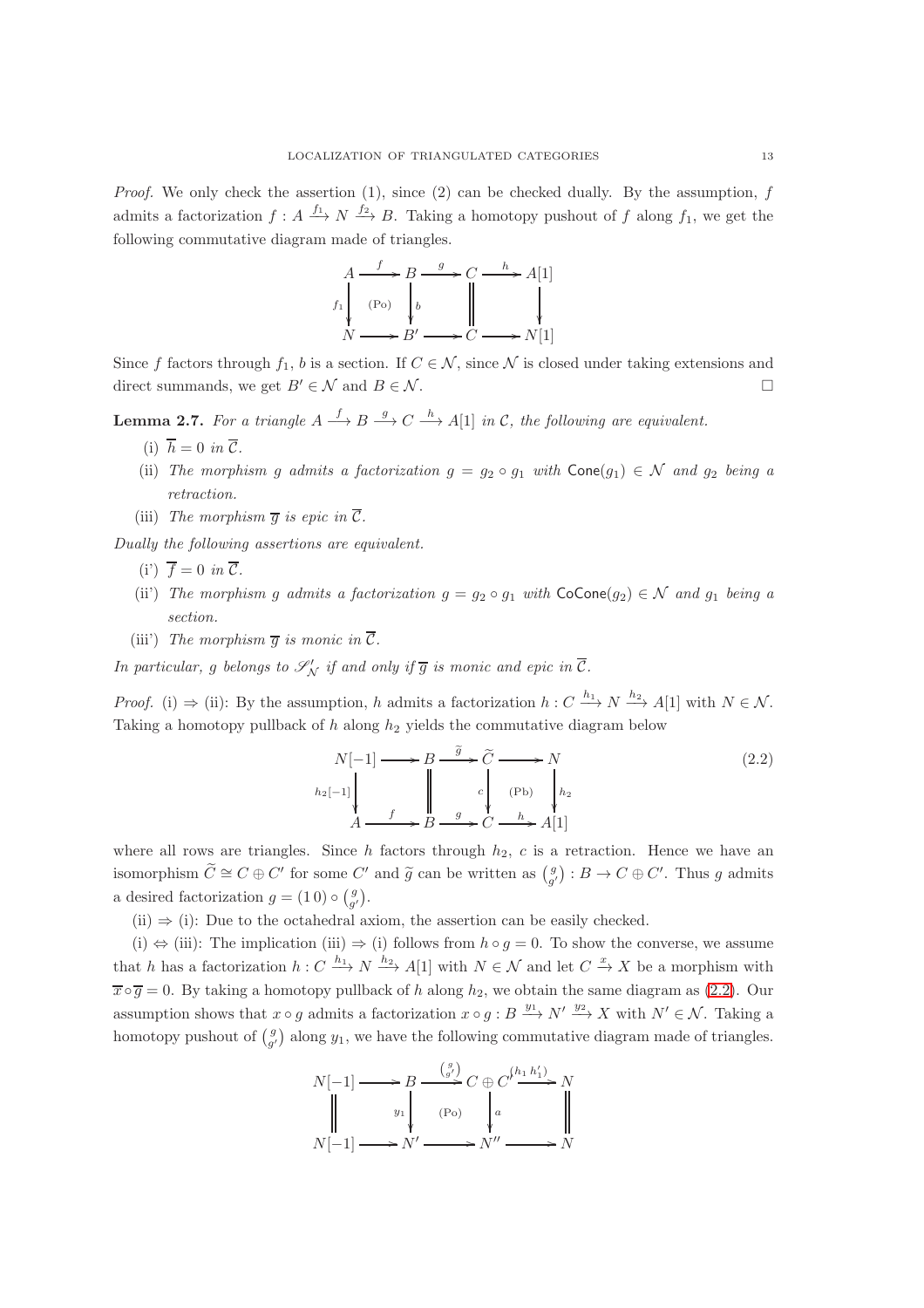*Proof.* We only check the assertion (1), since (2) can be checked dually. By the assumption, $f$ admits a factorization $f : A \xrightarrow{f_1} N \xrightarrow{f_2} B$. Taking a homotopy pushout of $f$ along $f_1$, we get the following commutative diagram made of triangles.

$$\begin{array}{ccccccc}
A & \xrightarrow{f} & B & \xrightarrow{g} & C & \xrightarrow{h} & A[1] \\
{\scriptstyle f_1}\downarrow & \text{(Po)} & \downarrow{\scriptstyle b} & & \| & & \downarrow \\
N & \longrightarrow & B' & \longrightarrow & C & \longrightarrow & N[1]
\end{array}$$

Since $f$ factors through $f_1$, $b$ is a section. If $C \in \mathcal{N}$, since $\mathcal{N}$ is closed under taking extensions and direct summands, we get $B' \in \mathcal{N}$ and $B \in \mathcal{N}$. $\square$

**Lemma 2.7.** *For a triangle $A \xrightarrow{f} B \xrightarrow{g} C \xrightarrow{h} A[1]$ in $\mathcal{C}$, the following are equivalent.*

(i) $\overline{h} = 0$ *in* $\overline{\mathcal{C}}$.

(ii) *The morphism $g$ admits a factorization $g = g_2 \circ g_1$ with $\mathsf{Cone}(g_1) \in \mathcal{N}$ and $g_2$ being a retraction.*

(iii) *The morphism $\overline{g}$ is epic in $\overline{\mathcal{C}}$.*

*Dually the following assertions are equivalent.*

(i') $\overline{f} = 0$ *in* $\overline{\mathcal{C}}$.

(ii') *The morphism $g$ admits a factorization $g = g_2 \circ g_1$ with $\mathsf{CoCone}(g_2) \in \mathcal{N}$ and $g_1$ being a section.*

(iii') *The morphism $\overline{g}$ is monic in $\overline{\mathcal{C}}$.*

*In particular, $g$ belongs to $\mathscr{S}'_{\mathcal{N}}$ if and only if $\overline{g}$ is monic and epic in $\overline{\mathcal{C}}$.*

*Proof.* (i) $\Rightarrow$ (ii): By the assumption, $h$ admits a factorization $h : C \xrightarrow{h_1} N \xrightarrow{h_2} A[1]$ with $N \in \mathcal{N}$. Taking a homotopy pullback of $h$ along $h_2$ yields the commutative diagram below

$$\begin{array}{ccccccc}
N[-1] & \longrightarrow & B & \xrightarrow{\widetilde{g}} & \widetilde{C} & \longrightarrow & N \\
{\scriptstyle h_2[-1]}\downarrow & & \| & & {\scriptstyle c}\downarrow & \text{(Pb)} & \downarrow{\scriptstyle h_2} \\
A & \xrightarrow{f} & B & \xrightarrow{g} & C & \xrightarrow{h} & A[1]
\end{array} \tag{2.2}$$

where all rows are triangles. Since $h$ factors through $h_2$, $c$ is a retraction. Hence we have an isomorphism $\widetilde{C} \cong C \oplus C'$ for some $C'$ and $\widetilde{g}$ can be written as $\binom{g}{g'} : B \to C \oplus C'$. Thus $g$ admits a desired factorization $g = (1\,0) \circ \binom{g}{g'}$.

(ii) $\Rightarrow$ (i): Due to the octahedral axiom, the assertion can be easily checked.

(i) $\Leftrightarrow$ (iii): The implication (iii) $\Rightarrow$ (i) follows from $h \circ g = 0$. To show the converse, we assume that $h$ has a factorization $h : C \xrightarrow{h_1} N \xrightarrow{h_2} A[1]$ with $N \in \mathcal{N}$ and let $C \xrightarrow{x} X$ be a morphism with $\overline{x} \circ \overline{g} = 0$. By taking a homotopy pullback of $h$ along $h_2$, we obtain the same diagram as (2.2). Our assumption shows that $x \circ g$ admits a factorization $x \circ g : B \xrightarrow{y_1} N' \xrightarrow{y_2} X$ with $N' \in \mathcal{N}$. Taking a homotopy pushout of $\binom{g}{g'}$ along $y_1$, we have the following commutative diagram made of triangles.

$$\begin{array}{ccccccc}
N[-1] & \longrightarrow & B & \xrightarrow{\binom{g}{g'}} & C \oplus C' & \xrightarrow{(h_1\ h_1')} & N \\
\| & & {\scriptstyle y_1}\downarrow & \text{(Po)} & \downarrow{\scriptstyle a} & & \| \\
N[-1] & \longrightarrow & N' & \longrightarrow & N'' & \longrightarrow & N
\end{array}$$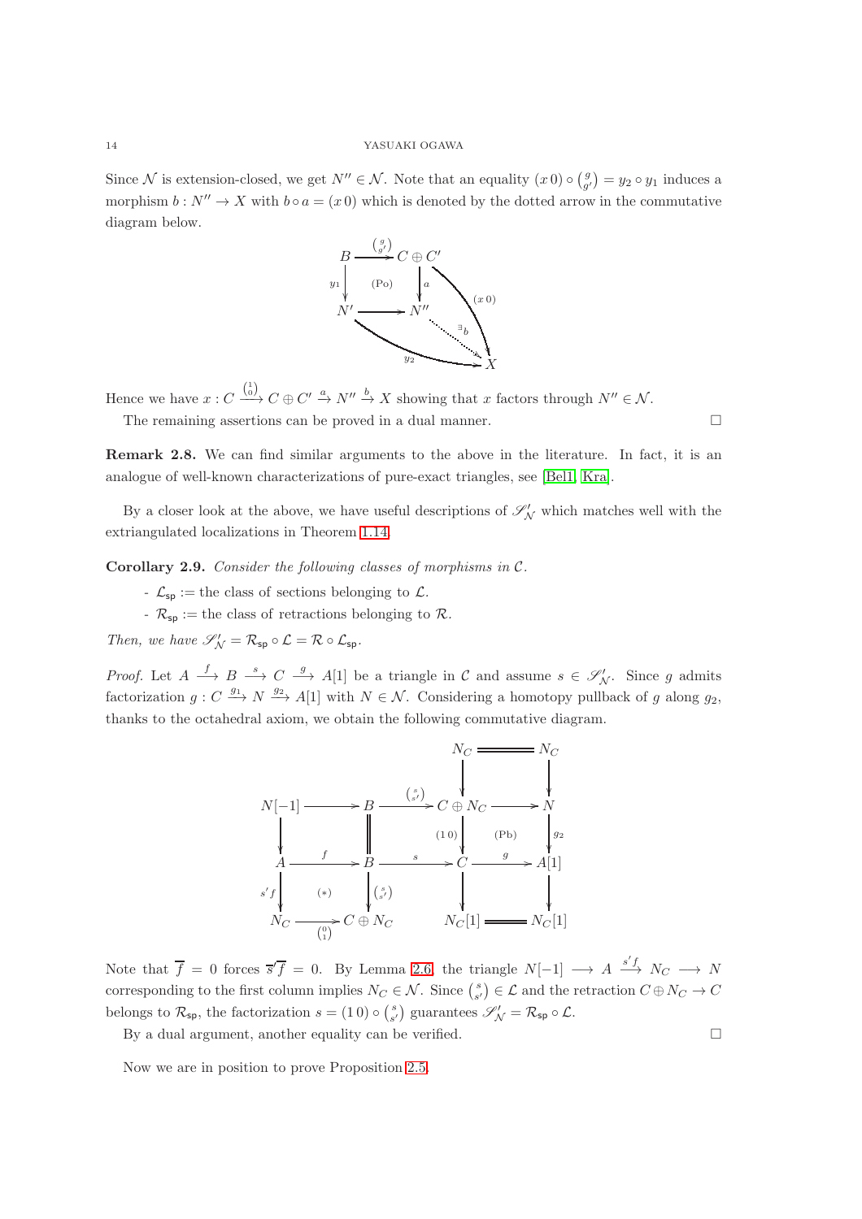Since $\mathcal{N}$ is extension-closed, we get $N'' \in \mathcal{N}$. Note that an equality $(x\,0) \circ \binom{g}{g'} = y_2 \circ y_1$ induces a morphism $b : N'' \to X$ with $b \circ a = (x\,0)$ which is denoted by the dotted arrow in the commutative diagram below.

$$\begin{array}{ccc} B & \xrightarrow{\binom{g}{g'}} & C \oplus C' \\ {\scriptstyle y_1}\downarrow & \text{(Po)} & \downarrow{\scriptstyle a} \\ N' & \longrightarrow & N'' \end{array} \qquad (x\,0): C\oplus C' \to X,\quad y_2 : N' \to X,\quad \exists b : N'' \dashrightarrow X$$

Hence we have $x : C \xrightarrow{\binom{1}{0}} C \oplus C' \xrightarrow{a} N'' \xrightarrow{b} X$ showing that $x$ factors through $N'' \in \mathcal{N}$.

The remaining assertions can be proved in a dual manner. $\square$

**Remark 2.8.** We can find similar arguments to the above in the literature. In fact, it is an analogue of well-known characterizations of pure-exact triangles, see [Bel1, Kra].

By a closer look at the above, we have useful descriptions of $\mathscr{S}'_{\mathcal{N}}$ which matches well with the extriangulated localizations in Theorem 1.14.

**Corollary 2.9.** *Consider the following classes of morphisms in $\mathcal{C}$.*

- $\mathcal{L}_{\mathsf{sp}} :=$ the class of sections belonging to $\mathcal{L}$.
- $\mathcal{R}_{\mathsf{sp}} :=$ the class of retractions belonging to $\mathcal{R}$.

*Then, we have $\mathscr{S}'_{\mathcal{N}} = \mathcal{R}_{\mathsf{sp}} \circ \mathcal{L} = \mathcal{R} \circ \mathcal{L}_{\mathsf{sp}}$.*

*Proof.* Let $A \xrightarrow{f} B \xrightarrow{s} C \xrightarrow{g} A[1]$ be a triangle in $\mathcal{C}$ and assume $s \in \mathscr{S}'_{\mathcal{N}}$. Since $g$ admits factorization $g : C \xrightarrow{g_1} N \xrightarrow{g_2} A[1]$ with $N \in \mathcal{N}$. Considering a homotopy pullback of $g$ along $g_2$, thanks to the octahedral axiom, we obtain the following commutative diagram.

$$\begin{array}{ccccccc}
 & & & & N_C & = & N_C \\
 & & & & \downarrow & & \downarrow \\
N[-1] & \longrightarrow & B & \xrightarrow{\binom{s}{s'}} & C \oplus N_C & \longrightarrow & N \\
\downarrow & & \| & & {\scriptstyle (1\,0)}\downarrow & \text{(Pb)} & \downarrow{\scriptstyle g_2} \\
A & \xrightarrow{f} & B & \xrightarrow{s} & C & \xrightarrow{g} & A[1] \\
{\scriptstyle s'f}\downarrow & (*) & \downarrow{\scriptstyle \binom{s}{s'}} & & \downarrow & & \downarrow \\
N_C & \xrightarrow{\binom{0}{1}} & C \oplus N_C & & N_C[1] & = & N_C[1]
\end{array}$$

Note that $\overline{f} = 0$ forces $\overline{s'}\overline{f} = 0$. By Lemma 2.6, the triangle $N[-1] \longrightarrow A \xrightarrow{s'f} N_C \longrightarrow N$ corresponding to the first column implies $N_C \in \mathcal{N}$. Since $\binom{s}{s'} \in \mathcal{L}$ and the retraction $C \oplus N_C \to C$ belongs to $\mathcal{R}_{\mathsf{sp}}$, the factorization $s = (1\,0) \circ \binom{s}{s'}$ guarantees $\mathscr{S}'_{\mathcal{N}} = \mathcal{R}_{\mathsf{sp}} \circ \mathcal{L}$.

By a dual argument, another equality can be verified. $\square$

Now we are in position to prove Proposition 2.5.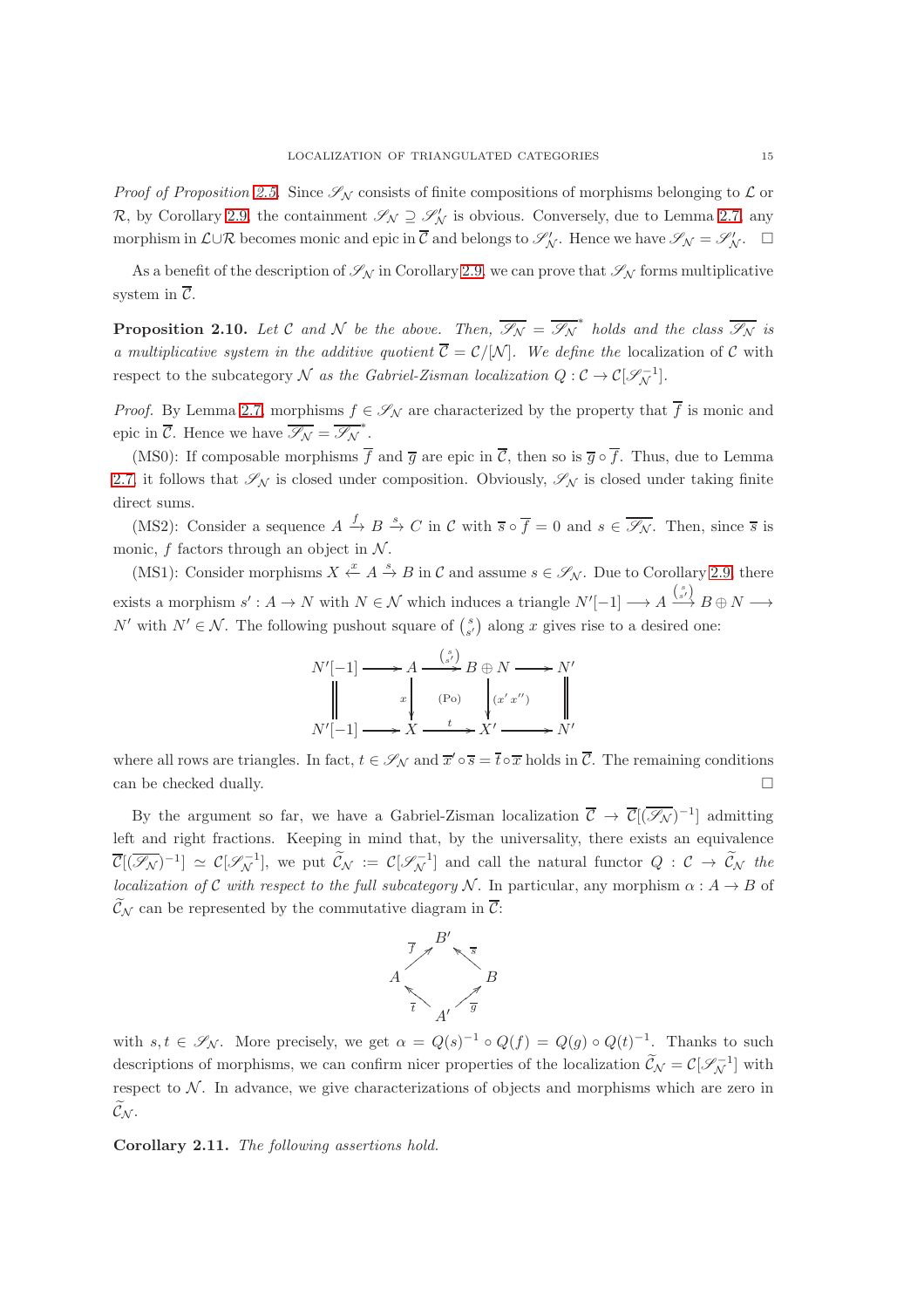*Proof of Proposition 2.5.* Since $\mathscr{S}_{\mathcal{N}}$ consists of finite compositions of morphisms belonging to $\mathcal{L}$ or $\mathcal{R}$, by Corollary 2.9, the containment $\mathscr{S}_{\mathcal{N}} \supseteq \mathscr{S}'_{\mathcal{N}}$ is obvious. Conversely, due to Lemma 2.7, any morphism in $\mathcal{L}\cup\mathcal{R}$ becomes monic and epic in $\overline{\mathcal{C}}$ and belongs to $\mathscr{S}'_{\mathcal{N}}$. Hence we have $\mathscr{S}_{\mathcal{N}} = \mathscr{S}'_{\mathcal{N}}$. $\square$

As a benefit of the description of $\mathscr{S}_{\mathcal{N}}$ in Corollary 2.9, we can prove that $\mathscr{S}_{\mathcal{N}}$ forms multiplicative system in $\overline{\mathcal{C}}$.

**Proposition 2.10.** *Let $\mathcal{C}$ and $\mathcal{N}$ be the above. Then, $\overline{\mathscr{S}_{\mathcal{N}}} = \overline{\mathscr{S}_{\mathcal{N}}}^{*}$ holds and the class $\overline{\mathscr{S}_{\mathcal{N}}}$ is a multiplicative system in the additive quotient $\overline{\mathcal{C}} = \mathcal{C}/[\mathcal{N}]$. We define the* localization of $\mathcal{C}$ with respect to the subcategory $\mathcal{N}$ *as the Gabriel-Zisman localization $Q : \mathcal{C} \to \mathcal{C}[\mathscr{S}_{\mathcal{N}}^{-1}]$.*

*Proof.* By Lemma 2.7, morphisms $f \in \mathscr{S}_{\mathcal{N}}$ are characterized by the property that $\overline{f}$ is monic and epic in $\overline{\mathcal{C}}$. Hence we have $\overline{\mathscr{S}_{\mathcal{N}}} = \overline{\mathscr{S}_{\mathcal{N}}}^{*}$.

(MS0): If composable morphisms $\overline{f}$ and $\overline{g}$ are epic in $\overline{\mathcal{C}}$, then so is $\overline{g}\circ\overline{f}$. Thus, due to Lemma 2.7, it follows that $\mathscr{S}_{\mathcal{N}}$ is closed under composition. Obviously, $\mathscr{S}_{\mathcal{N}}$ is closed under taking finite direct sums.

(MS2): Consider a sequence $A \xrightarrow{f} B \xrightarrow{s} C$ in $\mathcal{C}$ with $\overline{s}\circ\overline{f} = 0$ and $s \in \overline{\mathscr{S}_{\mathcal{N}}}$. Then, since $\overline{s}$ is monic, $f$ factors through an object in $\mathcal{N}$.

(MS1): Consider morphisms $X \xleftarrow{x} A \xrightarrow{s} B$ in $\mathcal{C}$ and assume $s \in \mathscr{S}_{\mathcal{N}}$. Due to Corollary 2.9, there exists a morphism $s' : A \to N$ with $N \in \mathcal{N}$ which induces a triangle $N'[-1] \longrightarrow A \xrightarrow{\binom{s}{s'}} B \oplus N \longrightarrow N'$ with $N' \in \mathcal{N}$. The following pushout square of $\binom{s}{s'}$ along $x$ gives rise to a desired one:

$$
\begin{array}{ccccccc}
N'[-1] & \longrightarrow & A & \xrightarrow{\binom{s}{s'}} & B\oplus N & \longrightarrow & N' \\
\| & & \downarrow{\scriptstyle x} & \text{(Po)} & \downarrow{\scriptstyle (x'\ x'')} & & \| \\
N'[-1] & \longrightarrow & X & \xrightarrow{t} & X' & \longrightarrow & N'
\end{array}
$$

where all rows are triangles. In fact, $t \in \mathscr{S}_{\mathcal{N}}$ and $\overline{x}'\circ\overline{s} = \overline{t}\circ\overline{x}$ holds in $\overline{\mathcal{C}}$. The remaining conditions can be checked dually. $\square$

By the argument so far, we have a Gabriel-Zisman localization $\overline{\mathcal{C}} \to \overline{\mathcal{C}}[(\overline{\mathscr{S}_{\mathcal{N}}})^{-1}]$ admitting left and right fractions. Keeping in mind that, by the universality, there exists an equivalence $\overline{\mathcal{C}}[(\overline{\mathscr{S}_{\mathcal{N}}})^{-1}] \simeq \mathcal{C}[\mathscr{S}_{\mathcal{N}}^{-1}]$, we put $\widetilde{\mathcal{C}}_{\mathcal{N}} := \mathcal{C}[\mathscr{S}_{\mathcal{N}}^{-1}]$ and call the natural functor $Q : \mathcal{C} \to \widetilde{\mathcal{C}}_{\mathcal{N}}$ *the localization of $\mathcal{C}$ with respect to the full subcategory $\mathcal{N}$*. In particular, any morphism $\alpha : A \to B$ of $\widetilde{\mathcal{C}}_{\mathcal{N}}$ can be represented by the commutative diagram in $\overline{\mathcal{C}}$:

$$
\begin{array}{ccccc}
 & & B' & & \\
 & \overset{\overline{f}}{\nearrow} & & \overset{\overline{s}}{\nwarrow} & \\
A & & & & B \\
 & \underset{\overline{t}}{\nwarrow} & & \underset{\overline{g}}{\nearrow} & \\
 & & A' & &
\end{array}
$$

with $s, t \in \mathscr{S}_{\mathcal{N}}$. More precisely, we get $\alpha = Q(s)^{-1}\circ Q(f) = Q(g)\circ Q(t)^{-1}$. Thanks to such descriptions of morphisms, we can confirm nicer properties of the localization $\widetilde{\mathcal{C}}_{\mathcal{N}} = \mathcal{C}[\mathscr{S}_{\mathcal{N}}^{-1}]$ with respect to $\mathcal{N}$. In advance, we give characterizations of objects and morphisms which are zero in $\widetilde{\mathcal{C}}_{\mathcal{N}}$.

**Corollary 2.11.** *The following assertions hold.*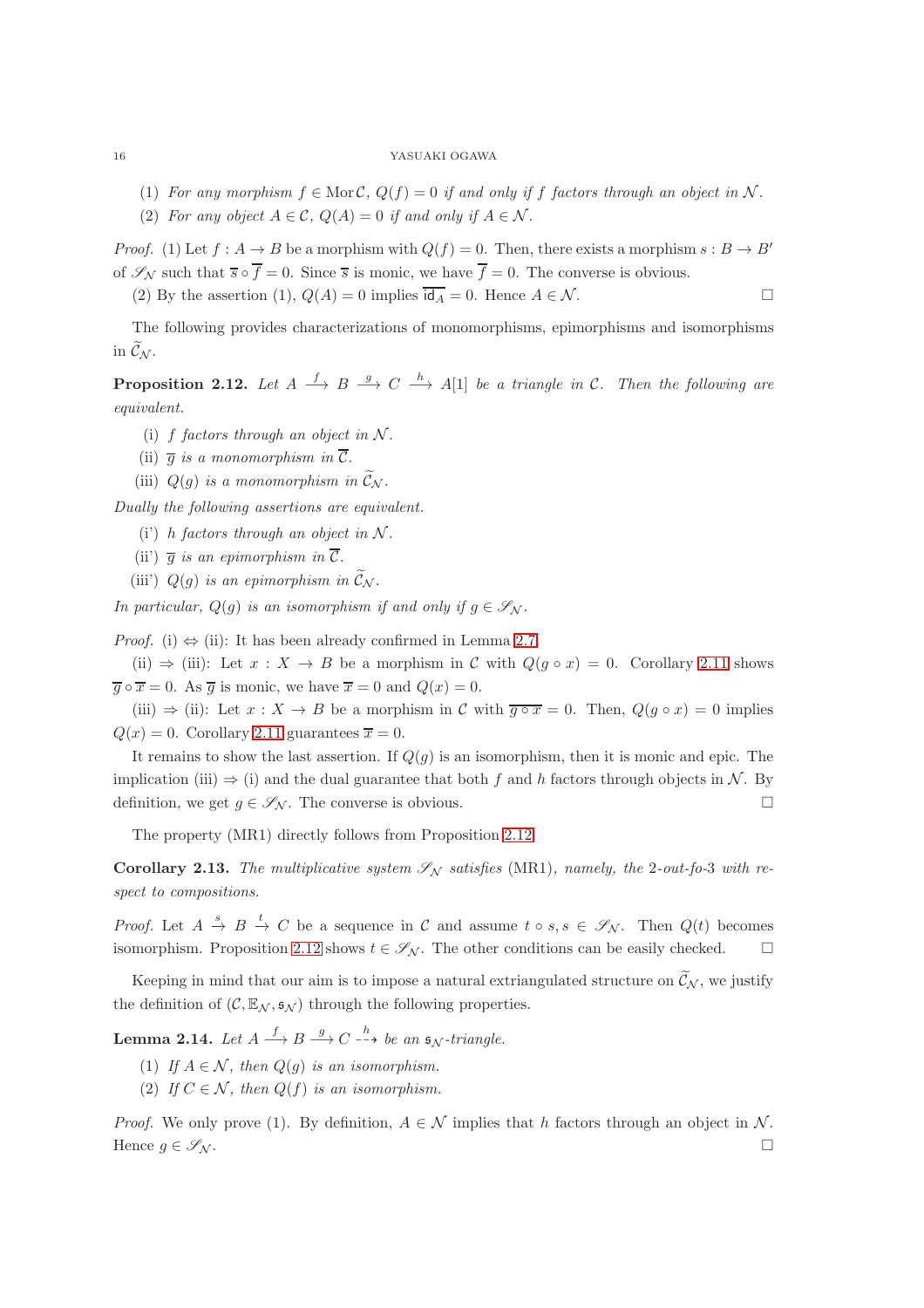(1) *For any morphism $f \in \operatorname{Mor}\mathcal{C}$, $Q(f) = 0$ if and only if $f$ factors through an object in $\mathcal{N}$.*

(2) *For any object $A \in \mathcal{C}$, $Q(A) = 0$ if and only if $A \in \mathcal{N}$.*

*Proof.* (1) Let $f : A \to B$ be a morphism with $Q(f) = 0$. Then, there exists a morphism $s : B \to B'$ of $\mathscr{S}_{\mathcal{N}}$ such that $\overline{s} \circ \overline{f} = 0$. Since $\overline{s}$ is monic, we have $\overline{f} = 0$. The converse is obvious.

(2) By the assertion (1), $Q(A) = 0$ implies $\overline{\mathsf{id}_A} = 0$. Hence $A \in \mathcal{N}$. $\square$

The following provides characterizations of monomorphisms, epimorphisms and isomorphisms in $\widetilde{\mathcal{C}}_{\mathcal{N}}$.

**Proposition 2.12.** *Let $A \xrightarrow{f} B \xrightarrow{g} C \xrightarrow{h} A[1]$ be a triangle in $\mathcal{C}$. Then the following are equivalent.*

(i) *$f$ factors through an object in $\mathcal{N}$.*

(ii) *$\overline{g}$ is a monomorphism in $\overline{\mathcal{C}}$.*

(iii) *$Q(g)$ is a monomorphism in $\widetilde{\mathcal{C}}_{\mathcal{N}}$.*

*Dually the following assertions are equivalent.*

(i') *$h$ factors through an object in $\mathcal{N}$.*

(ii') *$\overline{g}$ is an epimorphism in $\overline{\mathcal{C}}$.*

(iii') *$Q(g)$ is an epimorphism in $\widetilde{\mathcal{C}}_{\mathcal{N}}$.*

*In particular, $Q(g)$ is an isomorphism if and only if $g \in \mathscr{S}_{\mathcal{N}}$.*

*Proof.* (i) $\Leftrightarrow$ (ii): It has been already confirmed in Lemma 2.7.

(ii) $\Rightarrow$ (iii): Let $x : X \to B$ be a morphism in $\mathcal{C}$ with $Q(g \circ x) = 0$. Corollary 2.11 shows $\overline{g} \circ \overline{x} = 0$. As $\overline{g}$ is monic, we have $\overline{x} = 0$ and $Q(x) = 0$.

(iii) $\Rightarrow$ (ii): Let $x : X \to B$ be a morphism in $\mathcal{C}$ with $\overline{g \circ x} = 0$. Then, $Q(g \circ x) = 0$ implies $Q(x) = 0$. Corollary 2.11 guarantees $\overline{x} = 0$.

It remains to show the last assertion. If $Q(g)$ is an isomorphism, then it is monic and epic. The implication (iii) $\Rightarrow$ (i) and the dual guarantee that both $f$ and $h$ factors through objects in $\mathcal{N}$. By definition, we get $g \in \mathscr{S}_{\mathcal{N}}$. The converse is obvious. $\square$

The property (MR1) directly follows from Proposition 2.12.

**Corollary 2.13.** *The multiplicative system $\mathscr{S}_{\mathcal{N}}$ satisfies* (MR1)*, namely, the* 2*-out-fo-*3 *with respect to compositions.*

*Proof.* Let $A \xrightarrow{s} B \xrightarrow{t} C$ be a sequence in $\mathcal{C}$ and assume $t \circ s, s \in \mathscr{S}_{\mathcal{N}}$. Then $Q(t)$ becomes isomorphism. Proposition 2.12 shows $t \in \mathscr{S}_{\mathcal{N}}$. The other conditions can be easily checked. $\square$

Keeping in mind that our aim is to impose a natural extriangulated structure on $\widetilde{\mathcal{C}}_{\mathcal{N}}$, we justify the definition of $(\mathcal{C}, \mathbb{E}_{\mathcal{N}}, \mathfrak{s}_{\mathcal{N}})$ through the following properties.

**Lemma 2.14.** *Let $A \xrightarrow{f} B \xrightarrow{g} C \overset{h}{\dashrightarrow}$ be an $\mathfrak{s}_{\mathcal{N}}$-triangle.*

(1) *If $A \in \mathcal{N}$, then $Q(g)$ is an isomorphism.*

(2) *If $C \in \mathcal{N}$, then $Q(f)$ is an isomorphism.*

*Proof.* We only prove (1). By definition, $A \in \mathcal{N}$ implies that $h$ factors through an object in $\mathcal{N}$. Hence $g \in \mathscr{S}_{\mathcal{N}}$. $\square$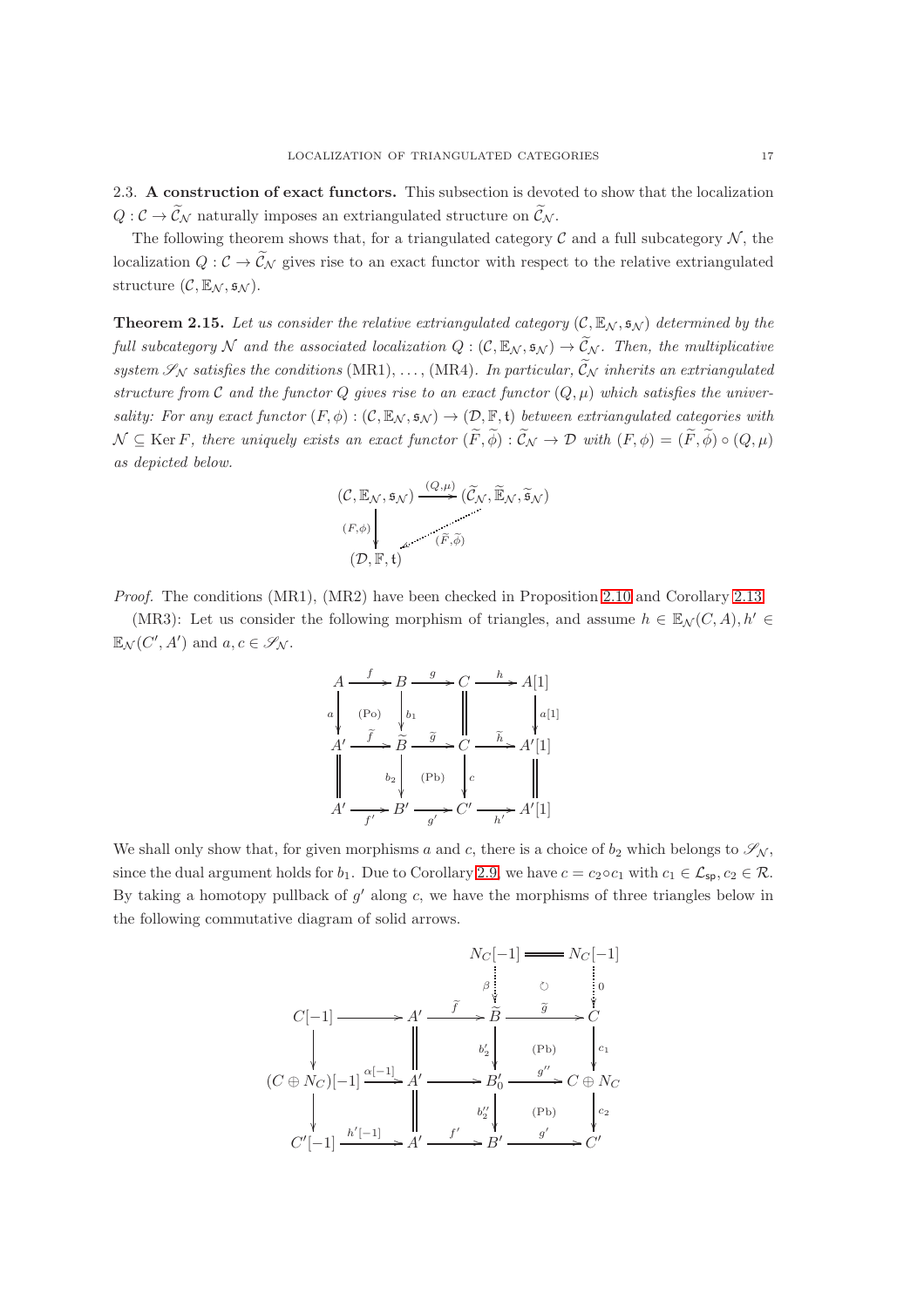2.3. **A construction of exact functors.** This subsection is devoted to show that the localization $Q : \mathcal{C} \to \widetilde{\mathcal{C}}_{\mathcal{N}}$ naturally imposes an extriangulated structure on $\widetilde{\mathcal{C}}_{\mathcal{N}}$.

The following theorem shows that, for a triangulated category $\mathcal{C}$ and a full subcategory $\mathcal{N}$, the localization $Q : \mathcal{C} \to \widetilde{\mathcal{C}}_{\mathcal{N}}$ gives rise to an exact functor with respect to the relative extriangulated structure $(\mathcal{C}, \mathbb{E}_{\mathcal{N}}, \mathfrak{s}_{\mathcal{N}})$.

**Theorem 2.15.** *Let us consider the relative extriangulated category $(\mathcal{C}, \mathbb{E}_{\mathcal{N}}, \mathfrak{s}_{\mathcal{N}})$ determined by the full subcategory $\mathcal{N}$ and the associated localization $Q : (\mathcal{C}, \mathbb{E}_{\mathcal{N}}, \mathfrak{s}_{\mathcal{N}}) \to \widetilde{\mathcal{C}}_{\mathcal{N}}$. Then, the multiplicative system $\mathscr{S}_{\mathcal{N}}$ satisfies the conditions* (MR1), …, (MR4)*. In particular, $\widetilde{\mathcal{C}}_{\mathcal{N}}$ inherits an extriangulated structure from $\mathcal{C}$ and the functor $Q$ gives rise to an exact functor $(Q, \mu)$ which satisfies the universality: For any exact functor $(F, \phi) : (\mathcal{C}, \mathbb{E}_{\mathcal{N}}, \mathfrak{s}_{\mathcal{N}}) \to (\mathcal{D}, \mathbb{F}, \mathfrak{t})$ between extriangulated categories with $\mathcal{N} \subseteq \operatorname{Ker} F$, there uniquely exists an exact functor $(\widetilde{F}, \widetilde{\phi}) : \widetilde{\mathcal{C}}_{\mathcal{N}} \to \mathcal{D}$ with $(F, \phi) = (\widetilde{F}, \widetilde{\phi}) \circ (Q, \mu)$ as depicted below.*

$$
\begin{array}{ccc}
(\mathcal{C}, \mathbb{E}_{\mathcal{N}}, \mathfrak{s}_{\mathcal{N}}) & \xrightarrow{(Q,\mu)} & (\widetilde{\mathcal{C}}_{\mathcal{N}}, \widetilde{\mathbb{E}}_{\mathcal{N}}, \widetilde{\mathfrak{s}}_{\mathcal{N}}) \\
{\scriptstyle (F,\phi)}\downarrow & \swarrow{\scriptstyle (\widetilde{F},\widetilde{\phi})} & \\
(\mathcal{D}, \mathbb{F}, \mathfrak{t}) & &
\end{array}
$$

*Proof.* The conditions (MR1), (MR2) have been checked in Proposition 2.10 and Corollary 2.13.

(MR3): Let us consider the following morphism of triangles, and assume $h \in \mathbb{E}_{\mathcal{N}}(C, A), h' \in \mathbb{E}_{\mathcal{N}}(C', A')$ and $a, c \in \mathscr{S}_{\mathcal{N}}$.

$$
\begin{array}{ccccccc}
A & \xrightarrow{f} & B & \xrightarrow{g} & C & \xrightarrow{h} & A[1] \\
{\scriptstyle a}\downarrow & \text{(Po)} & \downarrow{\scriptstyle b_1} & & \| & & \downarrow{\scriptstyle a[1]} \\
A' & \xrightarrow{\widetilde{f}} & \widetilde{B} & \xrightarrow{\widetilde{g}} & C & \xrightarrow{\widetilde{h}} & A'[1] \\
\| & & {\scriptstyle b_2}\downarrow & \text{(Pb)} & \downarrow{\scriptstyle c} & & \| \\
A' & \xrightarrow{f'} & B' & \xrightarrow{g'} & C' & \xrightarrow{h'} & A'[1]
\end{array}
$$

We shall only show that, for given morphisms $a$ and $c$, there is a choice of $b_2$ which belongs to $\mathscr{S}_{\mathcal{N}}$, since the dual argument holds for $b_1$. Due to Corollary 2.9, we have $c = c_2 \circ c_1$ with $c_1 \in \mathcal{L}_{\mathsf{sp}}, c_2 \in \mathcal{R}$. By taking a homotopy pullback of $g'$ along $c$, we have the morphisms of three triangles below in the following commutative diagram of solid arrows.

$$
\begin{array}{ccccccc}
 & & & & N_C[-1] & = & N_C[-1] \\
 & & & & {\scriptstyle \beta}\downarrow & \circlearrowleft & \downarrow{\scriptstyle 0} \\
C[-1] & \longrightarrow & A' & \xrightarrow{\widetilde{f}} & \widetilde{B} & \xrightarrow{\widetilde{g}} & C \\
\downarrow & & \| & & {\scriptstyle b_2'}\downarrow & \text{(Pb)} & \downarrow{\scriptstyle c_1} \\
(C \oplus N_C)[-1] & \xrightarrow{\alpha[-1]} & A' & \longrightarrow & B_0' & \xrightarrow{g''} & C \oplus N_C \\
\downarrow & & \| & & {\scriptstyle b_2''}\downarrow & \text{(Pb)} & \downarrow{\scriptstyle c_2} \\
C'[-1] & \xrightarrow{h'[-1]} & A' & \xrightarrow{f'} & B' & \xrightarrow{g'} & C'
\end{array}
$$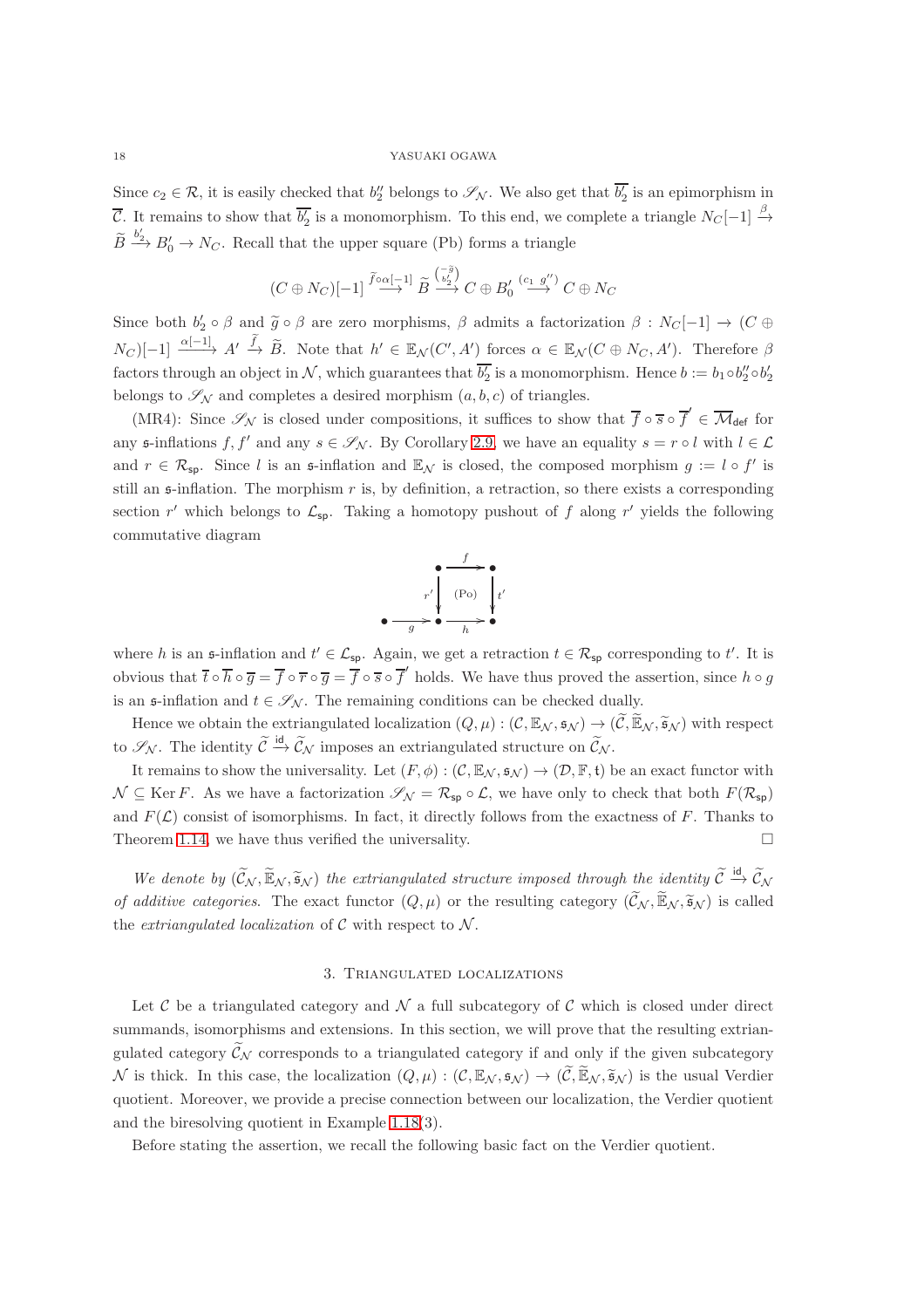Since $c_2 \in \mathcal{R}$, it is easily checked that $b_2''$ belongs to $\mathscr{S}_{\mathcal{N}}$. We also get that $\overline{b_2'}$ is an epimorphism in $\overline{\mathcal{C}}$. It remains to show that $\overline{b_2'}$ is a monomorphism. To this end, we complete a triangle $N_C[-1] \xrightarrow{\beta} \widetilde{B} \xrightarrow{b_2'} B_0' \to N_C$. Recall that the upper square (Pb) forms a triangle

$$(C \oplus N_C)[-1] \xrightarrow{\widetilde{f} \circ \alpha[-1]} \widetilde{B} \xrightarrow{\binom{-\widetilde{g}}{b_2'}} C \oplus B_0' \xrightarrow{(c_1\ g'')} C \oplus N_C$$

Since both $b_2' \circ \beta$ and $\widetilde{g} \circ \beta$ are zero morphisms, $\beta$ admits a factorization $\beta : N_C[-1] \to (C \oplus N_C)[-1] \xrightarrow{\alpha[-1]} A' \xrightarrow{\widetilde{f}} \widetilde{B}$. Note that $h' \in \mathbb{E}_{\mathcal{N}}(C', A')$ forces $\alpha \in \mathbb{E}_{\mathcal{N}}(C \oplus N_C, A')$. Therefore $\beta$ factors through an object in $\mathcal{N}$, which guarantees that $\overline{b_2'}$ is a monomorphism. Hence $b := b_1 \circ b_2'' \circ b_2'$ belongs to $\mathscr{S}_{\mathcal{N}}$ and completes a desired morphism $(a, b, c)$ of triangles.

(MR4): Since $\mathscr{S}_{\mathcal{N}}$ is closed under compositions, it suffices to show that $\overline{f} \circ \overline{s} \circ \overline{f}' \in \overline{\mathcal{M}}_{\mathsf{def}}$ for any $\mathfrak{s}$-inflations $f, f'$ and any $s \in \mathscr{S}_{\mathcal{N}}$. By Corollary 2.9, we have an equality $s = r \circ l$ with $l \in \mathcal{L}$ and $r \in \mathcal{R}_{\mathsf{sp}}$. Since $l$ is an $\mathfrak{s}$-inflation and $\mathbb{E}_{\mathcal{N}}$ is closed, the composed morphism $g := l \circ f'$ is still an $\mathfrak{s}$-inflation. The morphism $r$ is, by definition, a retraction, so there exists a corresponding section $r'$ which belongs to $\mathcal{L}_{\mathsf{sp}}$. Taking a homotopy pushout of $f$ along $r'$ yields the following commutative diagram

$$\begin{array}{ccccc} & & \bullet & \xrightarrow{f} & \bullet \\ & & {\scriptstyle r'}\downarrow & \text{(Po)} & \downarrow{\scriptstyle t'} \\ \bullet & \xrightarrow{g} & \bullet & \xrightarrow{h} & \bullet \end{array}$$

where $h$ is an $\mathfrak{s}$-inflation and $t' \in \mathcal{L}_{\mathsf{sp}}$. Again, we get a retraction $t \in \mathcal{R}_{\mathsf{sp}}$ corresponding to $t'$. It is obvious that $\overline{t} \circ \overline{h} \circ \overline{g} = \overline{f} \circ \overline{r} \circ \overline{g} = \overline{f} \circ \overline{s} \circ \overline{f}'$ holds. We have thus proved the assertion, since $h \circ g$ is an $\mathfrak{s}$-inflation and $t \in \mathscr{S}_{\mathcal{N}}$. The remaining conditions can be checked dually.

Hence we obtain the extriangulated localization $(Q, \mu) : (\mathcal{C}, \mathbb{E}_{\mathcal{N}}, \mathfrak{s}_{\mathcal{N}}) \to (\widetilde{\mathcal{C}}, \widetilde{\mathbb{E}}_{\mathcal{N}}, \widetilde{\mathfrak{s}}_{\mathcal{N}})$ with respect to $\mathscr{S}_{\mathcal{N}}$. The identity $\widetilde{\mathcal{C}} \xrightarrow{\mathsf{id}} \widetilde{\mathcal{C}}_{\mathcal{N}}$ imposes an extriangulated structure on $\widetilde{\mathcal{C}}_{\mathcal{N}}$.

It remains to show the universality. Let $(F, \phi) : (\mathcal{C}, \mathbb{E}_{\mathcal{N}}, \mathfrak{s}_{\mathcal{N}}) \to (\mathcal{D}, \mathbb{F}, \mathfrak{t})$ be an exact functor with $\mathcal{N} \subseteq \operatorname{Ker} F$. As we have a factorization $\mathscr{S}_{\mathcal{N}} = \mathcal{R}_{\mathsf{sp}} \circ \mathcal{L}$, we have only to check that both $F(\mathcal{R}_{\mathsf{sp}})$ and $F(\mathcal{L})$ consist of isomorphisms. In fact, it directly follows from the exactness of $F$. Thanks to Theorem 1.14, we have thus verified the universality. $\square$

*We denote by $(\widetilde{\mathcal{C}}_{\mathcal{N}}, \widetilde{\mathbb{E}}_{\mathcal{N}}, \widetilde{\mathfrak{s}}_{\mathcal{N}})$ the extriangulated structure imposed through the identity $\widetilde{\mathcal{C}} \xrightarrow{\mathsf{id}} \widetilde{\mathcal{C}}_{\mathcal{N}}$ of additive categories.* The exact functor $(Q, \mu)$ or the resulting category $(\widetilde{\mathcal{C}}_{\mathcal{N}}, \widetilde{\mathbb{E}}_{\mathcal{N}}, \widetilde{\mathfrak{s}}_{\mathcal{N}})$ is called the *extriangulated localization* of $\mathcal{C}$ with respect to $\mathcal{N}$.

## 3. Triangulated localizations

Let $\mathcal{C}$ be a triangulated category and $\mathcal{N}$ a full subcategory of $\mathcal{C}$ which is closed under direct summands, isomorphisms and extensions. In this section, we will prove that the resulting extriangulated category $\widetilde{\mathcal{C}}_{\mathcal{N}}$ corresponds to a triangulated category if and only if the given subcategory $\mathcal{N}$ is thick. In this case, the localization $(Q, \mu) : (\mathcal{C}, \mathbb{E}_{\mathcal{N}}, \mathfrak{s}_{\mathcal{N}}) \to (\widetilde{\mathcal{C}}, \widetilde{\mathbb{E}}_{\mathcal{N}}, \widetilde{\mathfrak{s}}_{\mathcal{N}})$ is the usual Verdier quotient. Moreover, we provide a precise connection between our localization, the Verdier quotient and the biresolving quotient in Example 1.18(3).

Before stating the assertion, we recall the following basic fact on the Verdier quotient.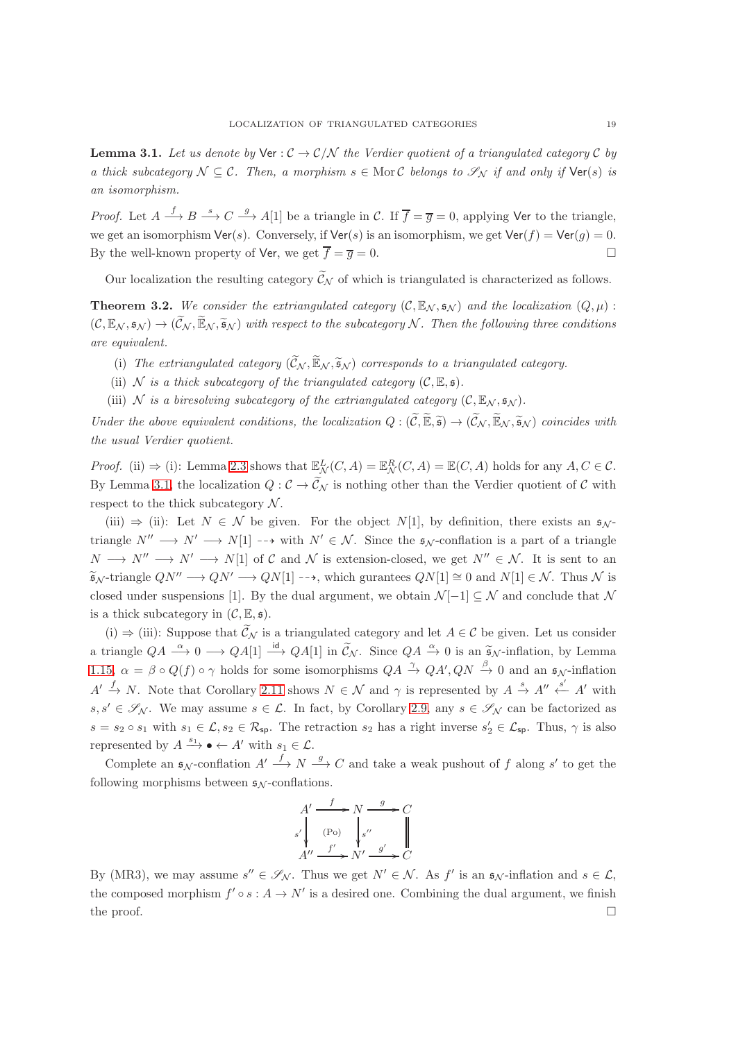**Lemma 3.1.** *Let us denote by* $\mathsf{Ver} : \mathcal{C} \to \mathcal{C}/\mathcal{N}$ *the Verdier quotient of a triangulated category* $\mathcal{C}$ *by a thick subcategory* $\mathcal{N} \subseteq \mathcal{C}$*. Then, a morphism* $s \in \operatorname{Mor}\mathcal{C}$ *belongs to* $\mathscr{S}_\mathcal{N}$ *if and only if* $\mathsf{Ver}(s)$ *is an isomorphism.*

*Proof.* Let $A \xrightarrow{f} B \xrightarrow{s} C \xrightarrow{g} A[1]$ be a triangle in $\mathcal{C}$. If $\overline{f} = \overline{g} = 0$, applying $\mathsf{Ver}$ to the triangle, we get an isomorphism $\mathsf{Ver}(s)$. Conversely, if $\mathsf{Ver}(s)$ is an isomorphism, we get $\mathsf{Ver}(f) = \mathsf{Ver}(g) = 0$. By the well-known property of $\mathsf{Ver}$, we get $\overline{f} = \overline{g} = 0$. □

Our localization the resulting category $\widetilde{\mathcal{C}}_\mathcal{N}$ of which is triangulated is characterized as follows.

**Theorem 3.2.** *We consider the extriangulated category* $(\mathcal{C}, \mathbb{E}_\mathcal{N}, \mathfrak{s}_\mathcal{N})$ *and the localization* $(Q, \mu) : (\mathcal{C}, \mathbb{E}_\mathcal{N}, \mathfrak{s}_\mathcal{N}) \to (\widetilde{\mathcal{C}}_\mathcal{N}, \widetilde{\mathbb{E}}_\mathcal{N}, \widetilde{\mathfrak{s}}_\mathcal{N})$ *with respect to the subcategory* $\mathcal{N}$*. Then the following three conditions are equivalent.*

- (i) *The extriangulated category* $(\widetilde{\mathcal{C}}_\mathcal{N}, \widetilde{\mathbb{E}}_\mathcal{N}, \widetilde{\mathfrak{s}}_\mathcal{N})$ *corresponds to a triangulated category.*
- (ii) $\mathcal{N}$ *is a thick subcategory of the triangulated category* $(\mathcal{C}, \mathbb{E}, \mathfrak{s})$*.*
- (iii) $\mathcal{N}$ *is a biresolving subcategory of the extriangulated category* $(\mathcal{C}, \mathbb{E}_\mathcal{N}, \mathfrak{s}_\mathcal{N})$*.*

*Under the above equivalent conditions, the localization* $Q : (\widetilde{\mathcal{C}}, \widetilde{\mathbb{E}}, \widetilde{\mathfrak{s}}) \to (\widetilde{\mathcal{C}}_\mathcal{N}, \widetilde{\mathbb{E}}_\mathcal{N}, \widetilde{\mathfrak{s}}_\mathcal{N})$ *coincides with the usual Verdier quotient.*

*Proof.* (ii) ⇒ (i): Lemma 2.3 shows that $\mathbb{E}^L_\mathcal{N}(C, A) = \mathbb{E}^R_\mathcal{N}(C, A) = \mathbb{E}(C, A)$ holds for any $A, C \in \mathcal{C}$. By Lemma 3.1, the localization $Q : \mathcal{C} \to \widetilde{\mathcal{C}}_\mathcal{N}$ is nothing other than the Verdier quotient of $\mathcal{C}$ with respect to the thick subcategory $\mathcal{N}$.

(iii) ⇒ (ii): Let $N \in \mathcal{N}$ be given. For the object $N[1]$, by definition, there exists an $\mathfrak{s}_\mathcal{N}$-triangle $N'' \longrightarrow N' \longrightarrow N[1] \dashrightarrow$ with $N' \in \mathcal{N}$. Since the $\mathfrak{s}_\mathcal{N}$-conflation is a part of a triangle $N \longrightarrow N'' \longrightarrow N' \longrightarrow N[1]$ of $\mathcal{C}$ and $\mathcal{N}$ is extension-closed, we get $N'' \in \mathcal{N}$. It is sent to an $\widetilde{\mathfrak{s}}_\mathcal{N}$-triangle $QN'' \longrightarrow QN' \longrightarrow QN[1] \dashrightarrow$, which gurantees $QN[1] \cong 0$ and $N[1] \in \mathcal{N}$. Thus $\mathcal{N}$ is closed under suspensions [1]. By the dual argument, we obtain $\mathcal{N}[-1] \subseteq \mathcal{N}$ and conclude that $\mathcal{N}$ is a thick subcategory in $(\mathcal{C}, \mathbb{E}, \mathfrak{s})$.

(i) ⇒ (iii): Suppose that $\widetilde{\mathcal{C}}_\mathcal{N}$ is a triangulated category and let $A \in \mathcal{C}$ be given. Let us consider a triangle $QA \xrightarrow{\alpha} 0 \longrightarrow QA[1] \xrightarrow{\mathsf{id}} QA[1]$ in $\widetilde{\mathcal{C}}_\mathcal{N}$. Since $QA \xrightarrow{\alpha} 0$ is an $\widetilde{\mathfrak{s}}_\mathcal{N}$-inflation, by Lemma 1.15, $\alpha = \beta \circ Q(f) \circ \gamma$ holds for some isomorphisms $QA \xrightarrow{\gamma} QA', QN \xrightarrow{\beta} 0$ and an $\mathfrak{s}_\mathcal{N}$-inflation $A' \xrightarrow{f} N$. Note that Corollary 2.11 shows $N \in \mathcal{N}$ and $\gamma$ is represented by $A \xrightarrow{s} A'' \xleftarrow{s'} A'$ with $s, s' \in \mathscr{S}_\mathcal{N}$. We may assume $s \in \mathcal{L}$. In fact, by Corollary 2.9, any $s \in \mathscr{S}_\mathcal{N}$ can be factorized as $s = s_2 \circ s_1$ with $s_1 \in \mathcal{L}, s_2 \in \mathcal{R}_{\mathsf{sp}}$. The retraction $s_2$ has a right inverse $s_2' \in \mathcal{L}_{\mathsf{sp}}$. Thus, $\gamma$ is also represented by $A \xrightarrow{s_1} \bullet \leftarrow A'$ with $s_1 \in \mathcal{L}$.

Complete an $\mathfrak{s}_\mathcal{N}$-conflation $A' \xrightarrow{f} N \xrightarrow{g} C$ and take a weak pushout of $f$ along $s'$ to get the following morphisms between $\mathfrak{s}_\mathcal{N}$-conflations.

$$
\begin{array}{ccccc}
A' & \xrightarrow{f} & N & \xrightarrow{g} & C \\
{\scriptstyle s'}\downarrow & \text{(Po)} & \downarrow{\scriptstyle s''} & & \| \\
A'' & \xrightarrow{f'} & N' & \xrightarrow{g'} & C
\end{array}
$$

By (MR3), we may assume $s'' \in \mathscr{S}_\mathcal{N}$. Thus we get $N' \in \mathcal{N}$. As $f'$ is an $\mathfrak{s}_\mathcal{N}$-inflation and $s \in \mathcal{L}$, the composed morphism $f' \circ s : A \to N'$ is a desired one. Combining the dual argument, we finish the proof. □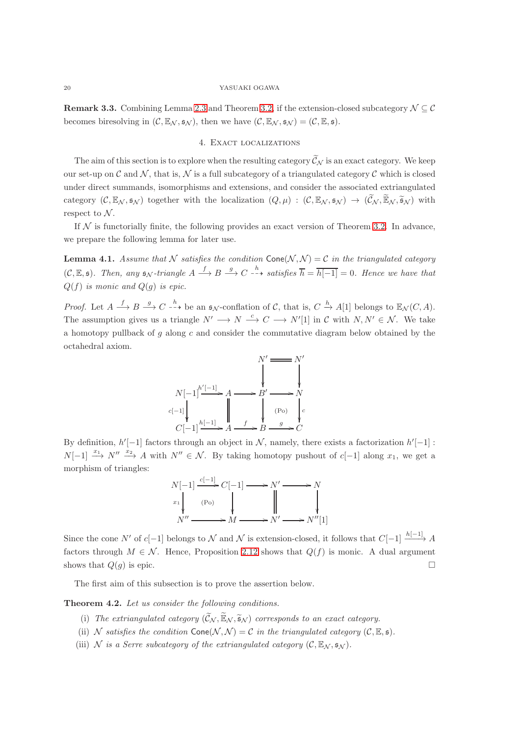**Remark 3.3.** Combining Lemma 2.3 and Theorem 3.2, if the extension-closed subcategory $\mathcal{N} \subseteq \mathcal{C}$ becomes biresolving in $(\mathcal{C}, \mathbb{E}_{\mathcal{N}}, \mathfrak{s}_{\mathcal{N}})$, then we have $(\mathcal{C}, \mathbb{E}_{\mathcal{N}}, \mathfrak{s}_{\mathcal{N}}) = (\mathcal{C}, \mathbb{E}, \mathfrak{s})$.

## 4. Exact localizations

The aim of this section is to explore when the resulting category $\widetilde{\mathcal{C}}_{\mathcal{N}}$ is an exact category. We keep our set-up on $\mathcal{C}$ and $\mathcal{N}$, that is, $\mathcal{N}$ is a full subcategory of a triangulated category $\mathcal{C}$ which is closed under direct summands, isomorphisms and extensions, and consider the associated extriangulated category $(\mathcal{C}, \mathbb{E}_{\mathcal{N}}, \mathfrak{s}_{\mathcal{N}})$ together with the localization $(Q, \mu) : (\mathcal{C}, \mathbb{E}_{\mathcal{N}}, \mathfrak{s}_{\mathcal{N}}) \to (\widetilde{\mathcal{C}}_{\mathcal{N}}, \widetilde{\mathbb{E}}_{\mathcal{N}}, \widetilde{\mathfrak{s}}_{\mathcal{N}})$ with respect to $\mathcal{N}$.

If $\mathcal{N}$ is functorially finite, the following provides an exact version of Theorem 3.2. In advance, we prepare the following lemma for later use.

**Lemma 4.1.** *Assume that $\mathcal{N}$ satisfies the condition $\mathsf{Cone}(\mathcal{N}, \mathcal{N}) = \mathcal{C}$ in the triangulated category $(\mathcal{C}, \mathbb{E}, \mathfrak{s})$. Then, any $\mathfrak{s}_{\mathcal{N}}$-triangle $A \xrightarrow{f} B \xrightarrow{g} C \overset{h}{\dashrightarrow}$ satisfies $\overline{h} = \overline{h[-1]} = 0$. Hence we have that $Q(f)$ is monic and $Q(g)$ is epic.*

*Proof.* Let $A \xrightarrow{f} B \xrightarrow{g} C \overset{h}{\dashrightarrow}$ be an $\mathfrak{s}_{\mathcal{N}}$-conflation of $\mathcal{C}$, that is, $C \xrightarrow{h} A[1]$ belongs to $\mathbb{E}_{\mathcal{N}}(C, A)$. The assumption gives us a triangle $N' \longrightarrow N \xrightarrow{c} C \longrightarrow N'[1]$ in $\mathcal{C}$ with $N, N' \in \mathcal{N}$. We take a homotopy pullback of $g$ along $c$ and consider the commutative diagram below obtained by the octahedral axiom.

$$\begin{array}{ccccccc}
 & & & & N' & = & N' \\
 & & & & \downarrow & & \downarrow \\
N[-1] & \xrightarrow{h'[-1]} & A & \longrightarrow & B' & \longrightarrow & N \\
\downarrow{\scriptstyle c[-1]} & & \| & & \downarrow & \text{(Po)} & \downarrow{\scriptstyle c} \\
C[-1] & \xrightarrow{h[-1]} & A & \xrightarrow{f} & B & \xrightarrow{g} & C
\end{array}$$

By definition, $h'[-1]$ factors through an object in $\mathcal{N}$, namely, there exists a factorization $h'[-1] : N[-1] \xrightarrow{x_1} N'' \xrightarrow{x_2} A$ with $N'' \in \mathcal{N}$. By taking homotopy pushout of $c[-1]$ along $x_1$, we get a morphism of triangles:

$$\begin{array}{ccccccc}
N[-1] & \xrightarrow{c[-1]} & C[-1] & \longrightarrow & N' & \longrightarrow & N \\
\downarrow{\scriptstyle x_1} & \text{(Po)} & \downarrow & & \| & & \downarrow \\
N'' & \longrightarrow & M & \longrightarrow & N' & \longrightarrow & N''[1]
\end{array}$$

Since the cone $N'$ of $c[-1]$ belongs to $\mathcal{N}$ and $\mathcal{N}$ is extension-closed, it follows that $C[-1] \xrightarrow{h[-1]} A$ factors through $M \in \mathcal{N}$. Hence, Proposition 2.12 shows that $Q(f)$ is monic. A dual argument shows that $Q(g)$ is epic. $\square$

The first aim of this subsection is to prove the assertion below.

**Theorem 4.2.** *Let us consider the following conditions.*

- (i) *The extriangulated category $(\widetilde{\mathcal{C}}_{\mathcal{N}}, \widetilde{\mathbb{E}}_{\mathcal{N}}, \widetilde{\mathfrak{s}}_{\mathcal{N}})$ corresponds to an exact category.*
- (ii) *$\mathcal{N}$ satisfies the condition $\mathsf{Cone}(\mathcal{N}, \mathcal{N}) = \mathcal{C}$ in the triangulated category $(\mathcal{C}, \mathbb{E}, \mathfrak{s})$.*
- (iii) *$\mathcal{N}$ is a Serre subcategory of the extriangulated category $(\mathcal{C}, \mathbb{E}_{\mathcal{N}}, \mathfrak{s}_{\mathcal{N}})$.*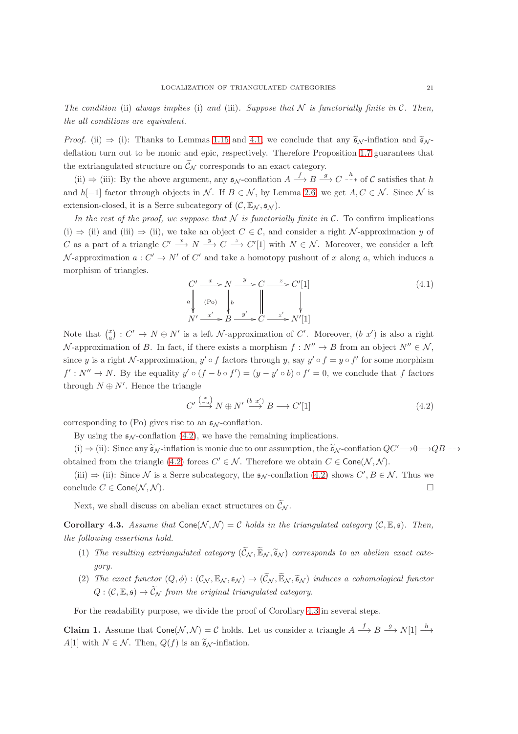*The condition* (ii) *always implies* (i) *and* (iii). *Suppose that $\mathcal{N}$ is functorially finite in $\mathcal{C}$. Then, the all conditions are equivalent.*

*Proof.* (ii) $\Rightarrow$ (i): Thanks to Lemmas 1.15 and 4.1, we conclude that any $\widetilde{\mathfrak{s}}_{\mathcal{N}}$-inflation and $\widetilde{\mathfrak{s}}_{\mathcal{N}}$-deflation turn out to be monic and epic, respectively. Therefore Proposition 1.7 guarantees that the extriangulated structure on $\widetilde{\mathcal{C}}_{\mathcal{N}}$ corresponds to an exact category.

(ii) $\Rightarrow$ (iii): By the above argument, any $\mathfrak{s}_{\mathcal{N}}$-conflation $A \xrightarrow{f} B \xrightarrow{g} C \overset{h}{\dashrightarrow}$ of $\mathcal{C}$ satisfies that $h$ and $h[-1]$ factor through objects in $\mathcal{N}$. If $B \in \mathcal{N}$, by Lemma 2.6, we get $A, C \in \mathcal{N}$. Since $\mathcal{N}$ is extension-closed, it is a Serre subcategory of $(\mathcal{C}, \mathbb{E}_{\mathcal{N}}, \mathfrak{s}_{\mathcal{N}})$.

*In the rest of the proof, we suppose that $\mathcal{N}$ is functorially finite in $\mathcal{C}$.* To confirm implications (i) $\Rightarrow$ (ii) and (iii) $\Rightarrow$ (ii), we take an object $C \in \mathcal{C}$, and consider a right $\mathcal{N}$-approximation $y$ of $C$ as a part of a triangle $C' \xrightarrow{x} N \xrightarrow{y} C \xrightarrow{z} C'[1]$ with $N \in \mathcal{N}$. Moreover, we consider a left $\mathcal{N}$-approximation $a : C' \to N'$ of $C'$ and take a homotopy pushout of $x$ along $a$, which induces a morphism of triangles.

$$\begin{array}{ccccccc}
C' & \xrightarrow{x} & N & \xrightarrow{y} & C & \xrightarrow{z} & C'[1] \\
{\scriptstyle a}\downarrow & \text{(Po)} & \downarrow{\scriptstyle b} & & \| & & \downarrow \\
N' & \xrightarrow{x'} & B & \xrightarrow{y'} & C & \xrightarrow{z'} & N'[1]
\end{array} \tag{4.1}$$

Note that $\binom{x}{a} : C' \to N \oplus N'$ is a left $\mathcal{N}$-approximation of $C'$. Moreover, $(b\ x')$ is also a right $\mathcal{N}$-approximation of $B$. In fact, if there exists a morphism $f : N'' \to B$ from an object $N'' \in \mathcal{N}$, since $y$ is a right $\mathcal{N}$-approximation, $y' \circ f$ factors through $y$, say $y' \circ f = y \circ f'$ for some morphism $f' : N'' \to N$. By the equality $y' \circ (f - b \circ f') = (y - y' \circ b) \circ f' = 0$, we conclude that $f$ factors through $N \oplus N'$. Hence the triangle

$$C' \xrightarrow{\binom{x}{-a}} N \oplus N' \xrightarrow{(b\ x')} B \longrightarrow C'[1] \tag{4.2}$$

corresponding to (Po) gives rise to an $\mathfrak{s}_{\mathcal{N}}$-conflation.

By using the $\mathfrak{s}_{\mathcal{N}}$-conflation (4.2), we have the remaining implications.

(i) $\Rightarrow$ (ii): Since any $\widetilde{\mathfrak{s}}_{\mathcal{N}}$-inflation is monic due to our assumption, the $\widetilde{\mathfrak{s}}_{\mathcal{N}}$-conflation $QC' \longrightarrow 0 \longrightarrow QB \dashrightarrow$ obtained from the triangle (4.2) forces $C' \in \mathcal{N}$. Therefore we obtain $C \in \mathsf{Cone}(\mathcal{N}, \mathcal{N})$.

(iii) $\Rightarrow$ (ii): Since $\mathcal{N}$ is a Serre subcategory, the $\mathfrak{s}_{\mathcal{N}}$-conflation (4.2) shows $C', B \in \mathcal{N}$. Thus we conclude $C \in \mathsf{Cone}(\mathcal{N}, \mathcal{N})$. $\square$

Next, we shall discuss on abelian exact structures on $\widetilde{\mathcal{C}}_{\mathcal{N}}$.

**Corollary 4.3.** *Assume that $\mathsf{Cone}(\mathcal{N}, \mathcal{N}) = \mathcal{C}$ holds in the triangulated category $(\mathcal{C}, \mathbb{E}, \mathfrak{s})$. Then, the following assertions hold.*

(1) *The resulting extriangulated category $(\widetilde{\mathcal{C}}_{\mathcal{N}}, \widetilde{\mathbb{E}}_{\mathcal{N}}, \widetilde{\mathfrak{s}}_{\mathcal{N}})$ corresponds to an abelian exact category.*

(2) *The exact functor $(Q, \phi) : (\mathcal{C}_{\mathcal{N}}, \mathbb{E}_{\mathcal{N}}, \mathfrak{s}_{\mathcal{N}}) \to (\widetilde{\mathcal{C}}_{\mathcal{N}}, \widetilde{\mathbb{E}}_{\mathcal{N}}, \widetilde{\mathfrak{s}}_{\mathcal{N}})$ induces a cohomological functor $Q : (\mathcal{C}, \mathbb{E}, \mathfrak{s}) \to \widetilde{\mathcal{C}}_{\mathcal{N}}$ from the original triangulated category.*

For the readability purpose, we divide the proof of Corollary 4.3 in several steps.

**Claim 1.** Assume that $\mathsf{Cone}(\mathcal{N}, \mathcal{N}) = \mathcal{C}$ holds. Let us consider a triangle $A \xrightarrow{f} B \xrightarrow{g} N[1] \xrightarrow{h} A[1]$ with $N \in \mathcal{N}$. Then, $Q(f)$ is an $\widetilde{\mathfrak{s}}_{\mathcal{N}}$-inflation.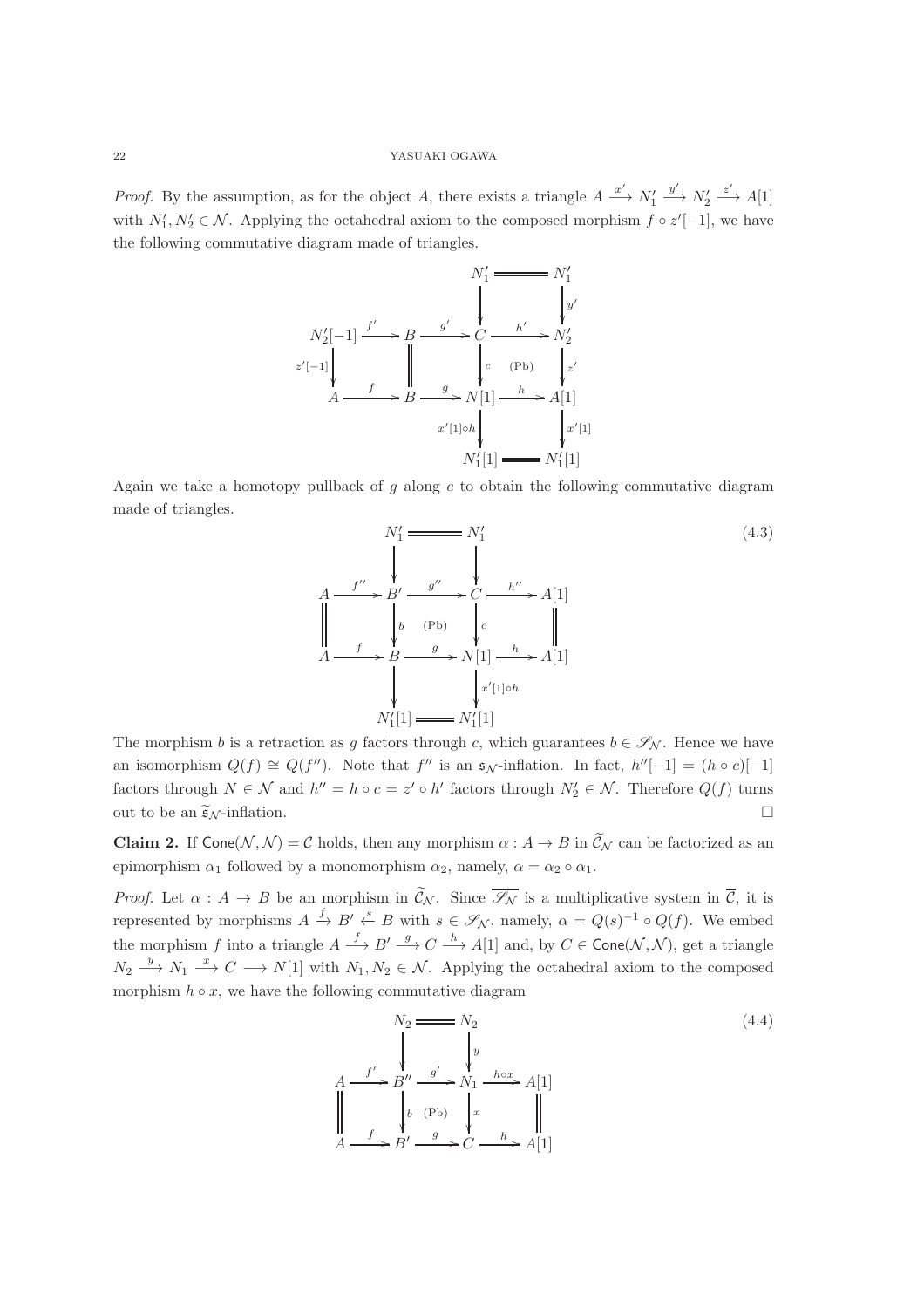*Proof.* By the assumption, as for the object $A$, there exists a triangle $A \xrightarrow{x'} N_1' \xrightarrow{y'} N_2' \xrightarrow{z'} A[1]$ with $N_1', N_2' \in \mathcal{N}$. Applying the octahedral axiom to the composed morphism $f \circ z'[-1]$, we have the following commutative diagram made of triangles.

$$
\begin{array}{ccccccc}
 & & & & N_1' & = & N_1' \\
 & & & & \downarrow & & \downarrow{\scriptstyle y'} \\
N_2'[-1] & \xrightarrow{f'} & B & \xrightarrow{g'} & C & \xrightarrow{h'} & N_2' \\
\downarrow{\scriptstyle z'[-1]} & & \| & & \downarrow{\scriptstyle c} \quad \text{(Pb)} & & \downarrow{\scriptstyle z'} \\
A & \xrightarrow{f} & B & \xrightarrow{g} & N[1] & \xrightarrow{h} & A[1] \\
 & & & & \downarrow{\scriptstyle x'[1]\circ h} & & \downarrow{\scriptstyle x'[1]} \\
 & & & & N_1'[1] & = & N_1'[1]
\end{array}
$$

Again we take a homotopy pullback of $g$ along $c$ to obtain the following commutative diagram made of triangles.

$$
\begin{array}{ccccccc}
 & & N_1' & = & N_1' & & \\
 & & \downarrow & & \downarrow & & \\
A & \xrightarrow{f''} & B' & \xrightarrow{g''} & C & \xrightarrow{h''} & A[1] \\
\| & & \downarrow{\scriptstyle b} \quad \text{(Pb)} & & \downarrow{\scriptstyle c} & & \| \\
A & \xrightarrow{f} & B & \xrightarrow{g} & N[1] & \xrightarrow{h} & A[1] \\
 & & \downarrow & & \downarrow{\scriptstyle x'[1]\circ h} & & \\
 & & N_1'[1] & = & N_1'[1] & &
\end{array}
\tag{4.3}
$$

The morphism $b$ is a retraction as $g$ factors through $c$, which guarantees $b \in \mathscr{S}_{\mathcal{N}}$. Hence we have an isomorphism $Q(f) \cong Q(f'')$. Note that $f''$ is an $\mathfrak{s}_{\mathcal{N}}$-inflation. In fact, $h''[-1] = (h \circ c)[-1]$ factors through $N \in \mathcal{N}$ and $h'' = h \circ c = z' \circ h'$ factors through $N_2' \in \mathcal{N}$. Therefore $Q(f)$ turns out to be an $\widetilde{\mathfrak{s}}_{\mathcal{N}}$-inflation. $\square$

**Claim 2.** If $\mathsf{Cone}(\mathcal{N}, \mathcal{N}) = \mathcal{C}$ holds, then any morphism $\alpha : A \to B$ in $\widetilde{\mathcal{C}}_{\mathcal{N}}$ can be factorized as an epimorphism $\alpha_1$ followed by a monomorphism $\alpha_2$, namely, $\alpha = \alpha_2 \circ \alpha_1$.

*Proof.* Let $\alpha : A \to B$ be an morphism in $\widetilde{\mathcal{C}}_{\mathcal{N}}$. Since $\overline{\mathscr{S}_{\mathcal{N}}}$ is a multiplicative system in $\overline{\mathcal{C}}$, it is represented by morphisms $A \xrightarrow{f} B' \xleftarrow{s} B$ with $s \in \mathscr{S}_{\mathcal{N}}$, namely, $\alpha = Q(s)^{-1} \circ Q(f)$. We embed the morphism $f$ into a triangle $A \xrightarrow{f} B' \xrightarrow{g} C \xrightarrow{h} A[1]$ and, by $C \in \mathsf{Cone}(\mathcal{N}, \mathcal{N})$, get a triangle $N_2 \xrightarrow{y} N_1 \xrightarrow{x} C \longrightarrow N[1]$ with $N_1, N_2 \in \mathcal{N}$. Applying the octahedral axiom to the composed morphism $h \circ x$, we have the following commutative diagram

$$
\begin{array}{ccccccc}
 & & N_2 & = & N_2 & & \\
 & & \downarrow & & \downarrow{\scriptstyle y} & & \\
A & \xrightarrow{f'} & B'' & \xrightarrow{g'} & N_1 & \xrightarrow{h\circ x} & A[1] \\
\| & & \downarrow{\scriptstyle b} \quad \text{(Pb)} & & \downarrow{\scriptstyle x} & & \| \\
A & \xrightarrow{f} & B' & \xrightarrow{g} & C & \xrightarrow{h} & A[1]
\end{array}
\tag{4.4}
$$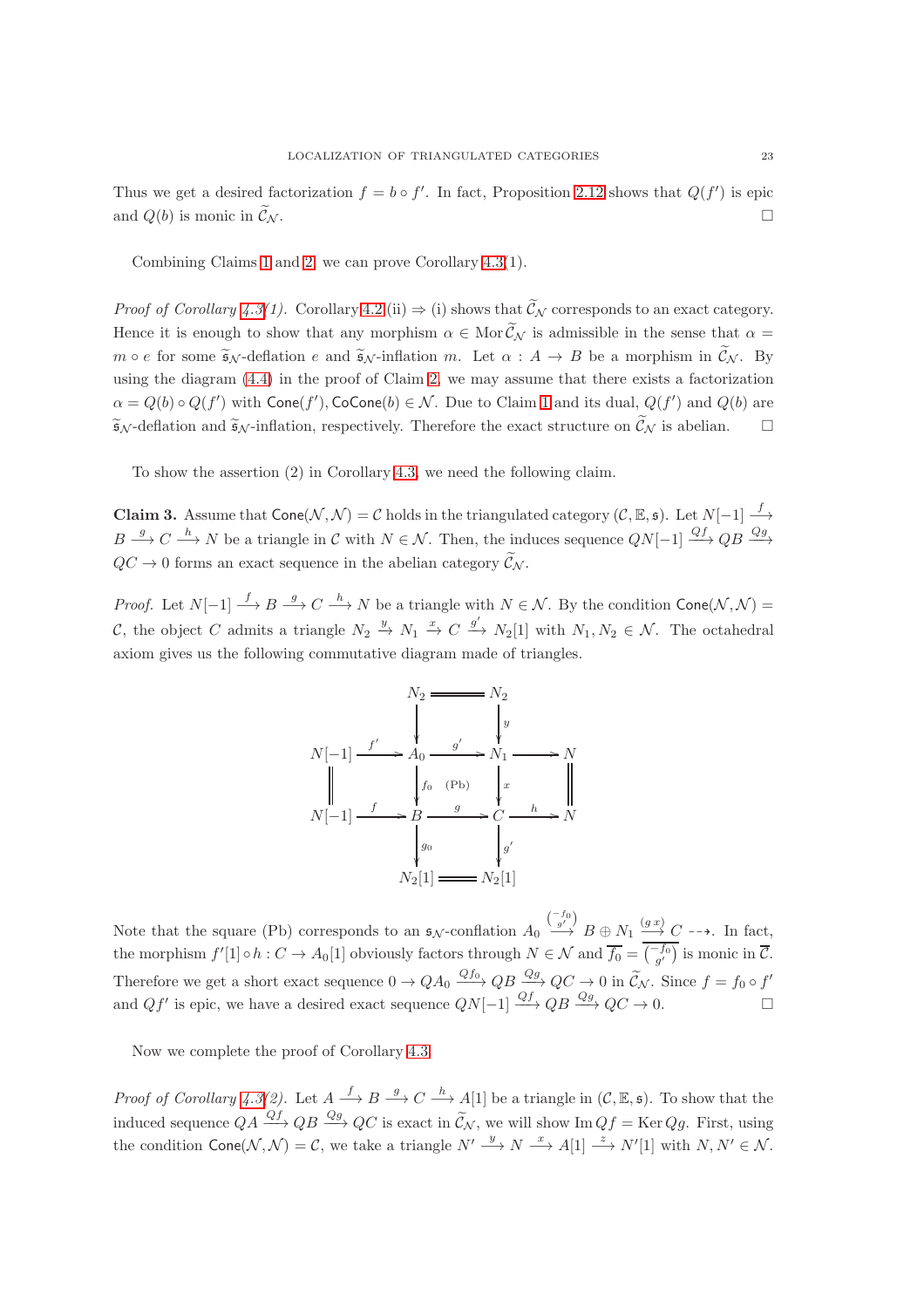Thus we get a desired factorization $f = b \circ f'$. In fact, Proposition 2.12 shows that $Q(f')$ is epic and $Q(b)$ is monic in $\widetilde{\mathcal{C}}_{\mathcal{N}}$. $\square$

Combining Claims 1 and 2, we can prove Corollary 4.3(1).

*Proof of Corollary 4.3(1).* Corollary 4.2 (ii) $\Rightarrow$ (i) shows that $\widetilde{\mathcal{C}}_{\mathcal{N}}$ corresponds to an exact category. Hence it is enough to show that any morphism $\alpha \in \operatorname{Mor}\widetilde{\mathcal{C}}_{\mathcal{N}}$ is admissible in the sense that $\alpha = m \circ e$ for some $\widetilde{\mathfrak{s}}_{\mathcal{N}}$-deflation $e$ and $\widetilde{\mathfrak{s}}_{\mathcal{N}}$-inflation $m$. Let $\alpha : A \to B$ be a morphism in $\widetilde{\mathcal{C}}_{\mathcal{N}}$. By using the diagram (4.4) in the proof of Claim 2, we may assume that there exists a factorization $\alpha = Q(b) \circ Q(f')$ with $\mathsf{Cone}(f'), \mathsf{CoCone}(b) \in \mathcal{N}$. Due to Claim 1 and its dual, $Q(f')$ and $Q(b)$ are $\widetilde{\mathfrak{s}}_{\mathcal{N}}$-deflation and $\widetilde{\mathfrak{s}}_{\mathcal{N}}$-inflation, respectively. Therefore the exact structure on $\widetilde{\mathcal{C}}_{\mathcal{N}}$ is abelian. $\square$

To show the assertion (2) in Corollary 4.3, we need the following claim.

**Claim 3.** Assume that $\mathsf{Cone}(\mathcal{N}, \mathcal{N}) = \mathcal{C}$ holds in the triangulated category $(\mathcal{C}, \mathbb{E}, \mathfrak{s})$. Let $N[-1] \xrightarrow{f} B \xrightarrow{g} C \xrightarrow{h} N$ be a triangle in $\mathcal{C}$ with $N \in \mathcal{N}$. Then, the induces sequence $QN[-1] \xrightarrow{Qf} QB \xrightarrow{Qg} QC \to 0$ forms an exact sequence in the abelian category $\widetilde{\mathcal{C}}_{\mathcal{N}}$.

*Proof.* Let $N[-1] \xrightarrow{f} B \xrightarrow{g} C \xrightarrow{h} N$ be a triangle with $N \in \mathcal{N}$. By the condition $\mathsf{Cone}(\mathcal{N}, \mathcal{N}) = \mathcal{C}$, the object $C$ admits a triangle $N_2 \xrightarrow{y} N_1 \xrightarrow{x} C \xrightarrow{g'} N_2[1]$ with $N_1, N_2 \in \mathcal{N}$. The octahedral axiom gives us the following commutative diagram made of triangles.

$$\begin{array}{ccccccc}
 & & N_2 & = & N_2 & & \\
 & & \downarrow & & \downarrow{\scriptstyle y} & & \\
N[-1] & \xrightarrow{f'} & A_0 & \xrightarrow{g'} & N_1 & \longrightarrow & N \\
\| & & \downarrow{\scriptstyle f_0} & \text{(Pb)} & \downarrow{\scriptstyle x} & & \| \\
N[-1] & \xrightarrow{f} & B & \xrightarrow{g} & C & \xrightarrow{h} & N \\
 & & \downarrow{\scriptstyle g_0} & & \downarrow{\scriptstyle g'} & & \\
 & & N_2[1] & = & N_2[1] & &
\end{array}$$

Note that the square (Pb) corresponds to an $\mathfrak{s}_{\mathcal{N}}$-conflation $A_0 \xrightarrow{\binom{-f_0}{g'}} B \oplus N_1 \xrightarrow{(g\ x)} C \dashrightarrow$. In fact, the morphism $f'[1] \circ h : C \to A_0[1]$ obviously factors through $N \in \mathcal{N}$ and $\overline{f_0} = \overline{\binom{-f_0}{g'}}$ is monic in $\overline{\mathcal{C}}$. Therefore we get a short exact sequence $0 \to QA_0 \xrightarrow{Qf_0} QB \xrightarrow{Qg} QC \to 0$ in $\widetilde{\mathcal{C}}_{\mathcal{N}}$. Since $f = f_0 \circ f'$ and $Qf'$ is epic, we have a desired exact sequence $QN[-1] \xrightarrow{Qf} QB \xrightarrow{Qg} QC \to 0$. $\square$

Now we complete the proof of Corollary 4.3.

*Proof of Corollary 4.3(2).* Let $A \xrightarrow{f} B \xrightarrow{g} C \xrightarrow{h} A[1]$ be a triangle in $(\mathcal{C}, \mathbb{E}, \mathfrak{s})$. To show that the induced sequence $QA \xrightarrow{Qf} QB \xrightarrow{Qg} QC$ is exact in $\widetilde{\mathcal{C}}_{\mathcal{N}}$, we will show $\operatorname{Im} Qf = \operatorname{Ker} Qg$. First, using the condition $\mathsf{Cone}(\mathcal{N}, \mathcal{N}) = \mathcal{C}$, we take a triangle $N' \xrightarrow{y} N \xrightarrow{x} A[1] \xrightarrow{z} N'[1]$ with $N, N' \in \mathcal{N}$.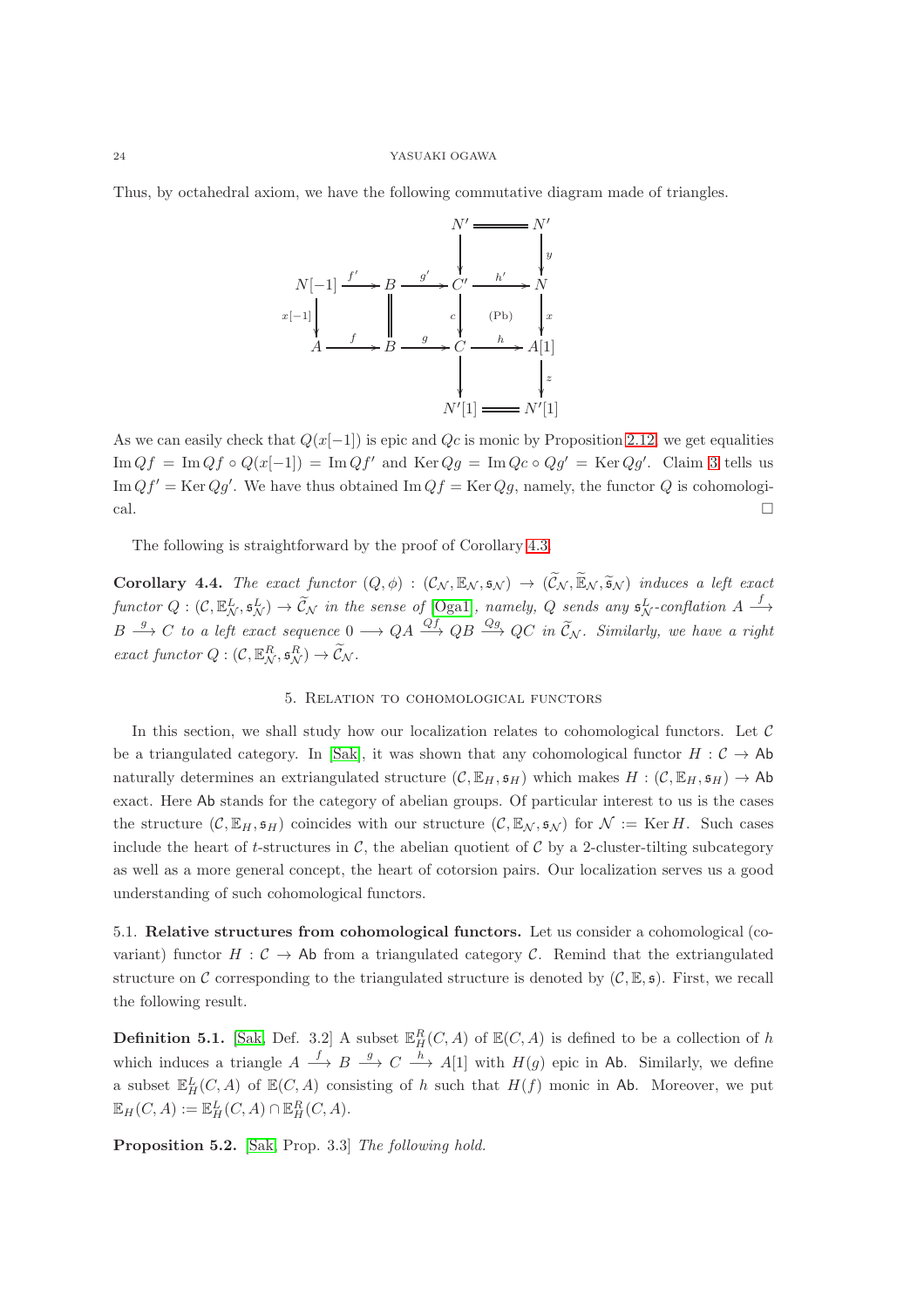Thus, by octahedral axiom, we have the following commutative diagram made of triangles.

$$
\begin{array}{ccccccc}
 & & & & N' & = & N' \\
 & & & & \downarrow & & \downarrow{\scriptstyle y} \\
N[-1] & \xrightarrow{f'} & B & \xrightarrow{g'} & C' & \xrightarrow{h'} & N \\
{\scriptstyle x[-1]}\downarrow & & \| & & {\scriptstyle c}\downarrow & \text{(Pb)} & \downarrow{\scriptstyle x} \\
A & \xrightarrow{f} & B & \xrightarrow{g} & C & \xrightarrow{h} & A[1] \\
 & & & & \downarrow & & \downarrow{\scriptstyle z} \\
 & & & & N'[1] & = & N'[1]
\end{array}
$$

As we can easily check that $Q(x[-1])$ is epic and $Qc$ is monic by Proposition 2.12, we get equalities $\operatorname{Im} Qf = \operatorname{Im} Qf \circ Q(x[-1]) = \operatorname{Im} Qf'$ and $\operatorname{Ker} Qg = \operatorname{Im} Qc \circ Qg' = \operatorname{Ker} Qg'$. Claim 3 tells us $\operatorname{Im} Qf' = \operatorname{Ker} Qg'$. We have thus obtained $\operatorname{Im} Qf = \operatorname{Ker} Qg$, namely, the functor $Q$ is cohomological. □

The following is straightforward by the proof of Corollary 4.3.

**Corollary 4.4.** *The exact functor $(Q, \phi) : (\mathcal{C}_{\mathcal{N}}, \mathbb{E}_{\mathcal{N}}, \mathfrak{s}_{\mathcal{N}}) \to (\widetilde{\mathcal{C}}_{\mathcal{N}}, \widetilde{\mathbb{E}}_{\mathcal{N}}, \widetilde{\mathfrak{s}}_{\mathcal{N}})$ induces a left exact functor $Q : (\mathcal{C}, \mathbb{E}^L_{\mathcal{N}}, \mathfrak{s}^L_{\mathcal{N}}) \to \widetilde{\mathcal{C}}_{\mathcal{N}}$ in the sense of [Oga1], namely, $Q$ sends any $\mathfrak{s}^L_{\mathcal{N}}$-conflation $A \xrightarrow{f} B \xrightarrow{g} C$ to a left exact sequence $0 \longrightarrow QA \xrightarrow{Qf} QB \xrightarrow{Qg} QC$ in $\widetilde{\mathcal{C}}_{\mathcal{N}}$. Similarly, we have a right exact functor $Q : (\mathcal{C}, \mathbb{E}^R_{\mathcal{N}}, \mathfrak{s}^R_{\mathcal{N}}) \to \widetilde{\mathcal{C}}_{\mathcal{N}}$.*

## 5. Relation to cohomological functors

In this section, we shall study how our localization relates to cohomological functors. Let $\mathcal{C}$ be a triangulated category. In [Sak], it was shown that any cohomological functor $H : \mathcal{C} \to \mathsf{Ab}$ naturally determines an extriangulated structure $(\mathcal{C}, \mathbb{E}_H, \mathfrak{s}_H)$ which makes $H : (\mathcal{C}, \mathbb{E}_H, \mathfrak{s}_H) \to \mathsf{Ab}$ exact. Here $\mathsf{Ab}$ stands for the category of abelian groups. Of particular interest to us is the cases the structure $(\mathcal{C}, \mathbb{E}_H, \mathfrak{s}_H)$ coincides with our structure $(\mathcal{C}, \mathbb{E}_{\mathcal{N}}, \mathfrak{s}_{\mathcal{N}})$ for $\mathcal{N} := \operatorname{Ker} H$. Such cases include the heart of $t$-structures in $\mathcal{C}$, the abelian quotient of $\mathcal{C}$ by a 2-cluster-tilting subcategory as well as a more general concept, the heart of cotorsion pairs. Our localization serves us a good understanding of such cohomological functors.

**5.1. Relative structures from cohomological functors.** Let us consider a cohomological (covariant) functor $H : \mathcal{C} \to \mathsf{Ab}$ from a triangulated category $\mathcal{C}$. Remind that the extriangulated structure on $\mathcal{C}$ corresponding to the triangulated structure is denoted by $(\mathcal{C}, \mathbb{E}, \mathfrak{s})$. First, we recall the following result.

**Definition 5.1.** [Sak, Def. 3.2] A subset $\mathbb{E}^R_H(C, A)$ of $\mathbb{E}(C, A)$ is defined to be a collection of $h$ which induces a triangle $A \xrightarrow{f} B \xrightarrow{g} C \xrightarrow{h} A[1]$ with $H(g)$ epic in $\mathsf{Ab}$. Similarly, we define a subset $\mathbb{E}^L_H(C, A)$ of $\mathbb{E}(C, A)$ consisting of $h$ such that $H(f)$ monic in $\mathsf{Ab}$. Moreover, we put $\mathbb{E}_H(C, A) := \mathbb{E}^L_H(C, A) \cap \mathbb{E}^R_H(C, A)$.

**Proposition 5.2.** [Sak, Prop. 3.3] *The following hold.*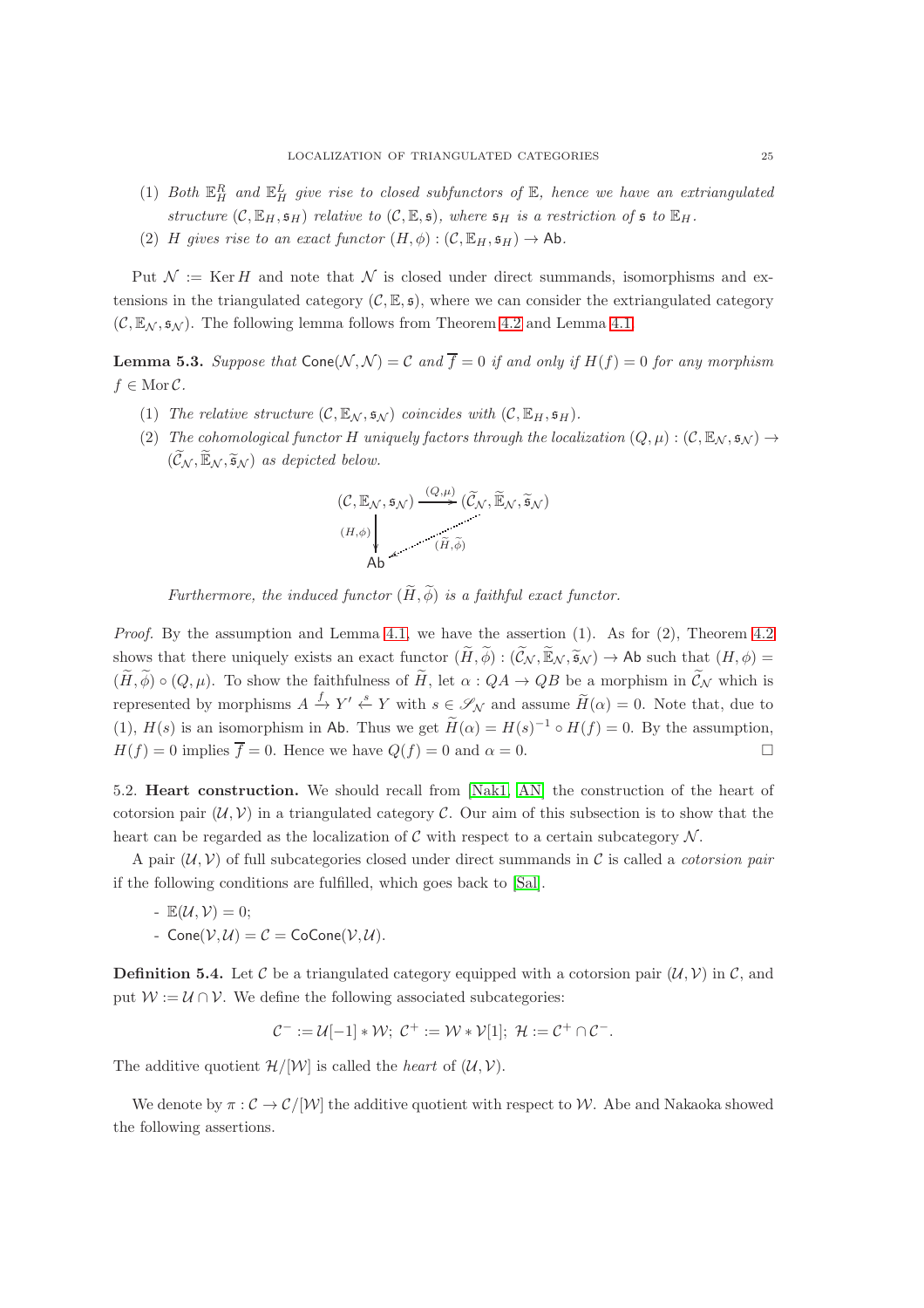(1) *Both* $\mathbb{E}_H^R$ *and* $\mathbb{E}_H^L$ *give rise to closed subfunctors of* $\mathbb{E}$*, hence we have an extriangulated structure* $(\mathcal{C}, \mathbb{E}_H, \mathfrak{s}_H)$ *relative to* $(\mathcal{C}, \mathbb{E}, \mathfrak{s})$*, where* $\mathfrak{s}_H$ *is a restriction of* $\mathfrak{s}$ *to* $\mathbb{E}_H$*.*

(2) $H$ *gives rise to an exact functor* $(H, \phi) : (\mathcal{C}, \mathbb{E}_H, \mathfrak{s}_H) \to \mathsf{Ab}$*.*

Put $\mathcal{N} := \operatorname{Ker} H$ and note that $\mathcal{N}$ is closed under direct summands, isomorphisms and extensions in the triangulated category $(\mathcal{C}, \mathbb{E}, \mathfrak{s})$, where we can consider the extriangulated category $(\mathcal{C}, \mathbb{E}_{\mathcal{N}}, \mathfrak{s}_{\mathcal{N}})$. The following lemma follows from Theorem 4.2 and Lemma 4.1.

**Lemma 5.3.** *Suppose that* $\mathsf{Cone}(\mathcal{N}, \mathcal{N}) = \mathcal{C}$ *and* $\overline{f} = 0$ *if and only if* $H(f) = 0$ *for any morphism* $f \in \operatorname{Mor} \mathcal{C}$*.*

(1) *The relative structure* $(\mathcal{C}, \mathbb{E}_{\mathcal{N}}, \mathfrak{s}_{\mathcal{N}})$ *coincides with* $(\mathcal{C}, \mathbb{E}_H, \mathfrak{s}_H)$*.*

(2) *The cohomological functor* $H$ *uniquely factors through the localization* $(Q, \mu) : (\mathcal{C}, \mathbb{E}_{\mathcal{N}}, \mathfrak{s}_{\mathcal{N}}) \to (\widetilde{\mathcal{C}}_{\mathcal{N}}, \widetilde{\mathbb{E}}_{\mathcal{N}}, \widetilde{\mathfrak{s}}_{\mathcal{N}})$ *as depicted below.*

$$\begin{array}{ccc} (\mathcal{C}, \mathbb{E}_{\mathcal{N}}, \mathfrak{s}_{\mathcal{N}}) & \xrightarrow{(Q,\mu)} & (\widetilde{\mathcal{C}}_{\mathcal{N}}, \widetilde{\mathbb{E}}_{\mathcal{N}}, \widetilde{\mathfrak{s}}_{\mathcal{N}}) \\ {\scriptstyle (H,\phi)} \big\downarrow & \swarrow {\scriptstyle (\widetilde{H}, \widetilde{\phi})} & \\ \mathsf{Ab} & & \end{array}$$

*Furthermore, the induced functor* $(\widetilde{H}, \widetilde{\phi})$ *is a faithful exact functor.*

*Proof.* By the assumption and Lemma 4.1, we have the assertion (1). As for (2), Theorem 4.2 shows that there uniquely exists an exact functor $(\widetilde{H}, \widetilde{\phi}) : (\widetilde{\mathcal{C}}_{\mathcal{N}}, \widetilde{\mathbb{E}}_{\mathcal{N}}, \widetilde{\mathfrak{s}}_{\mathcal{N}}) \to \mathsf{Ab}$ such that $(H, \phi) = (\widetilde{H}, \widetilde{\phi}) \circ (Q, \mu)$. To show the faithfulness of $\widetilde{H}$, let $\alpha : QA \to QB$ be a morphism in $\widetilde{\mathcal{C}}_{\mathcal{N}}$ which is represented by morphisms $A \xrightarrow{f} Y' \xleftarrow{s} Y$ with $s \in \mathscr{S}_{\mathcal{N}}$ and assume $\widetilde{H}(\alpha) = 0$. Note that, due to (1), $H(s)$ is an isomorphism in $\mathsf{Ab}$. Thus we get $\widetilde{H}(\alpha) = H(s)^{-1} \circ H(f) = 0$. By the assumption, $H(f) = 0$ implies $\overline{f} = 0$. Hence we have $Q(f) = 0$ and $\alpha = 0$. $\square$

5.2. **Heart construction.** We should recall from [Nak1, AN] the construction of the heart of cotorsion pair $(\mathcal{U}, \mathcal{V})$ in a triangulated category $\mathcal{C}$. Our aim of this subsection is to show that the heart can be regarded as the localization of $\mathcal{C}$ with respect to a certain subcategory $\mathcal{N}$.

A pair $(\mathcal{U}, \mathcal{V})$ of full subcategories closed under direct summands in $\mathcal{C}$ is called a *cotorsion pair* if the following conditions are fulfilled, which goes back to [Sal].

- $\mathbb{E}(\mathcal{U}, \mathcal{V}) = 0$;
- $\mathsf{Cone}(\mathcal{V}, \mathcal{U}) = \mathcal{C} = \mathsf{CoCone}(\mathcal{V}, \mathcal{U})$.

**Definition 5.4.** Let $\mathcal{C}$ be a triangulated category equipped with a cotorsion pair $(\mathcal{U}, \mathcal{V})$ in $\mathcal{C}$, and put $\mathcal{W} := \mathcal{U} \cap \mathcal{V}$. We define the following associated subcategories:

$$\mathcal{C}^- := \mathcal{U}[-1] * \mathcal{W};\ \mathcal{C}^+ := \mathcal{W} * \mathcal{V}[1];\ \mathcal{H} := \mathcal{C}^+ \cap \mathcal{C}^-.$$

The additive quotient $\mathcal{H}/[\mathcal{W}]$ is called the *heart* of $(\mathcal{U}, \mathcal{V})$.

We denote by $\pi : \mathcal{C} \to \mathcal{C}/[\mathcal{W}]$ the additive quotient with respect to $\mathcal{W}$. Abe and Nakaoka showed the following assertions.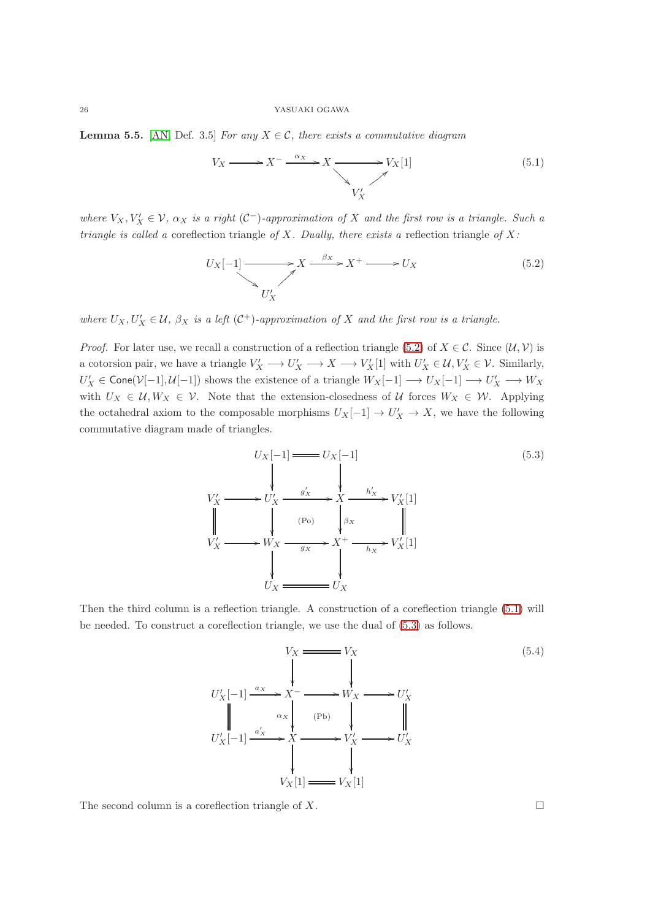**Lemma 5.5.** [AN, Def. 3.5] *For any $X \in \mathcal{C}$, there exists a commutative diagram*

$$\begin{array}{ccccccc} V_X & \longrightarrow & X^- & \xrightarrow{\alpha_X} & X & \longrightarrow & V_X[1] \\ & & & & & \searrow \quad \nearrow & \\ & & & & & V'_X & \end{array} \tag{5.1}$$

*where $V_X, V'_X \in \mathcal{V}$, $\alpha_X$ is a right $(\mathcal{C}^-)$-approximation of $X$ and the first row is a triangle. Such a triangle is called a* coreflection triangle *of $X$. Dually, there exists a* reflection triangle *of $X$:*

$$\begin{array}{ccccccc} U_X[-1] & \longrightarrow & X & \xrightarrow{\beta_X} & X^+ & \longrightarrow & U_X \\ & \searrow \quad \nearrow & & & & & \\ & U'_X & & & & & \end{array} \tag{5.2}$$

*where $U_X, U'_X \in \mathcal{U}$, $\beta_X$ is a left $(\mathcal{C}^+)$-approximation of $X$ and the first row is a triangle.*

*Proof.* For later use, we recall a construction of a reflection triangle (5.2) of $X \in \mathcal{C}$. Since $(\mathcal{U}, \mathcal{V})$ is a cotorsion pair, we have a triangle $V'_X \longrightarrow U'_X \longrightarrow X \longrightarrow V'_X[1]$ with $U'_X \in \mathcal{U}, V'_X \in \mathcal{V}$. Similarly, $U'_X \in \mathsf{Cone}(\mathcal{V}[-1], \mathcal{U}[-1])$ shows the existence of a triangle $W_X[-1] \longrightarrow U_X[-1] \longrightarrow U'_X \longrightarrow W_X$ with $U_X \in \mathcal{U}, W_X \in \mathcal{V}$. Note that the extension-closedness of $\mathcal{U}$ forces $W_X \in \mathcal{W}$. Applying the octahedral axiom to the composable morphisms $U_X[-1] \to U'_X \to X$, we have the following commutative diagram made of triangles.

$$\begin{array}{ccccccc} & & U_X[-1] & = & U_X[-1] & & \\ & & \downarrow & & \downarrow & & \\ V'_X & \longrightarrow & U'_X & \xrightarrow{g'_X} & X & \xrightarrow{h'_X} & V'_X[1] \\ \| & & \downarrow & \text{(Po)} & \downarrow \beta_X & & \| \\ V'_X & \longrightarrow & W_X & \xrightarrow{g_X} & X^+ & \xrightarrow{h_X} & V'_X[1] \\ & & \downarrow & & \downarrow & & \\ & & U_X & = & U_X & & \end{array} \tag{5.3}$$

Then the third column is a reflection triangle. A construction of a coreflection triangle (5.1) will be needed. To construct a coreflection triangle, we use the dual of (5.3) as follows.

$$\begin{array}{ccccccc} & & V_X & = & V_X & & \\ & & \downarrow & & \downarrow & & \\ U'_X[-1] & \xrightarrow{a_X} & X^- & \longrightarrow & W_X & \longrightarrow & U'_X \\ \| & & \downarrow \alpha_X & \text{(Pb)} & \downarrow & & \| \\ U'_X[-1] & \xrightarrow{a'_X} & X & \longrightarrow & V'_X & \longrightarrow & U'_X \\ & & \downarrow & & \downarrow & & \\ & & V_X[1] & = & V_X[1] & & \end{array} \tag{5.4}$$

The second column is a coreflection triangle of $X$. $\square$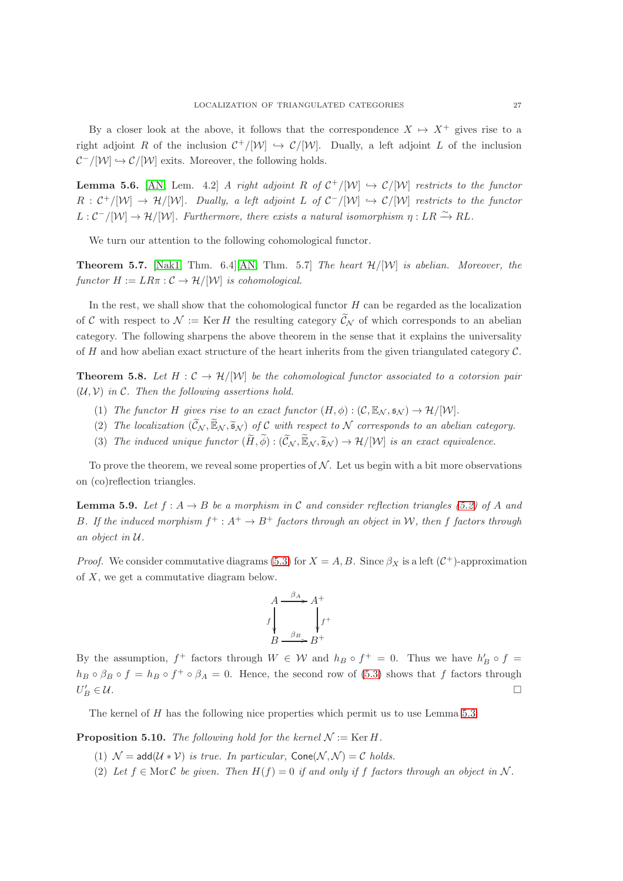By a closer look at the above, it follows that the correspondence $X \mapsto X^+$ gives rise to a right adjoint $R$ of the inclusion $\mathcal{C}^+/[\mathcal{W}] \hookrightarrow \mathcal{C}/[\mathcal{W}]$. Dually, a left adjoint $L$ of the inclusion $\mathcal{C}^-/[\mathcal{W}] \hookrightarrow \mathcal{C}/[\mathcal{W}]$ exits. Moreover, the following holds.

**Lemma 5.6.** [AN, Lem. 4.2] *A right adjoint $R$ of $\mathcal{C}^+/[\mathcal{W}] \hookrightarrow \mathcal{C}/[\mathcal{W}]$ restricts to the functor $R : \mathcal{C}^+/[\mathcal{W}] \to \mathcal{H}/[\mathcal{W}]$. Dually, a left adjoint $L$ of $\mathcal{C}^-/[\mathcal{W}] \hookrightarrow \mathcal{C}/[\mathcal{W}]$ restricts to the functor $L : \mathcal{C}^-/[\mathcal{W}] \to \mathcal{H}/[\mathcal{W}]$. Furthermore, there exists a natural isomorphism $\eta : LR \xrightarrow{\sim} RL$.*

We turn our attention to the following cohomological functor.

**Theorem 5.7.** [Nak1, Thm. 6.4][AN, Thm. 5.7] *The heart $\mathcal{H}/[\mathcal{W}]$ is abelian. Moreover, the functor $H := LR\pi : \mathcal{C} \to \mathcal{H}/[\mathcal{W}]$ is cohomological.*

In the rest, we shall show that the cohomological functor $H$ can be regarded as the localization of $\mathcal{C}$ with respect to $\mathcal{N} := \operatorname{Ker} H$ the resulting category $\widetilde{\mathcal{C}}_{\mathcal{N}}$ of which corresponds to an abelian category. The following sharpens the above theorem in the sense that it explains the universality of $H$ and how abelian exact structure of the heart inherits from the given triangulated category $\mathcal{C}$.

**Theorem 5.8.** *Let $H : \mathcal{C} \to \mathcal{H}/[\mathcal{W}]$ be the cohomological functor associated to a cotorsion pair $(\mathcal{U}, \mathcal{V})$ in $\mathcal{C}$. Then the following assertions hold.*

1. *The functor $H$ gives rise to an exact functor $(H, \phi) : (\mathcal{C}, \mathbb{E}_{\mathcal{N}}, \mathfrak{s}_{\mathcal{N}}) \to \mathcal{H}/[\mathcal{W}]$.*
2. *The localization $(\widetilde{\mathcal{C}}_{\mathcal{N}}, \widetilde{\mathbb{E}}_{\mathcal{N}}, \widetilde{\mathfrak{s}}_{\mathcal{N}})$ of $\mathcal{C}$ with respect to $\mathcal{N}$ corresponds to an abelian category.*
3. *The induced unique functor $(\widetilde{H}, \widetilde{\phi}) : (\widetilde{\mathcal{C}}_{\mathcal{N}}, \widetilde{\mathbb{E}}_{\mathcal{N}}, \widetilde{\mathfrak{s}}_{\mathcal{N}}) \to \mathcal{H}/[\mathcal{W}]$ is an exact equivalence.*

To prove the theorem, we reveal some properties of $\mathcal{N}$. Let us begin with a bit more observations on (co)reflection triangles.

**Lemma 5.9.** *Let $f : A \to B$ be a morphism in $\mathcal{C}$ and consider reflection triangles (5.2) of $A$ and $B$. If the induced morphism $f^+ : A^+ \to B^+$ factors through an object in $\mathcal{W}$, then $f$ factors through an object in $\mathcal{U}$.*

*Proof.* We consider commutative diagrams (5.3) for $X = A, B$. Since $\beta_X$ is a left $(\mathcal{C}^+)$-approximation of $X$, we get a commutative diagram below.

$$\begin{array}{ccc} A & \xrightarrow{\beta_A} & A^+ \\ {\scriptstyle f}\downarrow & & \downarrow{\scriptstyle f^+} \\ B & \xrightarrow{\beta_B} & B^+ \end{array}$$

By the assumption, $f^+$ factors through $W \in \mathcal{W}$ and $h_B \circ f^+ = 0$. Thus we have $h'_B \circ f = h_B \circ \beta_B \circ f = h_B \circ f^+ \circ \beta_A = 0$. Hence, the second row of (5.3) shows that $f$ factors through $U'_B \in \mathcal{U}$. $\square$

The kernel of $H$ has the following nice properties which permit us to use Lemma 5.3.

**Proposition 5.10.** *The following hold for the kernel $\mathcal{N} := \operatorname{Ker} H$.*

1. *$\mathcal{N} = \mathsf{add}(\mathcal{U} * \mathcal{V})$ is true. In particular, $\mathsf{Cone}(\mathcal{N}, \mathcal{N}) = \mathcal{C}$ holds.*
2. *Let $f \in \operatorname{Mor} \mathcal{C}$ be given. Then $H(f) = 0$ if and only if $f$ factors through an object in $\mathcal{N}$.*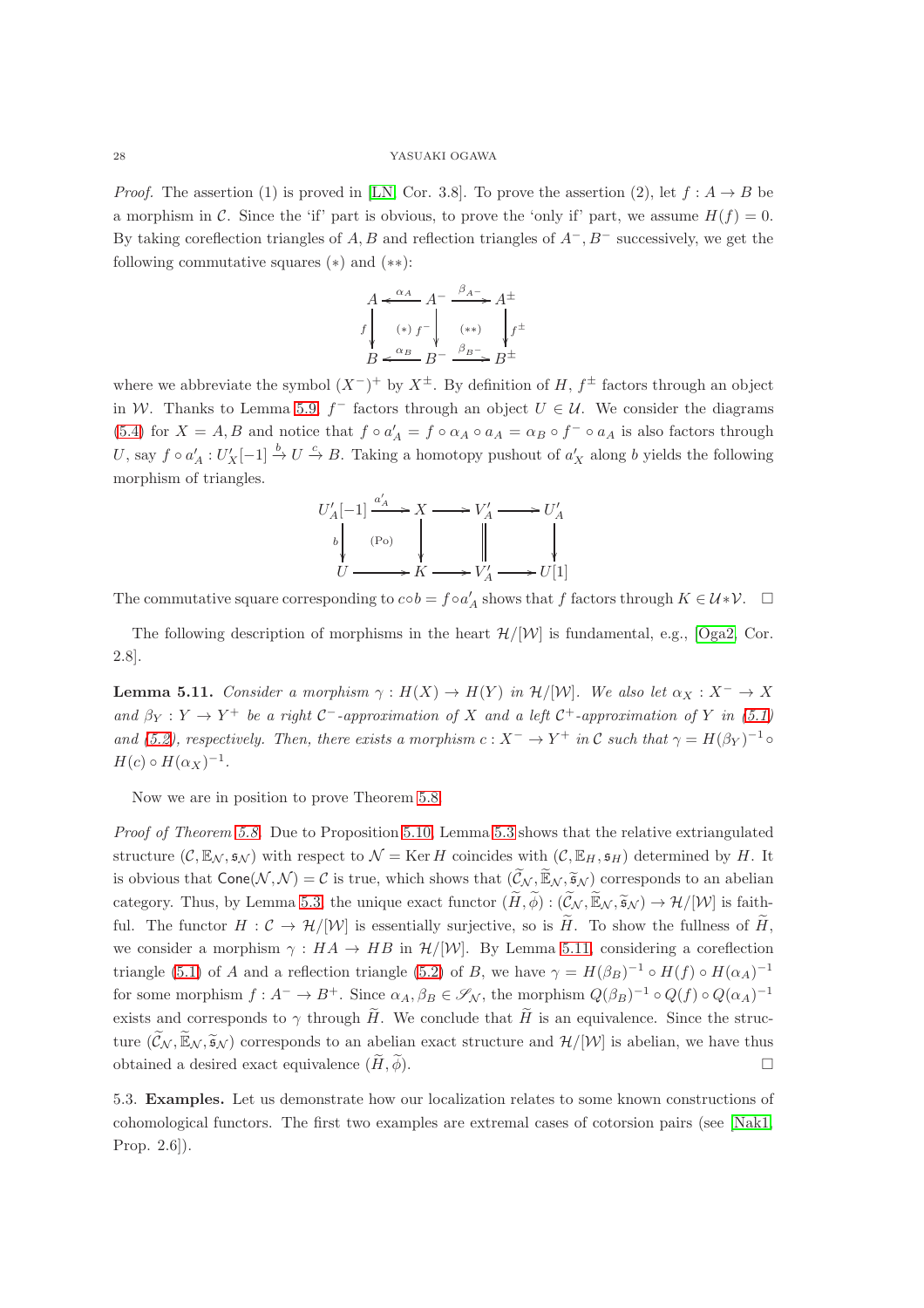*Proof.* The assertion (1) is proved in [LN, Cor. 3.8]. To prove the assertion (2), let $f : A \to B$ be a morphism in $\mathcal{C}$. Since the 'if' part is obvious, to prove the 'only if' part, we assume $H(f) = 0$. By taking coreflection triangles of $A, B$ and reflection triangles of $A^-, B^-$ successively, we get the following commutative squares $(*)$ and $(**)$:

$$\begin{array}{ccccc}
A & \xleftarrow{\alpha_A} & A^- & \xrightarrow{\beta_{A^-}} & A^\pm \\
{\scriptstyle f}\downarrow & (*) & \downarrow{\scriptstyle f^-} & (**) & \downarrow{\scriptstyle f^\pm} \\
B & \xleftarrow{\alpha_B} & B^- & \xrightarrow{\beta_{B^-}} & B^\pm
\end{array}$$

where we abbreviate the symbol $(X^-)^+$ by $X^\pm$. By definition of $H$, $f^\pm$ factors through an object in $\mathcal{W}$. Thanks to Lemma 5.9, $f^-$ factors through an object $U \in \mathcal{U}$. We consider the diagrams (5.4) for $X = A, B$ and notice that $f \circ a'_A = f \circ \alpha_A \circ a_A = \alpha_B \circ f^- \circ a_A$ is also factors through $U$, say $f \circ a'_A : U'_X[-1] \xrightarrow{b} U \xrightarrow{c} B$. Taking a homotopy pushout of $a'_X$ along $b$ yields the following morphism of triangles.

$$\begin{array}{ccccccc}
U'_A[-1] & \xrightarrow{a'_A} & X & \longrightarrow & V'_A & \longrightarrow & U'_A \\
{\scriptstyle b}\downarrow & \text{(Po)} & \downarrow & & \| & & \downarrow \\
U & \longrightarrow & K & \longrightarrow & V'_A & \longrightarrow & U[1]
\end{array}$$

The commutative square corresponding to $c \circ b = f \circ a'_A$ shows that $f$ factors through $K \in \mathcal{U} * \mathcal{V}$. $\square$

The following description of morphisms in the heart $\mathcal{H}/[\mathcal{W}]$ is fundamental, e.g., [Oga2, Cor. 2.8].

**Lemma 5.11.** *Consider a morphism $\gamma : H(X) \to H(Y)$ in $\mathcal{H}/[\mathcal{W}]$. We also let $\alpha_X : X^- \to X$ and $\beta_Y : Y \to Y^+$ be a right $\mathcal{C}^-$-approximation of $X$ and a left $\mathcal{C}^+$-approximation of $Y$ in (5.1) and (5.2), respectively. Then, there exists a morphism $c : X^- \to Y^+$ in $\mathcal{C}$ such that $\gamma = H(\beta_Y)^{-1} \circ H(c) \circ H(\alpha_X)^{-1}$.*

Now we are in position to prove Theorem 5.8.

*Proof of Theorem 5.8.* Due to Proposition 5.10, Lemma 5.3 shows that the relative extriangulated structure $(\mathcal{C}, \mathbb{E}_\mathcal{N}, \mathfrak{s}_\mathcal{N})$ with respect to $\mathcal{N} = \operatorname{Ker} H$ coincides with $(\mathcal{C}, \mathbb{E}_H, \mathfrak{s}_H)$ determined by $H$. It is obvious that $\mathsf{Cone}(\mathcal{N}, \mathcal{N}) = \mathcal{C}$ is true, which shows that $(\widetilde{\mathcal{C}}_\mathcal{N}, \widetilde{\mathbb{E}}_\mathcal{N}, \widetilde{\mathfrak{s}}_\mathcal{N})$ corresponds to an abelian category. Thus, by Lemma 5.3, the unique exact functor $(\widetilde{H}, \widetilde{\phi}) : (\widetilde{\mathcal{C}}_\mathcal{N}, \widetilde{\mathbb{E}}_\mathcal{N}, \widetilde{\mathfrak{s}}_\mathcal{N}) \to \mathcal{H}/[\mathcal{W}]$ is faithful. The functor $H : \mathcal{C} \to \mathcal{H}/[\mathcal{W}]$ is essentially surjective, so is $\widetilde{H}$. To show the fullness of $\widetilde{H}$, we consider a morphism $\gamma : HA \to HB$ in $\mathcal{H}/[\mathcal{W}]$. By Lemma 5.11, considering a coreflection triangle (5.1) of $A$ and a reflection triangle (5.2) of $B$, we have $\gamma = H(\beta_B)^{-1} \circ H(f) \circ H(\alpha_A)^{-1}$ for some morphism $f : A^- \to B^+$. Since $\alpha_A, \beta_B \in \mathscr{S}_\mathcal{N}$, the morphism $Q(\beta_B)^{-1} \circ Q(f) \circ Q(\alpha_A)^{-1}$ exists and corresponds to $\gamma$ through $\widetilde{H}$. We conclude that $\widetilde{H}$ is an equivalence. Since the structure $(\widetilde{\mathcal{C}}_\mathcal{N}, \widetilde{\mathbb{E}}_\mathcal{N}, \widetilde{\mathfrak{s}}_\mathcal{N})$ corresponds to an abelian exact structure and $\mathcal{H}/[\mathcal{W}]$ is abelian, we have thus obtained a desired exact equivalence $(\widetilde{H}, \widetilde{\phi})$. $\square$

5.3. **Examples.** Let us demonstrate how our localization relates to some known constructions of cohomological functors. The first two examples are extremal cases of cotorsion pairs (see [Nak1, Prop. 2.6]).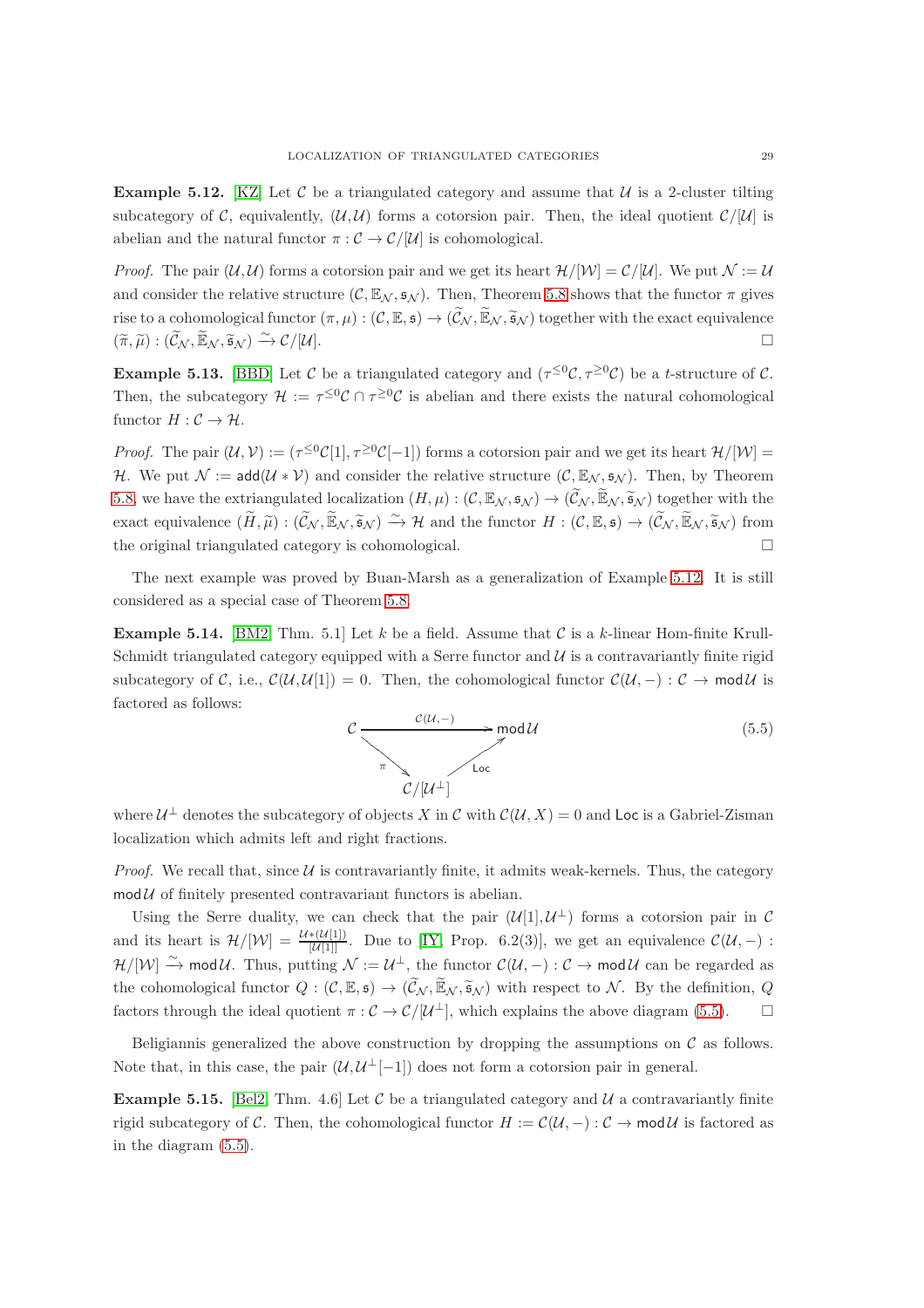**Example 5.12.** [KZ] Let $\mathcal{C}$ be a triangulated category and assume that $\mathcal{U}$ is a 2-cluster tilting subcategory of $\mathcal{C}$, equivalently, $(\mathcal{U}, \mathcal{U})$ forms a cotorsion pair. Then, the ideal quotient $\mathcal{C}/[\mathcal{U}]$ is abelian and the natural functor $\pi : \mathcal{C} \to \mathcal{C}/[\mathcal{U}]$ is cohomological.

*Proof.* The pair $(\mathcal{U}, \mathcal{U})$ forms a cotorsion pair and we get its heart $\mathcal{H}/[\mathcal{W}] = \mathcal{C}/[\mathcal{U}]$. We put $\mathcal{N} := \mathcal{U}$ and consider the relative structure $(\mathcal{C}, \mathbb{E}_{\mathcal{N}}, \mathfrak{s}_{\mathcal{N}})$. Then, Theorem 5.8 shows that the functor $\pi$ gives rise to a cohomological functor $(\pi, \mu) : (\mathcal{C}, \mathbb{E}, \mathfrak{s}) \to (\widetilde{\mathcal{C}}_{\mathcal{N}}, \widetilde{\mathbb{E}}_{\mathcal{N}}, \widetilde{\mathfrak{s}}_{\mathcal{N}})$ together with the exact equivalence $(\widetilde{\pi}, \widetilde{\mu}) : (\widetilde{\mathcal{C}}_{\mathcal{N}}, \widetilde{\mathbb{E}}_{\mathcal{N}}, \widetilde{\mathfrak{s}}_{\mathcal{N}}) \xrightarrow{\sim} \mathcal{C}/[\mathcal{U}]$. $\square$

**Example 5.13.** [BBD] Let $\mathcal{C}$ be a triangulated category and $(\tau^{\leq 0}\mathcal{C}, \tau^{\geq 0}\mathcal{C})$ be a $t$-structure of $\mathcal{C}$. Then, the subcategory $\mathcal{H} := \tau^{\leq 0}\mathcal{C} \cap \tau^{\geq 0}\mathcal{C}$ is abelian and there exists the natural cohomological functor $H : \mathcal{C} \to \mathcal{H}$.

*Proof.* The pair $(\mathcal{U}, \mathcal{V}) := (\tau^{\leq 0}\mathcal{C}[1], \tau^{\geq 0}\mathcal{C}[-1])$ forms a cotorsion pair and we get its heart $\mathcal{H}/[\mathcal{W}] = \mathcal{H}$. We put $\mathcal{N} := \mathsf{add}(\mathcal{U} * \mathcal{V})$ and consider the relative structure $(\mathcal{C}, \mathbb{E}_{\mathcal{N}}, \mathfrak{s}_{\mathcal{N}})$. Then, by Theorem 5.8, we have the extriangulated localization $(H, \mu) : (\mathcal{C}, \mathbb{E}_{\mathcal{N}}, \mathfrak{s}_{\mathcal{N}}) \to (\widetilde{\mathcal{C}}_{\mathcal{N}}, \widetilde{\mathbb{E}}_{\mathcal{N}}, \widetilde{\mathfrak{s}}_{\mathcal{N}})$ together with the exact equivalence $(\widetilde{H}, \widetilde{\mu}) : (\widetilde{\mathcal{C}}_{\mathcal{N}}, \widetilde{\mathbb{E}}_{\mathcal{N}}, \widetilde{\mathfrak{s}}_{\mathcal{N}}) \xrightarrow{\sim} \mathcal{H}$ and the functor $H : (\mathcal{C}, \mathbb{E}, \mathfrak{s}) \to (\widetilde{\mathcal{C}}_{\mathcal{N}}, \widetilde{\mathbb{E}}_{\mathcal{N}}, \widetilde{\mathfrak{s}}_{\mathcal{N}})$ from the original triangulated category is cohomological. $\square$

The next example was proved by Buan-Marsh as a generalization of Example 5.12. It is still considered as a special case of Theorem 5.8.

**Example 5.14.** [BM2, Thm. 5.1] Let $k$ be a field. Assume that $\mathcal{C}$ is a $k$-linear Hom-finite Krull-Schmidt triangulated category equipped with a Serre functor and $\mathcal{U}$ is a contravariantly finite rigid subcategory of $\mathcal{C}$, i.e., $\mathcal{C}(\mathcal{U}, \mathcal{U}[1]) = 0$. Then, the cohomological functor $\mathcal{C}(\mathcal{U}, -) : \mathcal{C} \to \mathsf{mod}\,\mathcal{U}$ is factored as follows:

$$\begin{array}{ccc} \mathcal{C} & \xrightarrow{\mathcal{C}(\mathcal{U},-)} & \mathsf{mod}\,\mathcal{U} \\ & {\scriptstyle\pi}\searrow \quad \nearrow{\scriptstyle\mathsf{Loc}} & \\ & \mathcal{C}/[\mathcal{U}^{\perp}] & \end{array} \tag{5.5}$$

where $\mathcal{U}^{\perp}$ denotes the subcategory of objects $X$ in $\mathcal{C}$ with $\mathcal{C}(\mathcal{U}, X) = 0$ and $\mathsf{Loc}$ is a Gabriel-Zisman localization which admits left and right fractions.

*Proof.* We recall that, since $\mathcal{U}$ is contravariantly finite, it admits weak-kernels. Thus, the category $\mathsf{mod}\,\mathcal{U}$ of finitely presented contravariant functors is abelian.

Using the Serre duality, we can check that the pair $(\mathcal{U}[1], \mathcal{U}^{\perp})$ forms a cotorsion pair in $\mathcal{C}$ and its heart is $\mathcal{H}/[\mathcal{W}] = \frac{\mathcal{U} * (\mathcal{U}[1])}{[\mathcal{U}[1]]}$. Due to [IY, Prop. 6.2(3)], we get an equivalence $\mathcal{C}(\mathcal{U}, -) : \mathcal{H}/[\mathcal{W}] \xrightarrow{\sim} \mathsf{mod}\,\mathcal{U}$. Thus, putting $\mathcal{N} := \mathcal{U}^{\perp}$, the functor $\mathcal{C}(\mathcal{U}, -) : \mathcal{C} \to \mathsf{mod}\,\mathcal{U}$ can be regarded as the cohomological functor $Q : (\mathcal{C}, \mathbb{E}, \mathfrak{s}) \to (\widetilde{\mathcal{C}}_{\mathcal{N}}, \widetilde{\mathbb{E}}_{\mathcal{N}}, \widetilde{\mathfrak{s}}_{\mathcal{N}})$ with respect to $\mathcal{N}$. By the definition, $Q$ factors through the ideal quotient $\pi : \mathcal{C} \to \mathcal{C}/[\mathcal{U}^{\perp}]$, which explains the above diagram (5.5). $\square$

Beligiannis generalized the above construction by dropping the assumptions on $\mathcal{C}$ as follows. Note that, in this case, the pair $(\mathcal{U}, \mathcal{U}^{\perp}[-1])$ does not form a cotorsion pair in general.

**Example 5.15.** [Bel2, Thm. 4.6] Let $\mathcal{C}$ be a triangulated category and $\mathcal{U}$ a contravariantly finite rigid subcategory of $\mathcal{C}$. Then, the cohomological functor $H := \mathcal{C}(\mathcal{U}, -) : \mathcal{C} \to \mathsf{mod}\,\mathcal{U}$ is factored as in the diagram (5.5).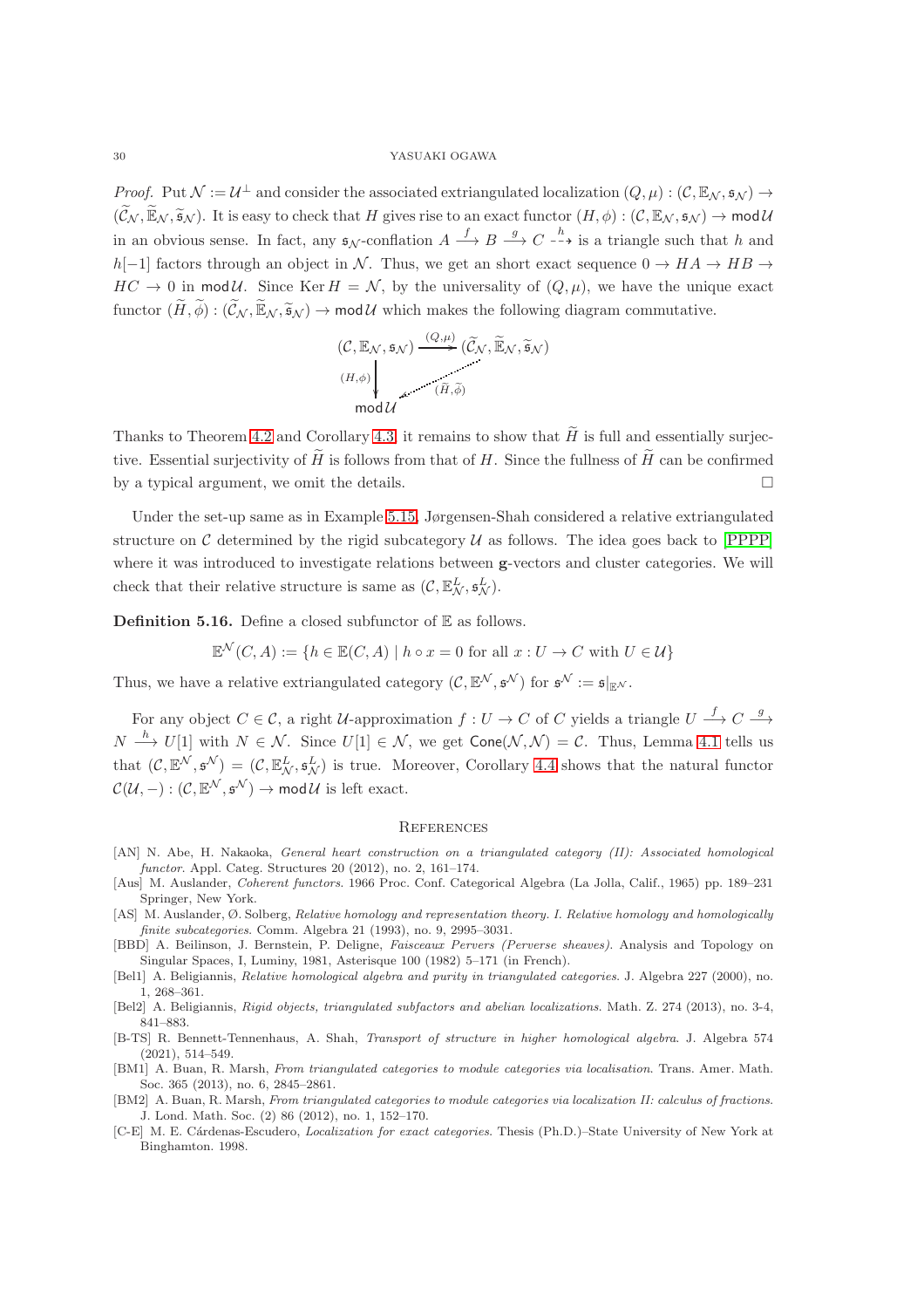*Proof.* Put $\mathcal{N} := \mathcal{U}^{\perp}$ and consider the associated extriangulated localization $(Q,\mu) : (\mathcal{C}, \mathbb{E}_{\mathcal{N}}, \mathfrak{s}_{\mathcal{N}}) \to (\widetilde{\mathcal{C}}_{\mathcal{N}}, \widetilde{\mathbb{E}}_{\mathcal{N}}, \widetilde{\mathfrak{s}}_{\mathcal{N}})$. It is easy to check that $H$ gives rise to an exact functor $(H,\phi) : (\mathcal{C}, \mathbb{E}_{\mathcal{N}}, \mathfrak{s}_{\mathcal{N}}) \to \operatorname{mod}\mathcal{U}$ in an obvious sense. In fact, any $\mathfrak{s}_{\mathcal{N}}$-conflation $A \xrightarrow{f} B \xrightarrow{g} C \overset{h}{\dashrightarrow}$ is a triangle such that $h$ and $h[-1]$ factors through an object in $\mathcal{N}$. Thus, we get an short exact sequence $0 \to HA \to HB \to HC \to 0$ in $\operatorname{mod}\mathcal{U}$. Since $\operatorname{Ker} H = \mathcal{N}$, by the universality of $(Q,\mu)$, we have the unique exact functor $(\widetilde{H}, \widetilde{\phi}) : (\widetilde{\mathcal{C}}_{\mathcal{N}}, \widetilde{\mathbb{E}}_{\mathcal{N}}, \widetilde{\mathfrak{s}}_{\mathcal{N}}) \to \operatorname{mod}\mathcal{U}$ which makes the following diagram commutative.

$$\begin{array}{ccc} (\mathcal{C}, \mathbb{E}_{\mathcal{N}}, \mathfrak{s}_{\mathcal{N}}) & \xrightarrow{(Q,\mu)} & (\widetilde{\mathcal{C}}_{\mathcal{N}}, \widetilde{\mathbb{E}}_{\mathcal{N}}, \widetilde{\mathfrak{s}}_{\mathcal{N}}) \\ {\scriptstyle (H,\phi)}\downarrow & \swarrow {\scriptstyle (\widetilde{H},\widetilde{\phi})} & \\ \operatorname{mod}\mathcal{U} & & \end{array}$$

Thanks to Theorem 4.2 and Corollary 4.3, it remains to show that $\widetilde{H}$ is full and essentially surjective. Essential surjectivity of $\widetilde{H}$ is follows from that of $H$. Since the fullness of $\widetilde{H}$ can be confirmed by a typical argument, we omit the details. $\square$

Under the set-up same as in Example 5.15, Jørgensen-Shah considered a relative extriangulated structure on $\mathcal{C}$ determined by the rigid subcategory $\mathcal{U}$ as follows. The idea goes back to [PPPP] where it was introduced to investigate relations between $\mathbf{g}$-vectors and cluster categories. We will check that their relative structure is same as $(\mathcal{C}, \mathbb{E}^L_{\mathcal{N}}, \mathfrak{s}^L_{\mathcal{N}})$.

**Definition 5.16.** Define a closed subfunctor of $\mathbb{E}$ as follows.

$$\mathbb{E}^{\mathcal{N}}(C,A) := \{h \in \mathbb{E}(C,A) \mid h \circ x = 0 \text{ for all } x : U \to C \text{ with } U \in \mathcal{U}\}$$

Thus, we have a relative extriangulated category $(\mathcal{C}, \mathbb{E}^{\mathcal{N}}, \mathfrak{s}^{\mathcal{N}})$ for $\mathfrak{s}^{\mathcal{N}} := \mathfrak{s}|_{\mathbb{E}^{\mathcal{N}}}$.

For any object $C \in \mathcal{C}$, a right $\mathcal{U}$-approximation $f : U \to C$ of $C$ yields a triangle $U \xrightarrow{f} C \xrightarrow{g} N \xrightarrow{h} U[1]$ with $N \in \mathcal{N}$. Since $U[1] \in \mathcal{N}$, we get $\mathsf{Cone}(\mathcal{N},\mathcal{N}) = \mathcal{C}$. Thus, Lemma 4.1 tells us that $(\mathcal{C}, \mathbb{E}^{\mathcal{N}}, \mathfrak{s}^{\mathcal{N}}) = (\mathcal{C}, \mathbb{E}^L_{\mathcal{N}}, \mathfrak{s}^L_{\mathcal{N}})$ is true. Moreover, Corollary 4.4 shows that the natural functor $\mathcal{C}(\mathcal{U}, -) : (\mathcal{C}, \mathbb{E}^{\mathcal{N}}, \mathfrak{s}^{\mathcal{N}}) \to \operatorname{mod}\mathcal{U}$ is left exact.

## References

- [AN] N. Abe, H. Nakaoka, *General heart construction on a triangulated category (II): Associated homological functor*. Appl. Categ. Structures 20 (2012), no. 2, 161–174.
- [Aus] M. Auslander, *Coherent functors*. 1966 Proc. Conf. Categorical Algebra (La Jolla, Calif., 1965) pp. 189–231 Springer, New York.
- [AS] M. Auslander, Ø. Solberg, *Relative homology and representation theory. I. Relative homology and homologically finite subcategories*. Comm. Algebra 21 (1993), no. 9, 2995–3031.
- [BBD] A. Beilinson, J. Bernstein, P. Deligne, *Faisceaux Pervers (Perverse sheaves)*. Analysis and Topology on Singular Spaces, I, Luminy, 1981, Asterisque 100 (1982) 5–171 (in French).
- [Bel1] A. Beligiannis, *Relative homological algebra and purity in triangulated categories*. J. Algebra 227 (2000), no. 1, 268–361.
- [Bel2] A. Beligiannis, *Rigid objects, triangulated subfactors and abelian localizations*. Math. Z. 274 (2013), no. 3-4, 841–883.
- [B-TS] R. Bennett-Tennenhaus, A. Shah, *Transport of structure in higher homological algebra*. J. Algebra 574 (2021), 514–549.
- [BM1] A. Buan, R. Marsh, *From triangulated categories to module categories via localisation*. Trans. Amer. Math. Soc. 365 (2013), no. 6, 2845–2861.
- [BM2] A. Buan, R. Marsh, *From triangulated categories to module categories via localization II: calculus of fractions*. J. Lond. Math. Soc. (2) 86 (2012), no. 1, 152–170.
- [C-E] M. E. Cárdenas-Escudero, *Localization for exact categories*. Thesis (Ph.D.)–State University of New York at Binghamton. 1998.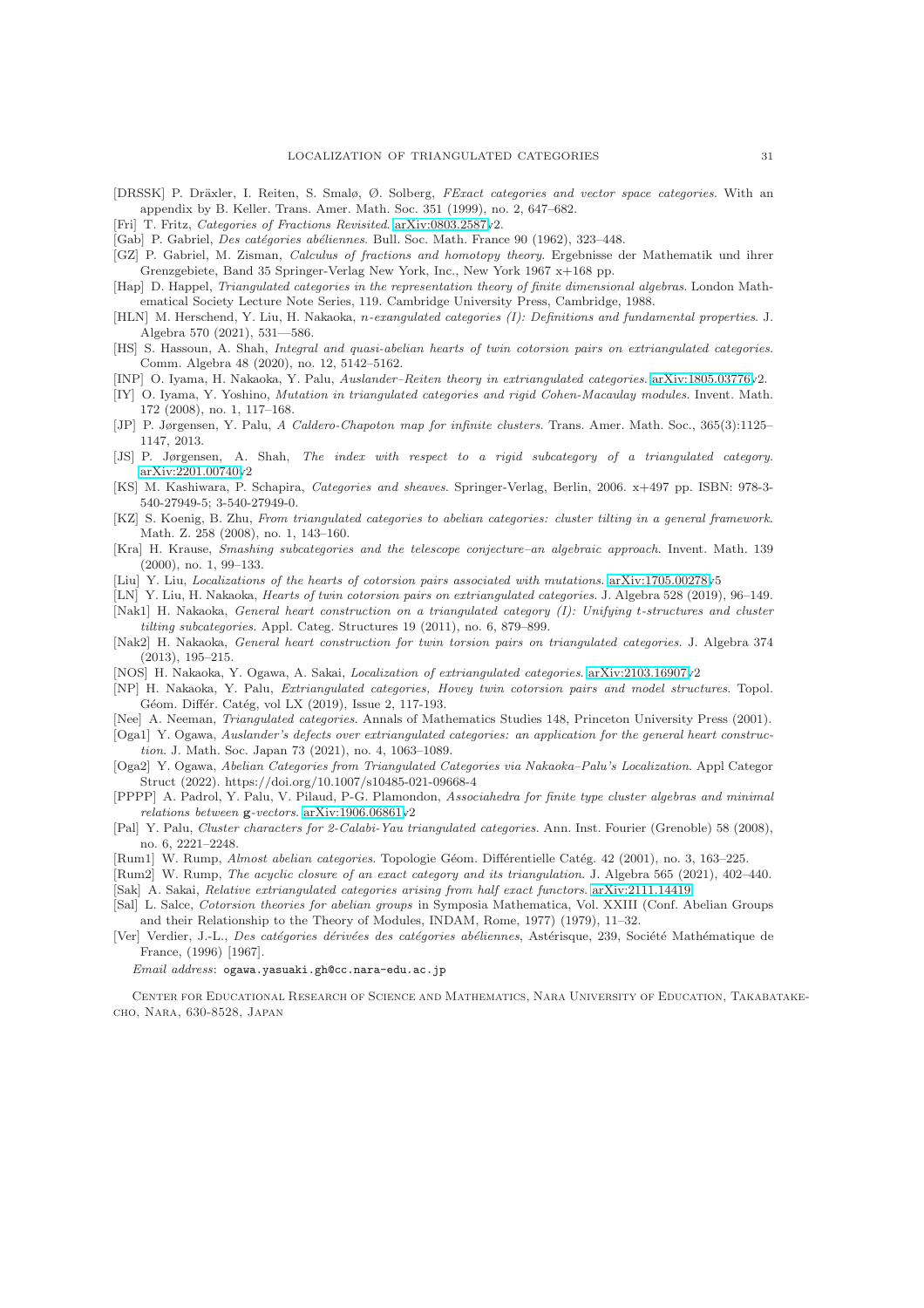[DRSSK] P. Dräxler, I. Reiten, S. Smalø, Ø. Solberg, *FExact categories and vector space categories*. With an appendix by B. Keller. Trans. Amer. Math. Soc. 351 (1999), no. 2, 647–682.

[Fri] T. Fritz, *Categories of Fractions Revisited*. arXiv:0803.2587v2.

[Gab] P. Gabriel, *Des catégories abéliennes*. Bull. Soc. Math. France 90 (1962), 323–448.

[GZ] P. Gabriel, M. Zisman, *Calculus of fractions and homotopy theory*. Ergebnisse der Mathematik und ihrer Grenzgebiete, Band 35 Springer-Verlag New York, Inc., New York 1967 x+168 pp.

[Hap] D. Happel, *Triangulated categories in the representation theory of finite dimensional algebras*. London Mathematical Society Lecture Note Series, 119. Cambridge University Press, Cambridge, 1988.

[HLN] M. Herschend, Y. Liu, H. Nakaoka, *n-exangulated categories (I): Definitions and fundamental properties*. J. Algebra 570 (2021), 531—586.

[HS] S. Hassoun, A. Shah, *Integral and quasi-abelian hearts of twin cotorsion pairs on extriangulated categories*. Comm. Algebra 48 (2020), no. 12, 5142–5162.

[INP] O. Iyama, H. Nakaoka, Y. Palu, *Auslander–Reiten theory in extriangulated categories*. arXiv:1805.03776v2.

[IY] O. Iyama, Y. Yoshino, *Mutation in triangulated categories and rigid Cohen-Macaulay modules*. Invent. Math. 172 (2008), no. 1, 117–168.

[JP] P. Jørgensen, Y. Palu, *A Caldero-Chapoton map for infinite clusters*. Trans. Amer. Math. Soc., 365(3):1125–1147, 2013.

[JS] P. Jørgensen, A. Shah, *The index with respect to a rigid subcategory of a triangulated category*. arXiv:2201.00740v2

[KS] M. Kashiwara, P. Schapira, *Categories and sheaves*. Springer-Verlag, Berlin, 2006. x+497 pp. ISBN: 978-3-540-27949-5; 3-540-27949-0.

[KZ] S. Koenig, B. Zhu, *From triangulated categories to abelian categories: cluster tilting in a general framework*. Math. Z. 258 (2008), no. 1, 143–160.

[Kra] H. Krause, *Smashing subcategories and the telescope conjecture–an algebraic approach*. Invent. Math. 139 (2000), no. 1, 99–133.

[Liu] Y. Liu, *Localizations of the hearts of cotorsion pairs associated with mutations*. arXiv:1705.00278v5

[LN] Y. Liu, H. Nakaoka, *Hearts of twin cotorsion pairs on extriangulated categories*. J. Algebra 528 (2019), 96–149.

[Nak1] H. Nakaoka, *General heart construction on a triangulated category (I): Unifying t-structures and cluster tilting subcategories*. Appl. Categ. Structures 19 (2011), no. 6, 879–899.

[Nak2] H. Nakaoka, *General heart construction for twin torsion pairs on triangulated categories*. J. Algebra 374 (2013), 195–215.

[NOS] H. Nakaoka, Y. Ogawa, A. Sakai, *Localization of extriangulated categories*. arXiv:2103.16907v2

[NP] H. Nakaoka, Y. Palu, *Extriangulated categories, Hovey twin cotorsion pairs and model structures*. Topol. Géom. Différ. Catég, vol LX (2019), Issue 2, 117-193.

[Nee] A. Neeman, *Triangulated categories*. Annals of Mathematics Studies 148, Princeton University Press (2001).

[Oga1] Y. Ogawa, *Auslander's defects over extriangulated categories: an application for the general heart construction*. J. Math. Soc. Japan 73 (2021), no. 4, 1063–1089.

[Oga2] Y. Ogawa, *Abelian Categories from Triangulated Categories via Nakaoka–Palu's Localization*. Appl Categor Struct (2022). https://doi.org/10.1007/s10485-021-09668-4

[PPPP] A. Padrol, Y. Palu, V. Pilaud, P-G. Plamondon, *Associahedra for finite type cluster algebras and minimal relations between* **g***-vectors*. arXiv:1906.06861v2

[Pal] Y. Palu, *Cluster characters for 2-Calabi-Yau triangulated categories*. Ann. Inst. Fourier (Grenoble) 58 (2008), no. 6, 2221–2248.

[Rum1] W. Rump, *Almost abelian categories*. Topologie Géom. Différentielle Catég. 42 (2001), no. 3, 163–225.

[Rum2] W. Rump, *The acyclic closure of an exact category and its triangulation*. J. Algebra 565 (2021), 402–440.

[Sak] A. Sakai, *Relative extriangulated categories arising from half exact functors*. arXiv:2111.14419

[Sal] L. Salce, *Cotorsion theories for abelian groups* in Symposia Mathematica, Vol. XXIII (Conf. Abelian Groups and their Relationship to the Theory of Modules, INDAM, Rome, 1977) (1979), 11–32.

[Ver] Verdier, J.-L., *Des catégories dérivées des catégories abéliennes*, Astérisque, 239, Société Mathématique de France, (1996) [1967].

*Email address*: `ogawa.yasuaki.gh@cc.nara-edu.ac.jp`

Center for Educational Research of Science and Mathematics, Nara University of Education, Takabatake-cho, Nara, 630-8528, Japan